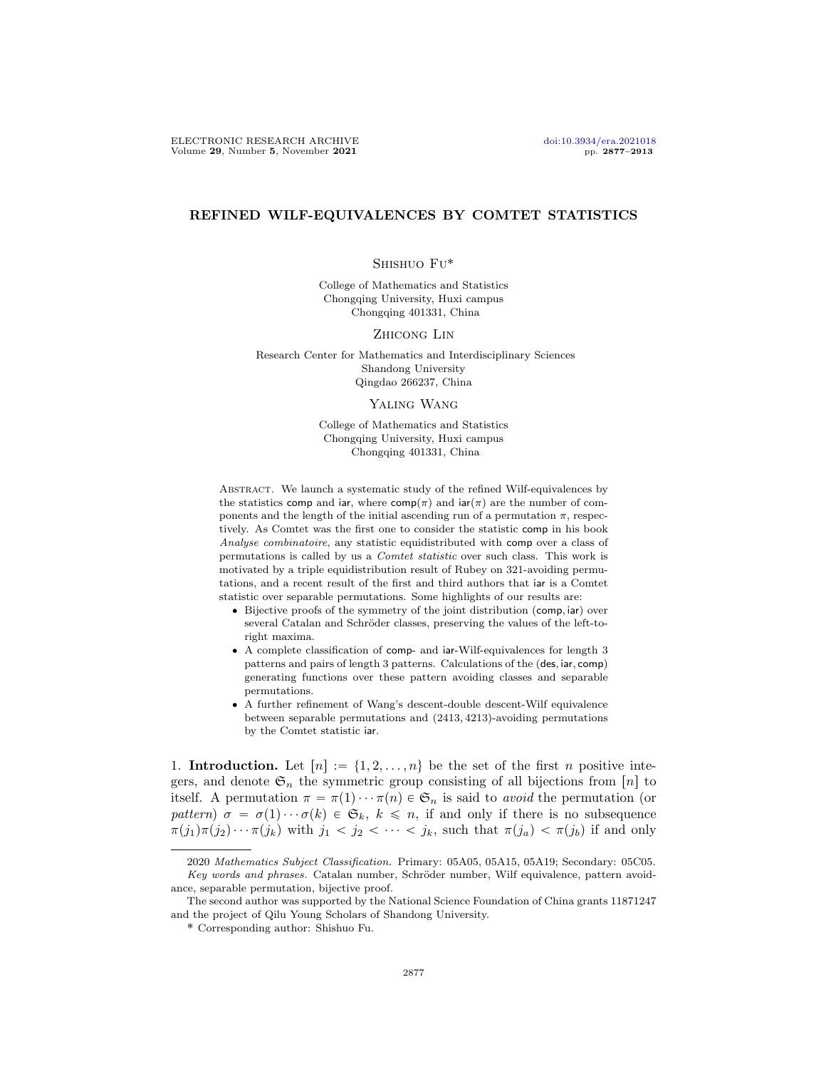# REFINED WILF-EQUIVALENCES BY COMTET STATISTICS

Shishuo Fu*

College of Mathematics and Statistics
Chongqing University, Huxi campus
Chongqing 401331, China

Zhicong Lin

Research Center for Mathematics and Interdisciplinary Sciences
Shandong University
Qingdao 266237, China

Yaling Wang

College of Mathematics and Statistics
Chongqing University, Huxi campus
Chongqing 401331, China

Abstract. We launch a systematic study of the refined Wilf-equivalences by the statistics comp and iar, where comp($\pi$) and iar($\pi$) are the number of components and the length of the initial ascending run of a permutation $\pi$, respectively. As Comtet was the first one to consider the statistic comp in his book *Analyse combinatoire*, any statistic equidistributed with comp over a class of permutations is called by us a *Comtet statistic* over such class. This work is motivated by a triple equidistribution result of Rubey on 321-avoiding permutations, and a recent result of the first and third authors that iar is a Comtet statistic over separable permutations. Some highlights of our results are:

- Bijective proofs of the symmetry of the joint distribution (comp, iar) over several Catalan and Schröder classes, preserving the values of the left-to-right maxima.
- A complete classification of comp- and iar-Wilf-equivalences for length 3 patterns and pairs of length 3 patterns. Calculations of the (des, iar, comp) generating functions over these pattern avoiding classes and separable permutations.
- A further refinement of Wang's descent-double descent-Wilf equivalence between separable permutations and (2413, 4213)-avoiding permutations by the Comtet statistic iar.

1. **Introduction.** Let $[n] := \{1, 2, \dots, n\}$ be the set of the first $n$ positive integers, and denote $\mathfrak{S}_n$ the symmetric group consisting of all bijections from $[n]$ to itself. A permutation $\pi = \pi(1) \cdots \pi(n) \in \mathfrak{S}_n$ is said to *avoid* the permutation (or *pattern*) $\sigma = \sigma(1) \cdots \sigma(k) \in \mathfrak{S}_k$, $k \leqslant n$, if and only if there is no subsequence $\pi(j_1)\pi(j_2) \cdots \pi(j_k)$ with $j_1 < j_2 < \cdots < j_k$, such that $\pi(j_a) < \pi(j_b)$ if and only

2020 *Mathematics Subject Classification.* Primary: 05A05, 05A15, 05A19; Secondary: 05C05.
*Key words and phrases.* Catalan number, Schröder number, Wilf equivalence, pattern avoidance, separable permutation, bijective proof.

The second author was supported by the National Science Foundation of China grants 11871247 and the project of Qilu Young Scholars of Shandong University.

\* Corresponding author: Shishuo Fu.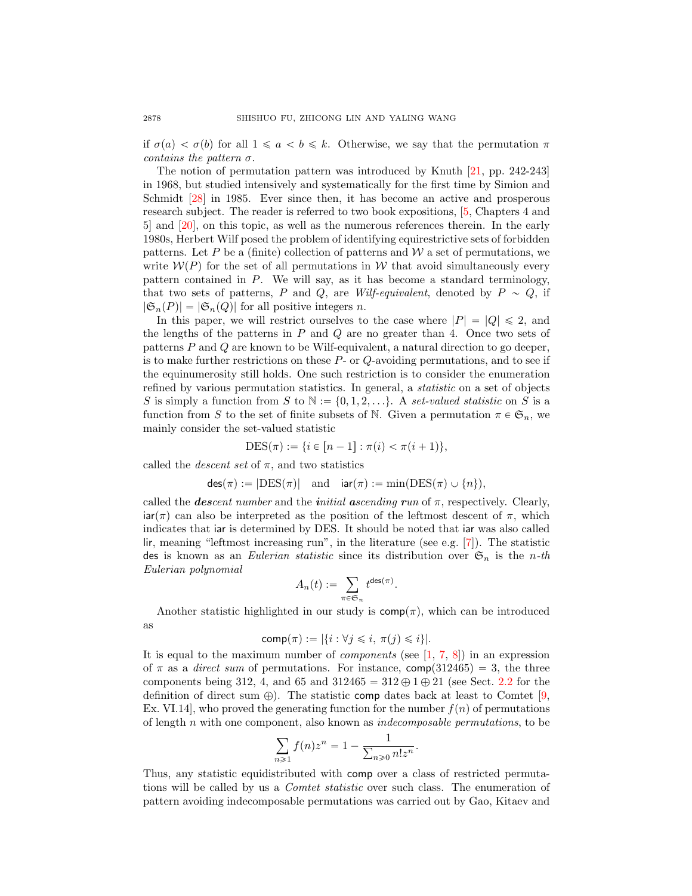if $\sigma(a) < \sigma(b)$ for all $1 \leqslant a < b \leqslant k$. Otherwise, we say that the permutation $\pi$ *contains the pattern* $\sigma$.

The notion of permutation pattern was introduced by Knuth [21, pp. 242-243] in 1968, but studied intensively and systematically for the first time by Simion and Schmidt [28] in 1985. Ever since then, it has become an active and prosperous research subject. The reader is referred to two book expositions, [5, Chapters 4 and 5] and [20], on this topic, as well as the numerous references therein. In the early 1980s, Herbert Wilf posed the problem of identifying equirestrictive sets of forbidden patterns. Let $P$ be a (finite) collection of patterns and $\mathcal{W}$ a set of permutations, we write $\mathcal{W}(P)$ for the set of all permutations in $\mathcal{W}$ that avoid simultaneously every pattern contained in $P$. We will say, as it has become a standard terminology, that two sets of patterns, $P$ and $Q$, are *Wilf-equivalent*, denoted by $P \sim Q$, if $|\mathfrak{S}_n(P)| = |\mathfrak{S}_n(Q)|$ for all positive integers $n$.

In this paper, we will restrict ourselves to the case where $|P| = |Q| \leqslant 2$, and the lengths of the patterns in $P$ and $Q$ are no greater than 4. Once two sets of patterns $P$ and $Q$ are known to be Wilf-equivalent, a natural direction to go deeper, is to make further restrictions on these $P$- or $Q$-avoiding permutations, and to see if the equinumerosity still holds. One such restriction is to consider the enumeration refined by various permutation statistics. In general, a *statistic* on a set of objects $S$ is simply a function from $S$ to $\mathbb{N} := \{0, 1, 2, \ldots\}$. A *set-valued statistic* on $S$ is a function from $S$ to the set of finite subsets of $\mathbb{N}$. Given a permutation $\pi \in \mathfrak{S}_n$, we mainly consider the set-valued statistic

$$\mathrm{DES}(\pi) := \{i \in [n-1] : \pi(i) < \pi(i+1)\},$$

called the *descent set* of $\pi$, and two statistics

$$\mathsf{des}(\pi) := |\mathrm{DES}(\pi)| \quad \text{and} \quad \mathsf{iar}(\pi) := \min(\mathrm{DES}(\pi) \cup \{n\}),$$

called the ***des**cent number* and the ***i**nitial **a**scending **r**un* of $\pi$, respectively. Clearly, $\mathsf{iar}(\pi)$ can also be interpreted as the position of the leftmost descent of $\pi$, which indicates that $\mathsf{iar}$ is determined by DES. It should be noted that $\mathsf{iar}$ was also called $\mathsf{lir}$, meaning "leftmost increasing run", in the literature (see e.g. [7]). The statistic $\mathsf{des}$ is known as an *Eulerian statistic* since its distribution over $\mathfrak{S}_n$ is the *n-th Eulerian polynomial*

$$A_n(t) := \sum_{\pi \in \mathfrak{S}_n} t^{\mathsf{des}(\pi)}.$$

Another statistic highlighted in our study is $\mathsf{comp}(\pi)$, which can be introduced as

$$\mathsf{comp}(\pi) := |\{i : \forall j \leqslant i,\ \pi(j) \leqslant i\}|.$$

It is equal to the maximum number of *components* (see [1, 7, 8]) in an expression of $\pi$ as a *direct sum* of permutations. For instance, $\mathsf{comp}(312465) = 3$, the three components being 312, 4, and 65 and $312465 = 312 \oplus 1 \oplus 21$ (see Sect. 2.2 for the definition of direct sum $\oplus$). The statistic $\mathsf{comp}$ dates back at least to Comtet [9, Ex. VI.14], who proved the generating function for the number $f(n)$ of permutations of length $n$ with one component, also known as *indecomposable permutations*, to be

$$\sum_{n \geqslant 1} f(n) z^n = 1 - \frac{1}{\sum_{n \geqslant 0} n! z^n}.$$

Thus, any statistic equidistributed with $\mathsf{comp}$ over a class of restricted permutations will be called by us a *Comtet statistic* over such class. The enumeration of pattern avoiding indecomposable permutations was carried out by Gao, Kitaev and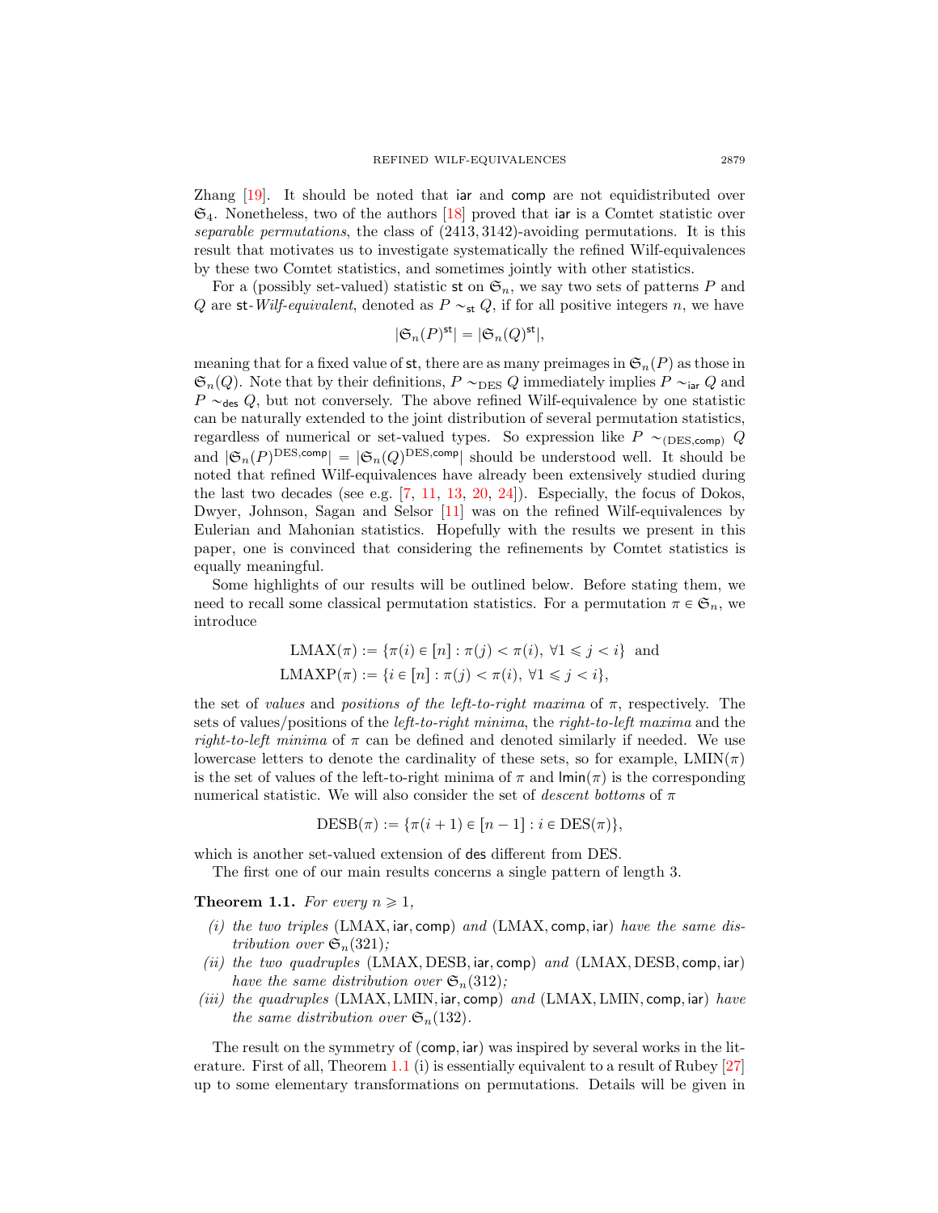Zhang [19]. It should be noted that iar and comp are not equidistributed over $\mathfrak{S}_4$. Nonetheless, two of the authors [18] proved that iar is a Comtet statistic over *separable permutations*, the class of (2413, 3142)-avoiding permutations. It is this result that motivates us to investigate systematically the refined Wilf-equivalences by these two Comtet statistics, and sometimes jointly with other statistics.

For a (possibly set-valued) statistic st on $\mathfrak{S}_n$, we say two sets of patterns $P$ and $Q$ are st-*Wilf-equivalent*, denoted as $P \sim_{\mathsf{st}} Q$, if for all positive integers $n$, we have

$$|\mathfrak{S}_n(P)^{\mathsf{st}}| = |\mathfrak{S}_n(Q)^{\mathsf{st}}|,$$

meaning that for a fixed value of st, there are as many preimages in $\mathfrak{S}_n(P)$ as those in $\mathfrak{S}_n(Q)$. Note that by their definitions, $P \sim_{\mathrm{DES}} Q$ immediately implies $P \sim_{\mathsf{iar}} Q$ and $P \sim_{\mathsf{des}} Q$, but not conversely. The above refined Wilf-equivalence by one statistic can be naturally extended to the joint distribution of several permutation statistics, regardless of numerical or set-valued types. So expression like $P \sim_{(\mathrm{DES},\mathsf{comp})} Q$ and $|\mathfrak{S}_n(P)^{\mathrm{DES},\mathsf{comp}}| = |\mathfrak{S}_n(Q)^{\mathrm{DES},\mathsf{comp}}|$ should be understood well. It should be noted that refined Wilf-equivalences have already been extensively studied during the last two decades (see e.g. [7, 11, 13, 20, 24]). Especially, the focus of Dokos, Dwyer, Johnson, Sagan and Selsor [11] was on the refined Wilf-equivalences by Eulerian and Mahonian statistics. Hopefully with the results we present in this paper, one is convinced that considering the refinements by Comtet statistics is equally meaningful.

Some highlights of our results will be outlined below. Before stating them, we need to recall some classical permutation statistics. For a permutation $\pi \in \mathfrak{S}_n$, we introduce

$$\begin{aligned}\mathrm{LMAX}(\pi) &:= \{\pi(i) \in [n] : \pi(j) < \pi(i),\ \forall 1 \leqslant j < i\} \text{ and}\\ \mathrm{LMAXP}(\pi) &:= \{i \in [n] : \pi(j) < \pi(i),\ \forall 1 \leqslant j < i\},\end{aligned}$$

the set of *values* and *positions of the left-to-right maxima* of $\pi$, respectively. The sets of values/positions of the *left-to-right minima*, the *right-to-left maxima* and the *right-to-left minima* of $\pi$ can be defined and denoted similarly if needed. We use lowercase letters to denote the cardinality of these sets, so for example, $\mathrm{LMIN}(\pi)$ is the set of values of the left-to-right minima of $\pi$ and $\mathsf{lmin}(\pi)$ is the corresponding numerical statistic. We will also consider the set of *descent bottoms* of $\pi$

$$\mathrm{DESB}(\pi) := \{\pi(i+1) \in [n-1] : i \in \mathrm{DES}(\pi)\},$$

which is another set-valued extension of des different from DES.

The first one of our main results concerns a single pattern of length 3.

**Theorem 1.1.** *For every $n \geqslant 1$,*

*(i) the two triples $(\mathrm{LMAX}, \mathsf{iar}, \mathsf{comp})$ and $(\mathrm{LMAX}, \mathsf{comp}, \mathsf{iar})$ have the same distribution over $\mathfrak{S}_n(321)$;*

*(ii) the two quadruples $(\mathrm{LMAX}, \mathrm{DESB}, \mathsf{iar}, \mathsf{comp})$ and $(\mathrm{LMAX}, \mathrm{DESB}, \mathsf{comp}, \mathsf{iar})$ have the same distribution over $\mathfrak{S}_n(312)$;*

*(iii) the quadruples $(\mathrm{LMAX}, \mathrm{LMIN}, \mathsf{iar}, \mathsf{comp})$ and $(\mathrm{LMAX}, \mathrm{LMIN}, \mathsf{comp}, \mathsf{iar})$ have the same distribution over $\mathfrak{S}_n(132)$.*

The result on the symmetry of (comp, iar) was inspired by several works in the literature. First of all, Theorem 1.1 (i) is essentially equivalent to a result of Rubey [27] up to some elementary transformations on permutations. Details will be given in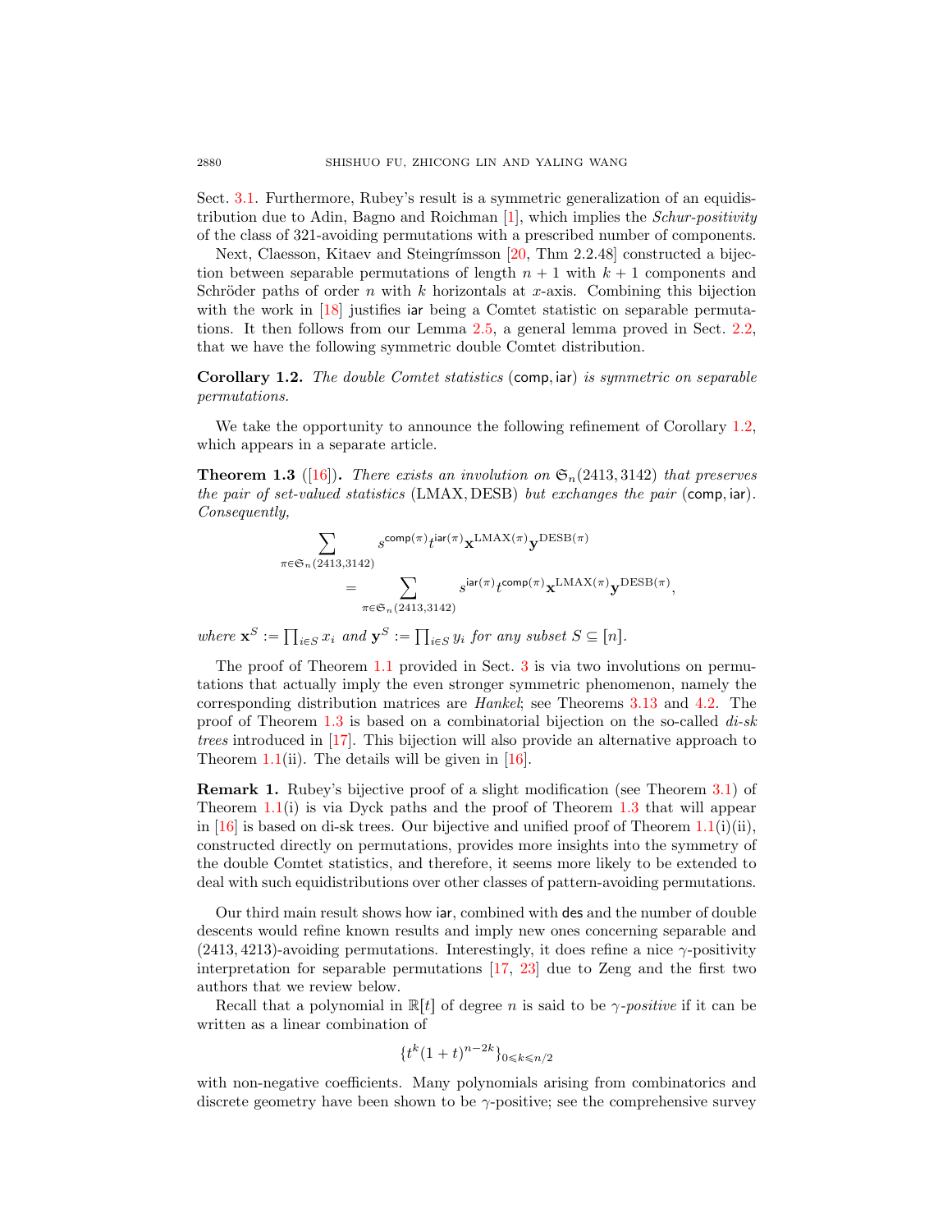Sect. 3.1. Furthermore, Rubey's result is a symmetric generalization of an equidistribution due to Adin, Bagno and Roichman [1], which implies the *Schur-positivity* of the class of 321-avoiding permutations with a prescribed number of components.

Next, Claesson, Kitaev and Steingrímsson [20, Thm 2.2.48] constructed a bijection between separable permutations of length $n+1$ with $k+1$ components and Schröder paths of order $n$ with $k$ horizontals at $x$-axis. Combining this bijection with the work in [18] justifies $\mathsf{iar}$ being a Comtet statistic on separable permutations. It then follows from our Lemma 2.5, a general lemma proved in Sect. 2.2, that we have the following symmetric double Comtet distribution.

**Corollary 1.2.** *The double Comtet statistics* $(\mathsf{comp}, \mathsf{iar})$ *is symmetric on separable permutations.*

We take the opportunity to announce the following refinement of Corollary 1.2, which appears in a separate article.

**Theorem 1.3** ([16])**.** *There exists an involution on* $\mathfrak{S}_n(2413, 3142)$ *that preserves the pair of set-valued statistics* $(\mathrm{LMAX}, \mathrm{DESB})$ *but exchanges the pair* $(\mathsf{comp}, \mathsf{iar})$*. Consequently,*

$$\sum_{\pi\in\mathfrak{S}_n(2413,3142)} s^{\mathsf{comp}(\pi)} t^{\mathsf{iar}(\pi)} \mathbf{x}^{\mathrm{LMAX}(\pi)} \mathbf{y}^{\mathrm{DESB}(\pi)} = \sum_{\pi\in\mathfrak{S}_n(2413,3142)} s^{\mathsf{iar}(\pi)} t^{\mathsf{comp}(\pi)} \mathbf{x}^{\mathrm{LMAX}(\pi)} \mathbf{y}^{\mathrm{DESB}(\pi)},$$

*where* $\mathbf{x}^S := \prod_{i\in S} x_i$ *and* $\mathbf{y}^S := \prod_{i\in S} y_i$ *for any subset* $S \subseteq [n]$.

The proof of Theorem 1.1 provided in Sect. 3 is via two involutions on permutations that actually imply the even stronger symmetric phenomenon, namely the corresponding distribution matrices are *Hankel*; see Theorems 3.13 and 4.2. The proof of Theorem 1.3 is based on a combinatorial bijection on the so-called *di-sk trees* introduced in [17]. This bijection will also provide an alternative approach to Theorem 1.1(ii). The details will be given in [16].

**Remark 1.** Rubey's bijective proof of a slight modification (see Theorem 3.1) of Theorem 1.1(i) is via Dyck paths and the proof of Theorem 1.3 that will appear in [16] is based on di-sk trees. Our bijective and unified proof of Theorem 1.1(i)(ii), constructed directly on permutations, provides more insights into the symmetry of the double Comtet statistics, and therefore, it seems more likely to be extended to deal with such equidistributions over other classes of pattern-avoiding permutations.

Our third main result shows how $\mathsf{iar}$, combined with $\mathsf{des}$ and the number of double descents would refine known results and imply new ones concerning separable and (2413, 4213)-avoiding permutations. Interestingly, it does refine a nice $\gamma$-positivity interpretation for separable permutations [17, 23] due to Zeng and the first two authors that we review below.

Recall that a polynomial in $\mathbb{R}[t]$ of degree $n$ is said to be *$\gamma$-positive* if it can be written as a linear combination of

$$\{t^k(1+t)^{n-2k}\}_{0\leqslant k\leqslant n/2}$$

with non-negative coefficients. Many polynomials arising from combinatorics and discrete geometry have been shown to be $\gamma$-positive; see the comprehensive survey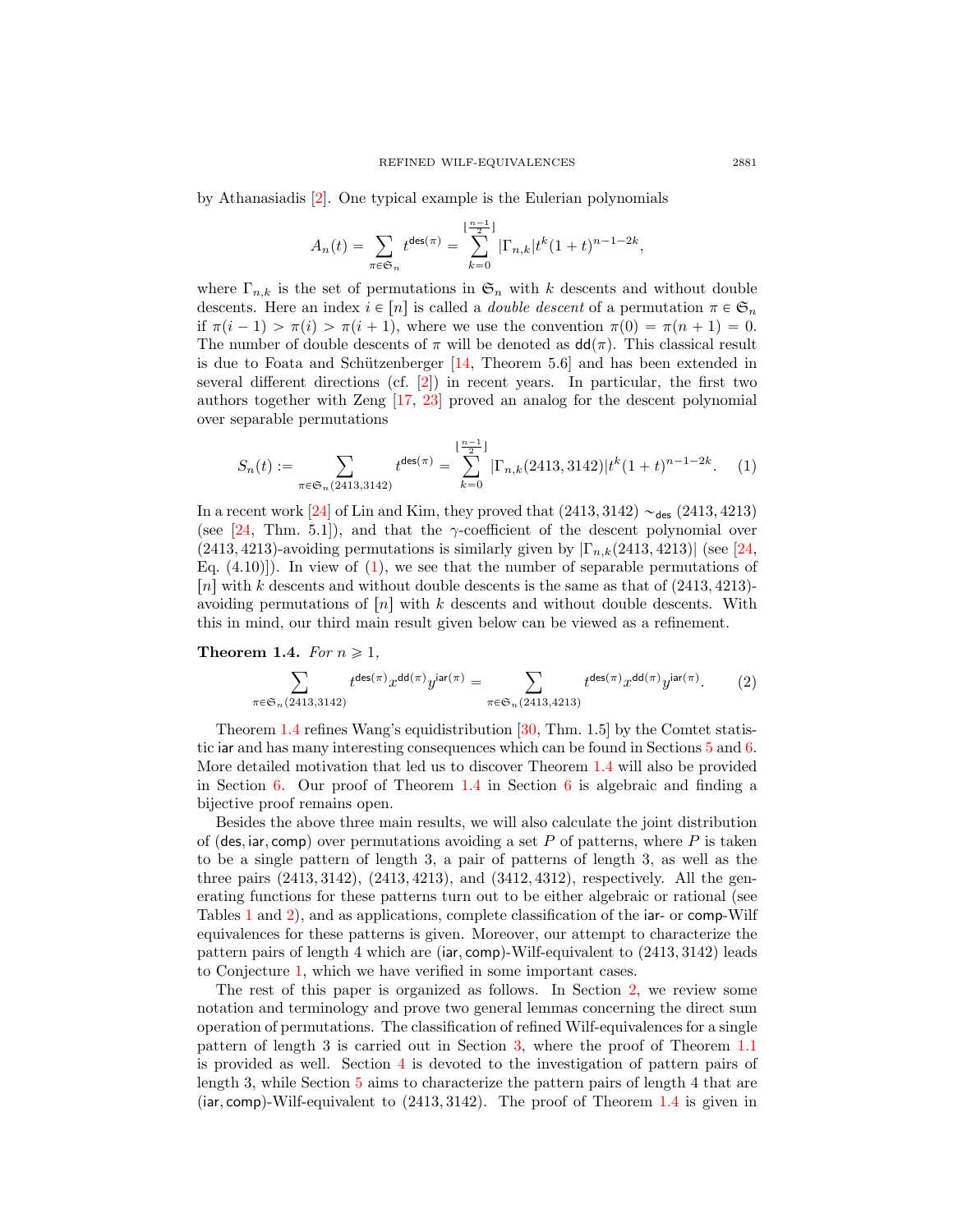by Athanasiadis [2]. One typical example is the Eulerian polynomials

$$A_n(t) = \sum_{\pi \in \mathfrak{S}_n} t^{\mathsf{des}(\pi)} = \sum_{k=0}^{\lfloor \frac{n-1}{2} \rfloor} |\Gamma_{n,k}| t^k (1+t)^{n-1-2k},$$

where $\Gamma_{n,k}$ is the set of permutations in $\mathfrak{S}_n$ with $k$ descents and without double descents. Here an index $i \in [n]$ is called a *double descent* of a permutation $\pi \in \mathfrak{S}_n$ if $\pi(i-1) > \pi(i) > \pi(i+1)$, where we use the convention $\pi(0) = \pi(n+1) = 0$. The number of double descents of $\pi$ will be denoted as $\mathsf{dd}(\pi)$. This classical result is due to Foata and Schützenberger [14, Theorem 5.6] and has been extended in several different directions (cf. [2]) in recent years. In particular, the first two authors together with Zeng [17, 23] proved an analog for the descent polynomial over separable permutations

$$S_n(t) := \sum_{\pi \in \mathfrak{S}_n(2413,3142)} t^{\mathsf{des}(\pi)} = \sum_{k=0}^{\lfloor \frac{n-1}{2} \rfloor} |\Gamma_{n,k}(2413,3142)| t^k (1+t)^{n-1-2k}. \quad (1)$$

In a recent work [24] of Lin and Kim, they proved that $(2413, 3142) \sim_{\mathsf{des}} (2413, 4213)$ (see [24, Thm. 5.1]), and that the $\gamma$-coefficient of the descent polynomial over $(2413, 4213)$-avoiding permutations is similarly given by $|\Gamma_{n,k}(2413, 4213)|$ (see [24, Eq. (4.10)]). In view of (1), we see that the number of separable permutations of $[n]$ with $k$ descents and without double descents is the same as that of $(2413, 4213)$-avoiding permutations of $[n]$ with $k$ descents and without double descents. With this in mind, our third main result given below can be viewed as a refinement.

**Theorem 1.4.** *For $n \geqslant 1$,*

$$\sum_{\pi \in \mathfrak{S}_n(2413,3142)} t^{\mathsf{des}(\pi)} x^{\mathsf{dd}(\pi)} y^{\mathsf{iar}(\pi)} = \sum_{\pi \in \mathfrak{S}_n(2413,4213)} t^{\mathsf{des}(\pi)} x^{\mathsf{dd}(\pi)} y^{\mathsf{iar}(\pi)}. \quad (2)$$

Theorem 1.4 refines Wang's equidistribution [30, Thm. 1.5] by the Comtet statistic $\mathsf{iar}$ and has many interesting consequences which can be found in Sections 5 and 6. More detailed motivation that led us to discover Theorem 1.4 will also be provided in Section 6. Our proof of Theorem 1.4 in Section 6 is algebraic and finding a bijective proof remains open.

Besides the above three main results, we will also calculate the joint distribution of $(\mathsf{des}, \mathsf{iar}, \mathsf{comp})$ over permutations avoiding a set $P$ of patterns, where $P$ is taken to be a single pattern of length 3, a pair of patterns of length 3, as well as the three pairs $(2413, 3142)$, $(2413, 4213)$, and $(3412, 4312)$, respectively. All the generating functions for these patterns turn out to be either algebraic or rational (see Tables 1 and 2), and as applications, complete classification of the $\mathsf{iar}$- or $\mathsf{comp}$-Wilf equivalences for these patterns is given. Moreover, our attempt to characterize the pattern pairs of length 4 which are $(\mathsf{iar}, \mathsf{comp})$-Wilf-equivalent to $(2413, 3142)$ leads to Conjecture 1, which we have verified in some important cases.

The rest of this paper is organized as follows. In Section 2, we review some notation and terminology and prove two general lemmas concerning the direct sum operation of permutations. The classification of refined Wilf-equivalences for a single pattern of length 3 is carried out in Section 3, where the proof of Theorem 1.1 is provided as well. Section 4 is devoted to the investigation of pattern pairs of length 3, while Section 5 aims to characterize the pattern pairs of length 4 that are $(\mathsf{iar}, \mathsf{comp})$-Wilf-equivalent to $(2413, 3142)$. The proof of Theorem 1.4 is given in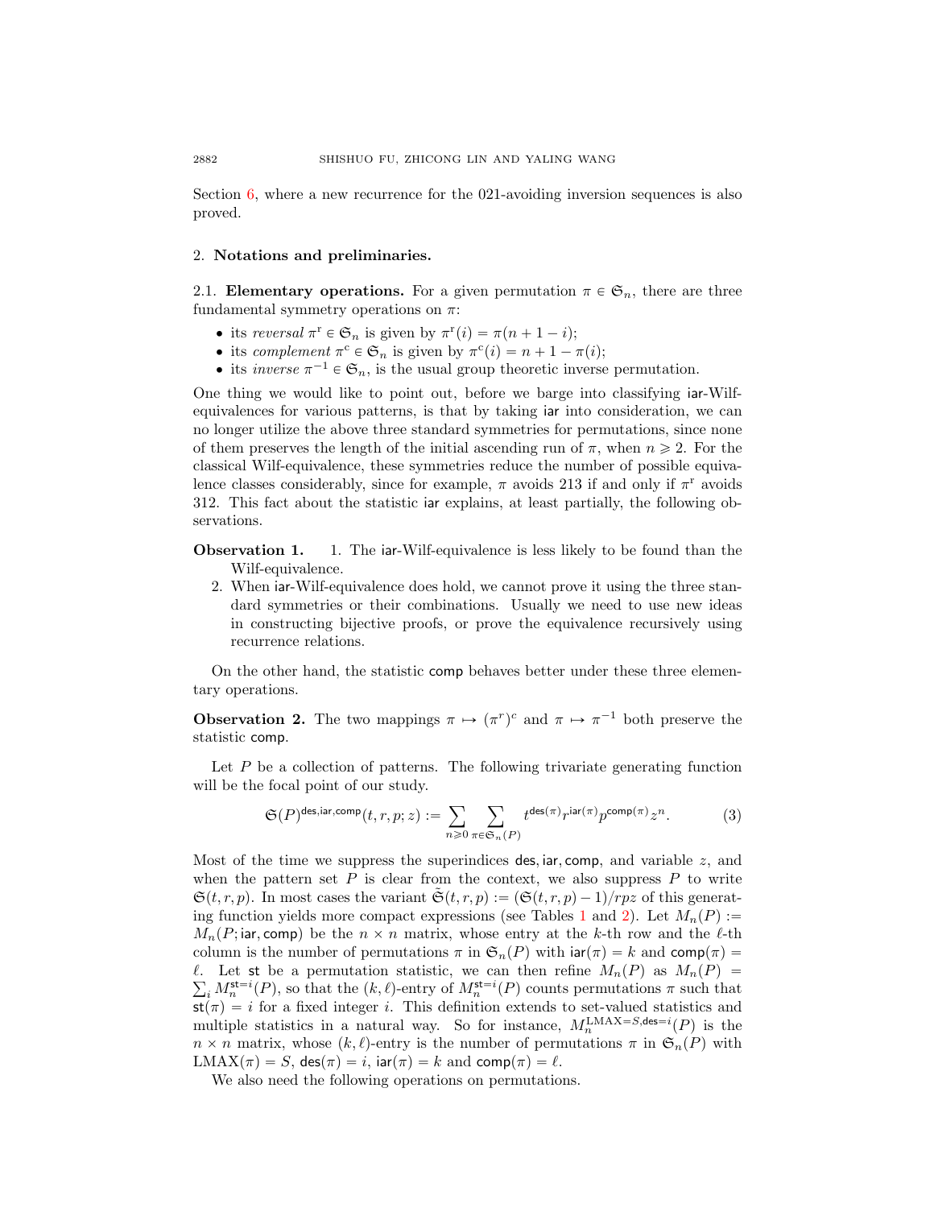Section 6, where a new recurrence for the 021-avoiding inversion sequences is also proved.

## 2. Notations and preliminaries.

### 2.1. Elementary operations.

For a given permutation $\pi \in \mathfrak{S}_n$, there are three fundamental symmetry operations on $\pi$:

- its *reversal* $\pi^{\mathrm{r}} \in \mathfrak{S}_n$ is given by $\pi^{\mathrm{r}}(i) = \pi(n+1-i)$;
- its *complement* $\pi^{\mathrm{c}} \in \mathfrak{S}_n$ is given by $\pi^{\mathrm{c}}(i) = n+1-\pi(i)$;
- its *inverse* $\pi^{-1} \in \mathfrak{S}_n$, is the usual group theoretic inverse permutation.

One thing we would like to point out, before we barge into classifying $\mathsf{iar}$-Wilf-equivalences for various patterns, is that by taking $\mathsf{iar}$ into consideration, we can no longer utilize the above three standard symmetries for permutations, since none of them preserves the length of the initial ascending run of $\pi$, when $n \geqslant 2$. For the classical Wilf-equivalence, these symmetries reduce the number of possible equivalence classes considerably, since for example, $\pi$ avoids 213 if and only if $\pi^{\mathrm{r}}$ avoids 312. This fact about the statistic $\mathsf{iar}$ explains, at least partially, the following observations.

**Observation 1.**

1. The $\mathsf{iar}$-Wilf-equivalence is less likely to be found than the Wilf-equivalence.
2. When $\mathsf{iar}$-Wilf-equivalence does hold, we cannot prove it using the three standard symmetries or their combinations. Usually we need to use new ideas in constructing bijective proofs, or prove the equivalence recursively using recurrence relations.

On the other hand, the statistic $\mathsf{comp}$ behaves better under these three elementary operations.

**Observation 2.** The two mappings $\pi \mapsto (\pi^r)^c$ and $\pi \mapsto \pi^{-1}$ both preserve the statistic $\mathsf{comp}$.

Let $P$ be a collection of patterns. The following trivariate generating function will be the focal point of our study.

$$\mathfrak{S}(P)^{\mathsf{des},\mathsf{iar},\mathsf{comp}}(t,r,p;z) := \sum_{n\geqslant 0} \sum_{\pi \in \mathfrak{S}_n(P)} t^{\mathsf{des}(\pi)} r^{\mathsf{iar}(\pi)} p^{\mathsf{comp}(\pi)} z^n. \tag{3}$$

Most of the time we suppress the superindices $\mathsf{des}, \mathsf{iar}, \mathsf{comp}$, and variable $z$, and when the pattern set $P$ is clear from the context, we also suppress $P$ to write $\mathfrak{S}(t,r,p)$. In most cases the variant $\tilde{\mathfrak{S}}(t,r,p) := (\mathfrak{S}(t,r,p)-1)/rpz$ of this generating function yields more compact expressions (see Tables 1 and 2). Let $M_n(P) := M_n(P;\mathsf{iar},\mathsf{comp})$ be the $n \times n$ matrix, whose entry at the $k$-th row and the $\ell$-th column is the number of permutations $\pi$ in $\mathfrak{S}_n(P)$ with $\mathsf{iar}(\pi) = k$ and $\mathsf{comp}(\pi) = \ell$. Let $\mathsf{st}$ be a permutation statistic, we can then refine $M_n(P)$ as $M_n(P) = \sum_i M_n^{\mathsf{st}=i}(P)$, so that the $(k,\ell)$-entry of $M_n^{\mathsf{st}=i}(P)$ counts permutations $\pi$ such that $\mathsf{st}(\pi) = i$ for a fixed integer $i$. This definition extends to set-valued statistics and multiple statistics in a natural way. So for instance, $M_n^{\mathrm{LMAX}=S,\mathsf{des}=i}(P)$ is the $n \times n$ matrix, whose $(k,\ell)$-entry is the number of permutations $\pi$ in $\mathfrak{S}_n(P)$ with $\mathrm{LMAX}(\pi) = S$, $\mathsf{des}(\pi) = i$, $\mathsf{iar}(\pi) = k$ and $\mathsf{comp}(\pi) = \ell$.

We also need the following operations on permutations.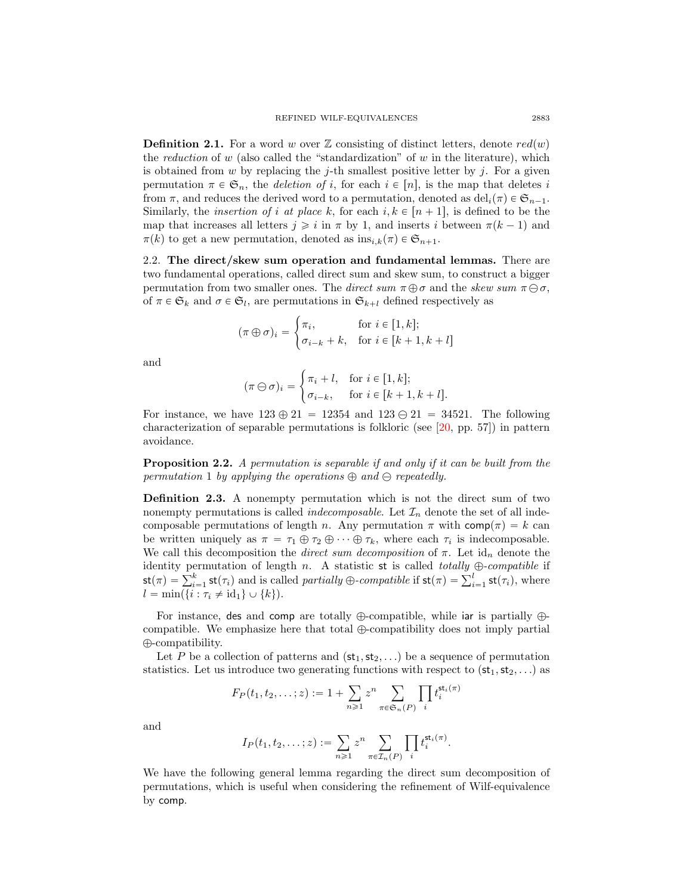**Definition 2.1.** For a word $w$ over $\mathbb{Z}$ consisting of distinct letters, denote $red(w)$ the *reduction* of $w$ (also called the "standardization" of $w$ in the literature), which is obtained from $w$ by replacing the $j$-th smallest positive letter by $j$. For a given permutation $\pi \in \mathfrak{S}_n$, the *deletion of* $i$, for each $i \in [n]$, is the map that deletes $i$ from $\pi$, and reduces the derived word to a permutation, denoted as $\mathrm{del}_i(\pi) \in \mathfrak{S}_{n-1}$. Similarly, the *insertion of* $i$ *at place* $k$, for each $i, k \in [n+1]$, is defined to be the map that increases all letters $j \geqslant i$ in $\pi$ by 1, and inserts $i$ between $\pi(k-1)$ and $\pi(k)$ to get a new permutation, denoted as $\mathrm{ins}_{i,k}(\pi) \in \mathfrak{S}_{n+1}$.

2.2. **The direct/skew sum operation and fundamental lemmas.** There are two fundamental operations, called direct sum and skew sum, to construct a bigger permutation from two smaller ones. The *direct sum* $\pi \oplus \sigma$ and the *skew sum* $\pi \ominus \sigma$, of $\pi \in \mathfrak{S}_k$ and $\sigma \in \mathfrak{S}_l$, are permutations in $\mathfrak{S}_{k+l}$ defined respectively as

$$(\pi \oplus \sigma)_i = \begin{cases} \pi_i, & \text{for } i \in [1,k]; \\ \sigma_{i-k} + k, & \text{for } i \in [k+1, k+l] \end{cases}$$

and

$$(\pi \ominus \sigma)_i = \begin{cases} \pi_i + l, & \text{for } i \in [1,k]; \\ \sigma_{i-k}, & \text{for } i \in [k+1, k+l]. \end{cases}$$

For instance, we have $123 \oplus 21 = 12354$ and $123 \ominus 21 = 34521$. The following characterization of separable permutations is folkloric (see [20, pp. 57]) in pattern avoidance.

**Proposition 2.2.** *A permutation is separable if and only if it can be built from the permutation* 1 *by applying the operations* $\oplus$ *and* $\ominus$ *repeatedly.*

**Definition 2.3.** A nonempty permutation which is not the direct sum of two nonempty permutations is called *indecomposable*. Let $\mathcal{I}_n$ denote the set of all indecomposable permutations of length $n$. Any permutation $\pi$ with $\mathsf{comp}(\pi) = k$ can be written uniquely as $\pi = \tau_1 \oplus \tau_2 \oplus \cdots \oplus \tau_k$, where each $\tau_i$ is indecomposable. We call this decomposition the *direct sum decomposition* of $\pi$. Let $\mathrm{id}_n$ denote the identity permutation of length $n$. A statistic $\mathsf{st}$ is called *totally* $\oplus$*-compatible* if $\mathsf{st}(\pi) = \sum_{i=1}^{k} \mathsf{st}(\tau_i)$ and is called *partially* $\oplus$*-compatible* if $\mathsf{st}(\pi) = \sum_{i=1}^{l} \mathsf{st}(\tau_i)$, where $l = \min(\{i : \tau_i \neq \mathrm{id}_1\} \cup \{k\})$.

For instance, $\mathsf{des}$ and $\mathsf{comp}$ are totally $\oplus$-compatible, while $\mathsf{iar}$ is partially $\oplus$-compatible. We emphasize here that total $\oplus$-compatibility does not imply partial $\oplus$-compatibility.

Let $P$ be a collection of patterns and $(\mathsf{st}_1, \mathsf{st}_2, \ldots)$ be a sequence of permutation statistics. Let us introduce two generating functions with respect to $(\mathsf{st}_1, \mathsf{st}_2, \ldots)$ as

$$F_P(t_1, t_2, \ldots; z) := 1 + \sum_{n \geqslant 1} z^n \sum_{\pi \in \mathfrak{S}_n(P)} \prod_i t_i^{\mathsf{st}_i(\pi)}$$

and

$$I_P(t_1, t_2, \ldots; z) := \sum_{n \geqslant 1} z^n \sum_{\pi \in \mathcal{I}_n(P)} \prod_i t_i^{\mathsf{st}_i(\pi)}.$$

We have the following general lemma regarding the direct sum decomposition of permutations, which is useful when considering the refinement of Wilf-equivalence by $\mathsf{comp}$.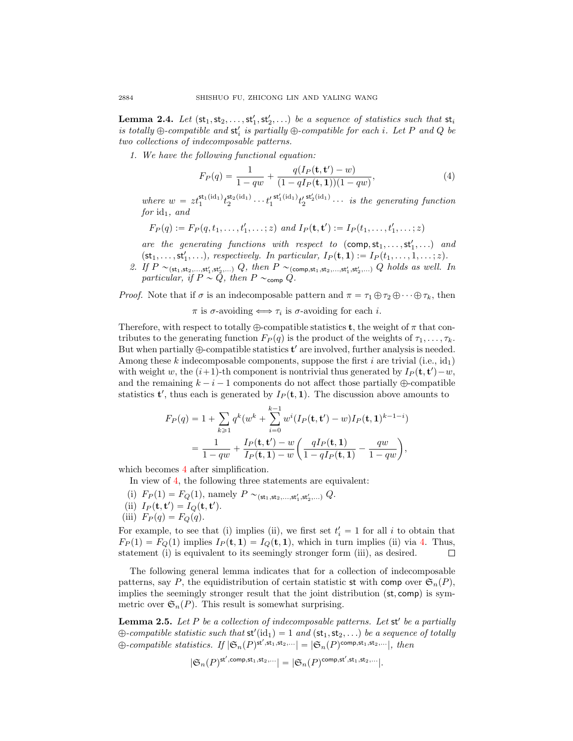**Lemma 2.4.** *Let $(\mathsf{st}_1, \mathsf{st}_2, \dots, \mathsf{st}'_1, \mathsf{st}'_2, \dots)$ be a sequence of statistics such that $\mathsf{st}_i$ is totally $\oplus$-compatible and $\mathsf{st}'_i$ is partially $\oplus$-compatible for each $i$. Let $P$ and $Q$ be two collections of indecomposable patterns.*

1. *We have the following functional equation:*
$$F_P(q) = \frac{1}{1-qw} + \frac{q(I_P(\mathbf{t},\mathbf{t}') - w)}{(1-qI_P(\mathbf{t},\mathbf{1}))(1-qw)}, \tag{4}$$
*where $w = zt_1^{\mathsf{st}_1(\mathrm{id}_1)} t_2^{\mathsf{st}_2(\mathrm{id}_1)} \cdots {t'_1}^{\mathsf{st}'_1(\mathrm{id}_1)} {t'_2}^{\mathsf{st}'_2(\mathrm{id}_1)} \cdots$ is the generating function for $\mathrm{id}_1$, and*
$$F_P(q) := F_P(q, t_1, \dots, t'_1, \dots; z) \text{ and } I_P(\mathbf{t}, \mathbf{t}') := I_P(t_1, \dots, t'_1, \dots; z)$$
*are the generating functions with respect to $(\mathsf{comp}, \mathsf{st}_1, \dots, \mathsf{st}'_1, \dots)$ and $(\mathsf{st}_1, \dots, \mathsf{st}'_1, \dots)$, respectively. In particular, $I_P(\mathbf{t}, \mathbf{1}) := I_P(t_1, \dots, 1, \dots; z)$.*
2. *If $P \sim_{(\mathsf{st}_1, \mathsf{st}_2, \dots, \mathsf{st}'_1, \mathsf{st}'_2, \dots)} Q$, then $P \sim_{(\mathsf{comp}, \mathsf{st}_1, \mathsf{st}_2, \dots, \mathsf{st}'_1, \mathsf{st}'_2, \dots)} Q$ holds as well. In particular, if $P \sim Q$, then $P \sim_{\mathsf{comp}} Q$.*

*Proof.* Note that if $\sigma$ is an indecomposable pattern and $\pi = \tau_1 \oplus \tau_2 \oplus \cdots \oplus \tau_k$, then
$$\pi \text{ is } \sigma\text{-avoiding} \iff \tau_i \text{ is } \sigma\text{-avoiding for each } i.$$
Therefore, with respect to totally $\oplus$-compatible statistics $\mathbf{t}$, the weight of $\pi$ that contributes to the generating function $F_P(q)$ is the product of the weights of $\tau_1, \dots, \tau_k$. But when partially $\oplus$-compatible statistics $\mathbf{t}'$ are involved, further analysis is needed. Among these $k$ indecomposable components, suppose the first $i$ are trivial (i.e., $\mathrm{id}_1$) with weight $w$, the $(i+1)$-th component is nontrivial thus generated by $I_P(\mathbf{t}, \mathbf{t}') - w$, and the remaining $k-i-1$ components do not affect those partially $\oplus$-compatible statistics $\mathbf{t}'$, thus each is generated by $I_P(\mathbf{t}, \mathbf{1})$. The discussion above amounts to
$$\begin{aligned}
F_P(q) &= 1 + \sum_{k \geqslant 1} q^k \Big(w^k + \sum_{i=0}^{k-1} w^i (I_P(\mathbf{t},\mathbf{t}') - w) I_P(\mathbf{t},\mathbf{1})^{k-1-i}\Big) \\
&= \frac{1}{1-qw} + \frac{I_P(\mathbf{t},\mathbf{t}') - w}{I_P(\mathbf{t},\mathbf{1}) - w} \left( \frac{qI_P(\mathbf{t},\mathbf{1})}{1-qI_P(\mathbf{t},\mathbf{1})} - \frac{qw}{1-qw} \right),
\end{aligned}$$
which becomes 4 after simplification.

In view of 4, the following three statements are equivalent:

(i) $F_P(1) = F_Q(1)$, namely $P \sim_{(\mathsf{st}_1, \mathsf{st}_2, \dots, \mathsf{st}'_1, \mathsf{st}'_2, \dots)} Q$.
(ii) $I_P(\mathbf{t}, \mathbf{t}') = I_Q(\mathbf{t}, \mathbf{t}')$.
(iii) $F_P(q) = F_Q(q)$.

For example, to see that (i) implies (ii), we first set $t'_i = 1$ for all $i$ to obtain that $F_P(1) = F_Q(1)$ implies $I_P(\mathbf{t}, \mathbf{1}) = I_Q(\mathbf{t}, \mathbf{1})$, which in turn implies (ii) via 4. Thus, statement (i) is equivalent to its seemingly stronger form (iii), as desired. $\square$

The following general lemma indicates that for a collection of indecomposable patterns, say $P$, the equidistribution of certain statistic $\mathsf{st}$ with $\mathsf{comp}$ over $\mathfrak{S}_n(P)$, implies the seemingly stronger result that the joint distribution $(\mathsf{st}, \mathsf{comp})$ is symmetric over $\mathfrak{S}_n(P)$. This result is somewhat surprising.

**Lemma 2.5.** *Let $P$ be a collection of indecomposable patterns. Let $\mathsf{st}'$ be a partially $\oplus$-compatible statistic such that $\mathsf{st}'(\mathrm{id}_1) = 1$ and $(\mathsf{st}_1, \mathsf{st}_2, \dots)$ be a sequence of totally $\oplus$-compatible statistics. If $|\mathfrak{S}_n(P)^{\mathsf{st}', \mathsf{st}_1, \mathsf{st}_2, \dots}| = |\mathfrak{S}_n(P)^{\mathsf{comp}, \mathsf{st}_1, \mathsf{st}_2, \dots}|$, then*
$$|\mathfrak{S}_n(P)^{\mathsf{st}', \mathsf{comp}, \mathsf{st}_1, \mathsf{st}_2, \dots}| = |\mathfrak{S}_n(P)^{\mathsf{comp}, \mathsf{st}', \mathsf{st}_1, \mathsf{st}_2, \dots}|.$$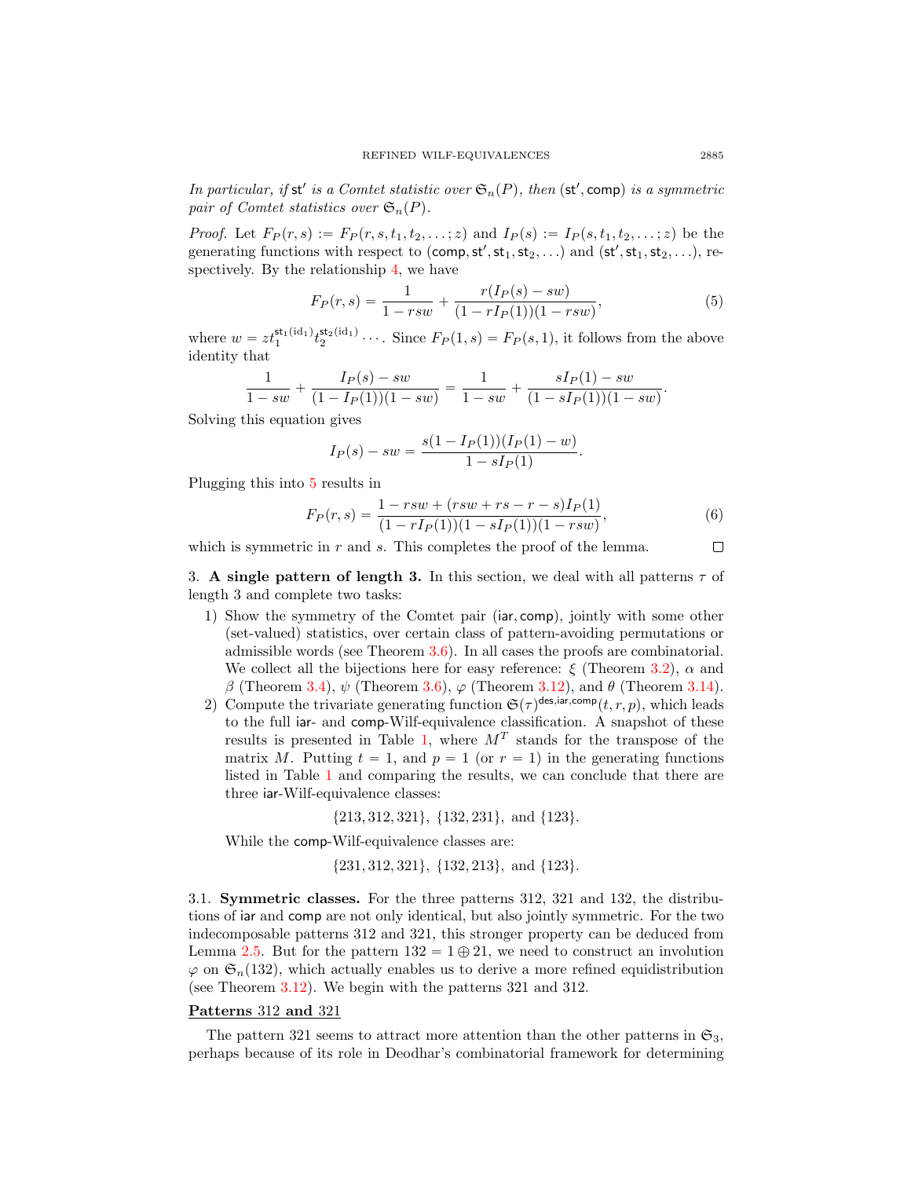*In particular, if* $\mathsf{st}'$ *is a Comtet statistic over* $\mathfrak{S}_n(P)$*, then* $(\mathsf{st}', \mathsf{comp})$ *is a symmetric pair of Comtet statistics over* $\mathfrak{S}_n(P)$*.*

*Proof.* Let $F_P(r,s) := F_P(r,s,t_1,t_2,\dots;z)$ and $I_P(s) := I_P(s,t_1,t_2,\dots;z)$ be the generating functions with respect to $(\mathsf{comp}, \mathsf{st}', \mathsf{st}_1, \mathsf{st}_2, \dots)$ and $(\mathsf{st}', \mathsf{st}_1, \mathsf{st}_2, \dots)$, respectively. By the relationship 4, we have

$$F_P(r,s) = \frac{1}{1-rsw} + \frac{r(I_P(s)-sw)}{(1-rI_P(1))(1-rsw)}, \tag{5}$$

where $w = zt_1^{\mathsf{st}_1(\mathrm{id}_1)}t_2^{\mathsf{st}_2(\mathrm{id}_1)}\cdots$. Since $F_P(1,s) = F_P(s,1)$, it follows from the above identity that

$$\frac{1}{1-sw} + \frac{I_P(s)-sw}{(1-I_P(1))(1-sw)} = \frac{1}{1-sw} + \frac{sI_P(1)-sw}{(1-sI_P(1))(1-sw)}.$$

Solving this equation gives

$$I_P(s) - sw = \frac{s(1-I_P(1))(I_P(1)-w)}{1-sI_P(1)}.$$

Plugging this into 5 results in

$$F_P(r,s) = \frac{1-rsw+(rsw+rs-r-s)I_P(1)}{(1-rI_P(1))(1-sI_P(1))(1-rsw)}, \tag{6}$$

which is symmetric in $r$ and $s$. This completes the proof of the lemma. $\square$

## 3. A single pattern of length 3.

In this section, we deal with all patterns $\tau$ of length 3 and complete two tasks:

1) Show the symmetry of the Comtet pair $(\mathsf{iar}, \mathsf{comp})$, jointly with some other (set-valued) statistics, over certain class of pattern-avoiding permutations or admissible words (see Theorem 3.6). In all cases the proofs are combinatorial. We collect all the bijections here for easy reference: $\xi$ (Theorem 3.2), $\alpha$ and $\beta$ (Theorem 3.4), $\psi$ (Theorem 3.6), $\varphi$ (Theorem 3.12), and $\theta$ (Theorem 3.14).
2) Compute the trivariate generating function $\mathfrak{S}(\tau)^{\mathsf{des},\mathsf{iar},\mathsf{comp}}(t,r,p)$, which leads to the full $\mathsf{iar}$- and $\mathsf{comp}$-Wilf-equivalence classification. A snapshot of these results is presented in Table 1, where $M^T$ stands for the transpose of the matrix $M$. Putting $t=1$, and $p=1$ (or $r=1$) in the generating functions listed in Table 1 and comparing the results, we can conclude that there are three $\mathsf{iar}$-Wilf-equivalence classes:

$$\{213, 312, 321\},\ \{132, 231\},\ \text{and}\ \{123\}.$$

While the $\mathsf{comp}$-Wilf-equivalence classes are:

$$\{231, 312, 321\},\ \{132, 213\},\ \text{and}\ \{123\}.$$

### 3.1. Symmetric classes.

For the three patterns 312, 321 and 132, the distributions of $\mathsf{iar}$ and $\mathsf{comp}$ are not only identical, but also jointly symmetric. For the two indecomposable patterns 312 and 321, this stronger property can be deduced from Lemma 2.5. But for the pattern $132 = 1 \oplus 21$, we need to construct an involution $\varphi$ on $\mathfrak{S}_n(132)$, which actually enables us to derive a more refined equidistribution (see Theorem 3.12). We begin with the patterns 321 and 312.

**Patterns 312 and 321**

The pattern 321 seems to attract more attention than the other patterns in $\mathfrak{S}_3$, perhaps because of its role in Deodhar's combinatorial framework for determining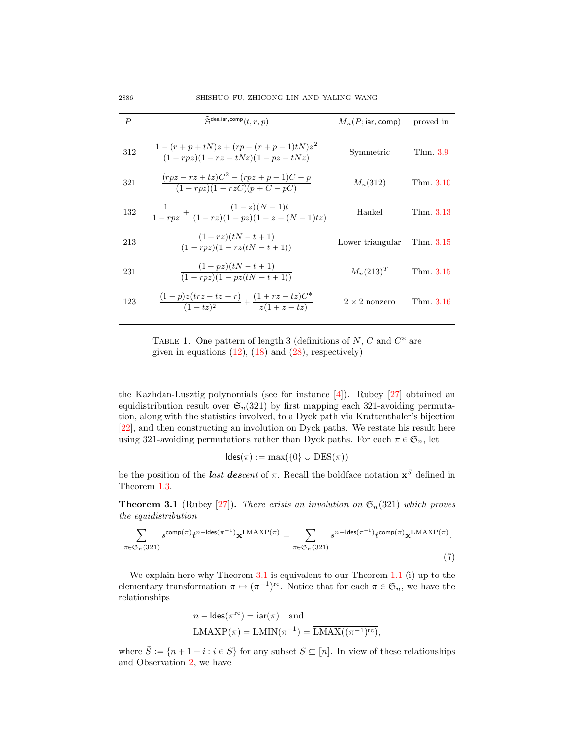| $P$ | $\tilde{\mathfrak{S}}^{\mathsf{des},\mathsf{iar},\mathsf{comp}}(t,r,p)$ | $M_n(P;\mathsf{iar},\mathsf{comp})$ | proved in |
|---|---|---|---|
| 312 | $\dfrac{1-(r+p+tN)z+(rp+(r+p-1)tN)z^2}{(1-rpz)(1-rz-tNz)(1-pz-tNz)}$ | Symmetric | Thm. 3.9 |
| 321 | $\dfrac{(rpz-rz+tz)C^2-(rpz+p-1)C+p}{(1-rpz)(1-rzC)(p+C-pC)}$ | $M_n(312)$ | Thm. 3.10 |
| 132 | $\dfrac{1}{1-rpz}+\dfrac{(1-z)(N-1)t}{(1-rz)(1-pz)(1-z-(N-1)tz)}$ | Hankel | Thm. 3.13 |
| 213 | $\dfrac{(1-rz)(tN-t+1)}{(1-rpz)(1-rz(tN-t+1))}$ | Lower triangular | Thm. 3.15 |
| 231 | $\dfrac{(1-pz)(tN-t+1)}{(1-rpz)(1-pz(tN-t+1))}$ | $M_n(213)^T$ | Thm. 3.15 |
| 123 | $\dfrac{(1-p)z(trz-tz-r)}{(1-tz)^2}+\dfrac{(1+rz-tz)C^*}{z(1+z-tz)}$ | $2\times 2$ nonzero | Thm. 3.16 |

Table 1. One pattern of length 3 (definitions of $N$, $C$ and $C^*$ are given in equations (12), (18) and (28), respectively)

the Kazhdan-Lusztig polynomials (see for instance [4]). Rubey [27] obtained an equidistribution result over $\mathfrak{S}_n(321)$ by first mapping each 321-avoiding permutation, along with the statistics involved, to a Dyck path via Krattenthaler's bijection [22], and then constructing an involution on Dyck paths. We restate his result here using 321-avoiding permutations rather than Dyck paths. For each $\pi\in\mathfrak{S}_n$, let

$$\mathsf{ldes}(\pi) := \max(\{0\}\cup \mathrm{DES}(\pi))$$

be the position of the ***l**ast **des**cent* of $\pi$. Recall the boldface notation $\mathbf{x}^S$ defined in Theorem 1.3.

**Theorem 3.1** (Rubey [27])**.** *There exists an involution on $\mathfrak{S}_n(321)$ which proves the equidistribution*

$$\sum_{\pi\in\mathfrak{S}_n(321)} s^{\mathsf{comp}(\pi)}t^{n-\mathsf{ldes}(\pi^{-1})}\mathbf{x}^{\mathrm{LMAXP}(\pi)} = \sum_{\pi\in\mathfrak{S}_n(321)} s^{n-\mathsf{ldes}(\pi^{-1})}t^{\mathsf{comp}(\pi)}\mathbf{x}^{\mathrm{LMAXP}(\pi)}. \tag{7}$$

We explain here why Theorem 3.1 is equivalent to our Theorem 1.1 (i) up to the elementary transformation $\pi\mapsto(\pi^{-1})^{\mathrm{rc}}$. Notice that for each $\pi\in\mathfrak{S}_n$, we have the relationships

$$n-\mathsf{ldes}(\pi^{\mathrm{rc}}) = \mathsf{iar}(\pi) \quad\text{and}$$
$$\mathrm{LMAXP}(\pi) = \mathrm{LMIN}(\pi^{-1}) = \overline{\mathrm{LMAX}((\pi^{-1})^{\mathrm{rc}})},$$

where $\bar{S} := \{n+1-i : i\in S\}$ for any subset $S\subseteq[n]$. In view of these relationships and Observation 2, we have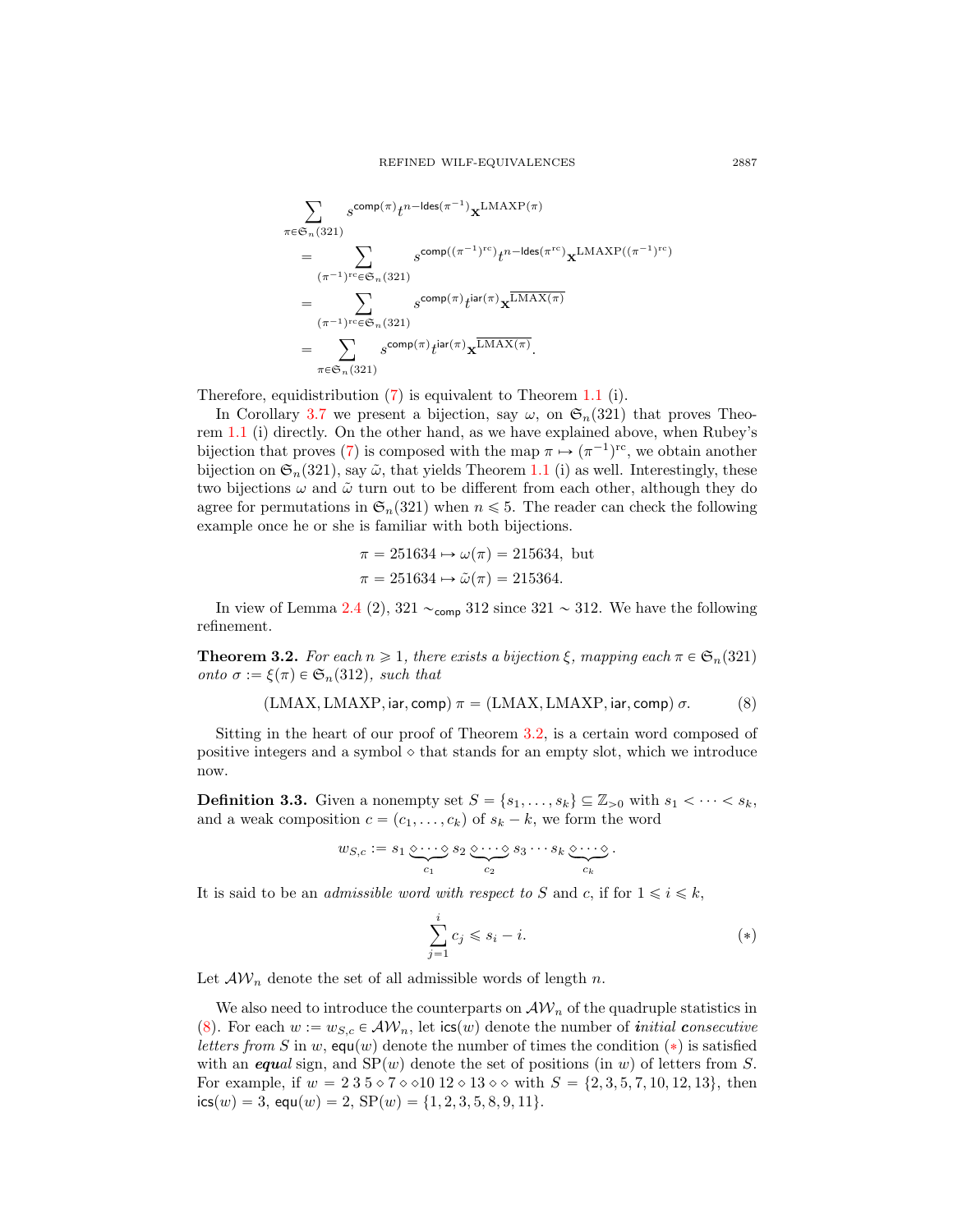$$
\begin{aligned}
&\sum_{\pi\in\mathfrak{S}_n(321)} s^{\mathsf{comp}(\pi)} t^{n-\mathsf{ldes}(\pi^{-1})} \mathbf{x}^{\mathrm{LMAXP}(\pi)} \\
&= \sum_{(\pi^{-1})^{\mathrm{rc}}\in\mathfrak{S}_n(321)} s^{\mathsf{comp}((\pi^{-1})^{\mathrm{rc}})} t^{n-\mathsf{ldes}(\pi^{\mathrm{rc}})} \mathbf{x}^{\mathrm{LMAXP}((\pi^{-1})^{\mathrm{rc}})} \\
&= \sum_{(\pi^{-1})^{\mathrm{rc}}\in\mathfrak{S}_n(321)} s^{\mathsf{comp}(\pi)} t^{\mathsf{iar}(\pi)} \mathbf{x}^{\overline{\mathrm{LMAX}(\pi)}} \\
&= \sum_{\pi\in\mathfrak{S}_n(321)} s^{\mathsf{comp}(\pi)} t^{\mathsf{iar}(\pi)} \mathbf{x}^{\overline{\mathrm{LMAX}(\pi)}}.
\end{aligned}
$$

Therefore, equidistribution (7) is equivalent to Theorem 1.1 (i).

In Corollary 3.7 we present a bijection, say $\omega$, on $\mathfrak{S}_n(321)$ that proves Theorem 1.1 (i) directly. On the other hand, as we have explained above, when Rubey's bijection that proves (7) is composed with the map $\pi \mapsto (\pi^{-1})^{\mathrm{rc}}$, we obtain another bijection on $\mathfrak{S}_n(321)$, say $\tilde{\omega}$, that yields Theorem 1.1 (i) as well. Interestingly, these two bijections $\omega$ and $\tilde{\omega}$ turn out to be different from each other, although they do agree for permutations in $\mathfrak{S}_n(321)$ when $n \leqslant 5$. The reader can check the following example once he or she is familiar with both bijections.

$$
\begin{aligned}
\pi = 251634 &\mapsto \omega(\pi) = 215634, \text{ but} \\
\pi = 251634 &\mapsto \tilde{\omega}(\pi) = 215364.
\end{aligned}
$$

In view of Lemma 2.4 (2), $321 \sim_{\mathsf{comp}} 312$ since $321 \sim 312$. We have the following refinement.

**Theorem 3.2.** *For each $n \geqslant 1$, there exists a bijection $\xi$, mapping each $\pi \in \mathfrak{S}_n(321)$ onto $\sigma := \xi(\pi) \in \mathfrak{S}_n(312)$, such that*

$$
(\mathrm{LMAX}, \mathrm{LMAXP}, \mathsf{iar}, \mathsf{comp})\,\pi = (\mathrm{LMAX}, \mathrm{LMAXP}, \mathsf{iar}, \mathsf{comp})\,\sigma. \tag{8}
$$

Sitting in the heart of our proof of Theorem 3.2, is a certain word composed of positive integers and a symbol $\diamond$ that stands for an empty slot, which we introduce now.

**Definition 3.3.** Given a nonempty set $S = \{s_1, \ldots, s_k\} \subseteq \mathbb{Z}_{>0}$ with $s_1 < \cdots < s_k$, and a weak composition $c = (c_1, \ldots, c_k)$ of $s_k - k$, we form the word

$$
w_{S,c} := s_1 \underbrace{\diamond \cdots \diamond}_{c_1} s_2 \underbrace{\diamond \cdots \diamond}_{c_2} s_3 \cdots s_k \underbrace{\diamond \cdots \diamond}_{c_k}.
$$

It is said to be an *admissible word with respect to $S$ and $c$*, if for $1 \leqslant i \leqslant k$,

$$
\sum_{j=1}^{i} c_j \leqslant s_i - i. \tag{$*$}
$$

Let $\mathcal{AW}_n$ denote the set of all admissible words of length $n$.

We also need to introduce the counterparts on $\mathcal{AW}_n$ of the quadruple statistics in (8). For each $w := w_{S,c} \in \mathcal{AW}_n$, let $\mathsf{ics}(w)$ denote the number of ***i****nitial* ***c****onsecutive letters from* ***S*** in $w$, $\mathsf{equ}(w)$ denote the number of times the condition ($*$) is satisfied with an ***equ****al* sign, and $\mathrm{SP}(w)$ denote the set of positions (in $w$) of letters from $S$. For example, if $w = 2\,3\,5 \diamond 7 \diamond \diamond 10\;12 \diamond 13 \diamond \diamond$ with $S = \{2, 3, 5, 7, 10, 12, 13\}$, then $\mathsf{ics}(w) = 3$, $\mathsf{equ}(w) = 2$, $\mathrm{SP}(w) = \{1, 2, 3, 5, 8, 9, 11\}$.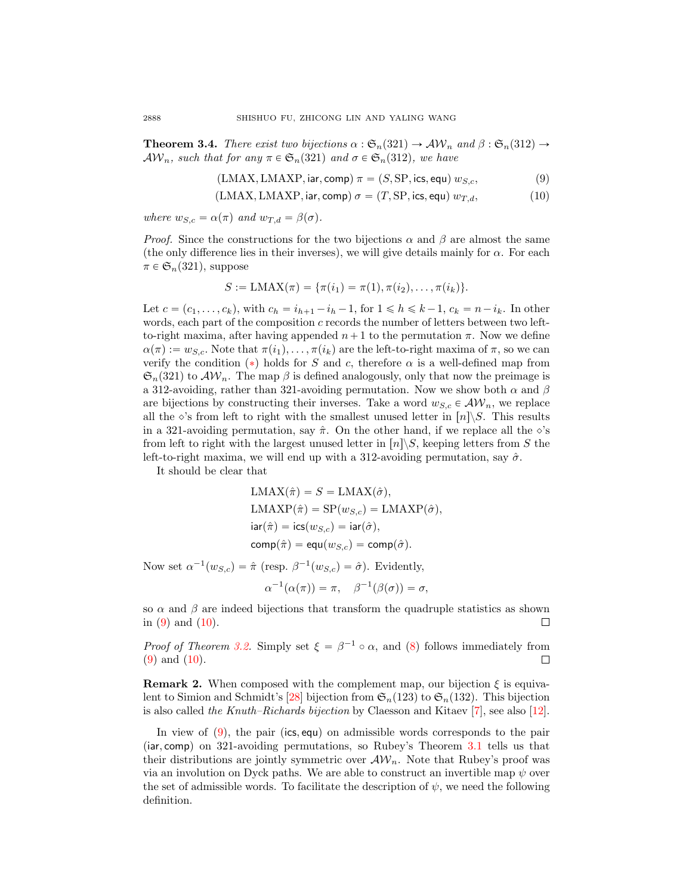**Theorem 3.4.** *There exist two bijections $\alpha : \mathfrak{S}_n(321) \to \mathcal{AW}_n$ and $\beta : \mathfrak{S}_n(312) \to \mathcal{AW}_n$, such that for any $\pi \in \mathfrak{S}_n(321)$ and $\sigma \in \mathfrak{S}_n(312)$, we have*

$$(\mathrm{LMAX}, \mathrm{LMAXP}, \mathsf{iar}, \mathsf{comp})\ \pi = (S, \mathrm{SP}, \mathsf{ics}, \mathsf{equ})\ w_{S,c}, \tag{9}$$

$$(\mathrm{LMAX}, \mathrm{LMAXP}, \mathsf{iar}, \mathsf{comp})\ \sigma = (T, \mathrm{SP}, \mathsf{ics}, \mathsf{equ})\ w_{T,d}, \tag{10}$$

*where $w_{S,c} = \alpha(\pi)$ and $w_{T,d} = \beta(\sigma)$.*

*Proof.* Since the constructions for the two bijections $\alpha$ and $\beta$ are almost the same (the only difference lies in their inverses), we will give details mainly for $\alpha$. For each $\pi \in \mathfrak{S}_n(321)$, suppose

$$S := \mathrm{LMAX}(\pi) = \{\pi(i_1) = \pi(1), \pi(i_2), \ldots, \pi(i_k)\}.$$

Let $c = (c_1, \ldots, c_k)$, with $c_h = i_{h+1} - i_h - 1$, for $1 \leqslant h \leqslant k-1$, $c_k = n - i_k$. In other words, each part of the composition $c$ records the number of letters between two left-to-right maxima, after having appended $n+1$ to the permutation $\pi$. Now we define $\alpha(\pi) := w_{S,c}$. Note that $\pi(i_1), \ldots, \pi(i_k)$ are the left-to-right maxima of $\pi$, so we can verify the condition (*) holds for $S$ and $c$, therefore $\alpha$ is a well-defined map from $\mathfrak{S}_n(321)$ to $\mathcal{AW}_n$. The map $\beta$ is defined analogously, only that now the preimage is a 312-avoiding, rather than 321-avoiding permutation. Now we show both $\alpha$ and $\beta$ are bijections by constructing their inverses. Take a word $w_{S,c} \in \mathcal{AW}_n$, we replace all the $\diamond$'s from left to right with the smallest unused letter in $[n]\backslash S$. This results in a 321-avoiding permutation, say $\hat{\pi}$. On the other hand, if we replace all the $\diamond$'s from left to right with the largest unused letter in $[n]\backslash S$, keeping letters from $S$ the left-to-right maxima, we will end up with a 312-avoiding permutation, say $\hat{\sigma}$.

It should be clear that

$$\begin{aligned}
\mathrm{LMAX}(\hat{\pi}) &= S = \mathrm{LMAX}(\hat{\sigma}),\\
\mathrm{LMAXP}(\hat{\pi}) &= \mathrm{SP}(w_{S,c}) = \mathrm{LMAXP}(\hat{\sigma}),\\
\mathsf{iar}(\hat{\pi}) &= \mathsf{ics}(w_{S,c}) = \mathsf{iar}(\hat{\sigma}),\\
\mathsf{comp}(\hat{\pi}) &= \mathsf{equ}(w_{S,c}) = \mathsf{comp}(\hat{\sigma}).
\end{aligned}$$

Now set $\alpha^{-1}(w_{S,c}) = \hat{\pi}$ (resp. $\beta^{-1}(w_{S,c}) = \hat{\sigma}$). Evidently,

$$\alpha^{-1}(\alpha(\pi)) = \pi, \quad \beta^{-1}(\beta(\sigma)) = \sigma,$$

so $\alpha$ and $\beta$ are indeed bijections that transform the quadruple statistics as shown in (9) and (10). $\square$

*Proof of Theorem 3.2.* Simply set $\xi = \beta^{-1} \circ \alpha$, and (8) follows immediately from (9) and (10). $\square$

**Remark 2.** When composed with the complement map, our bijection $\xi$ is equivalent to Simion and Schmidt's [28] bijection from $\mathfrak{S}_n(123)$ to $\mathfrak{S}_n(132)$. This bijection is also called *the Knuth–Richards bijection* by Claesson and Kitaev [7], see also [12].

In view of (9), the pair $(\mathsf{ics}, \mathsf{equ})$ on admissible words corresponds to the pair $(\mathsf{iar}, \mathsf{comp})$ on 321-avoiding permutations, so Rubey's Theorem 3.1 tells us that their distributions are jointly symmetric over $\mathcal{AW}_n$. Note that Rubey's proof was via an involution on Dyck paths. We are able to construct an invertible map $\psi$ over the set of admissible words. To facilitate the description of $\psi$, we need the following definition.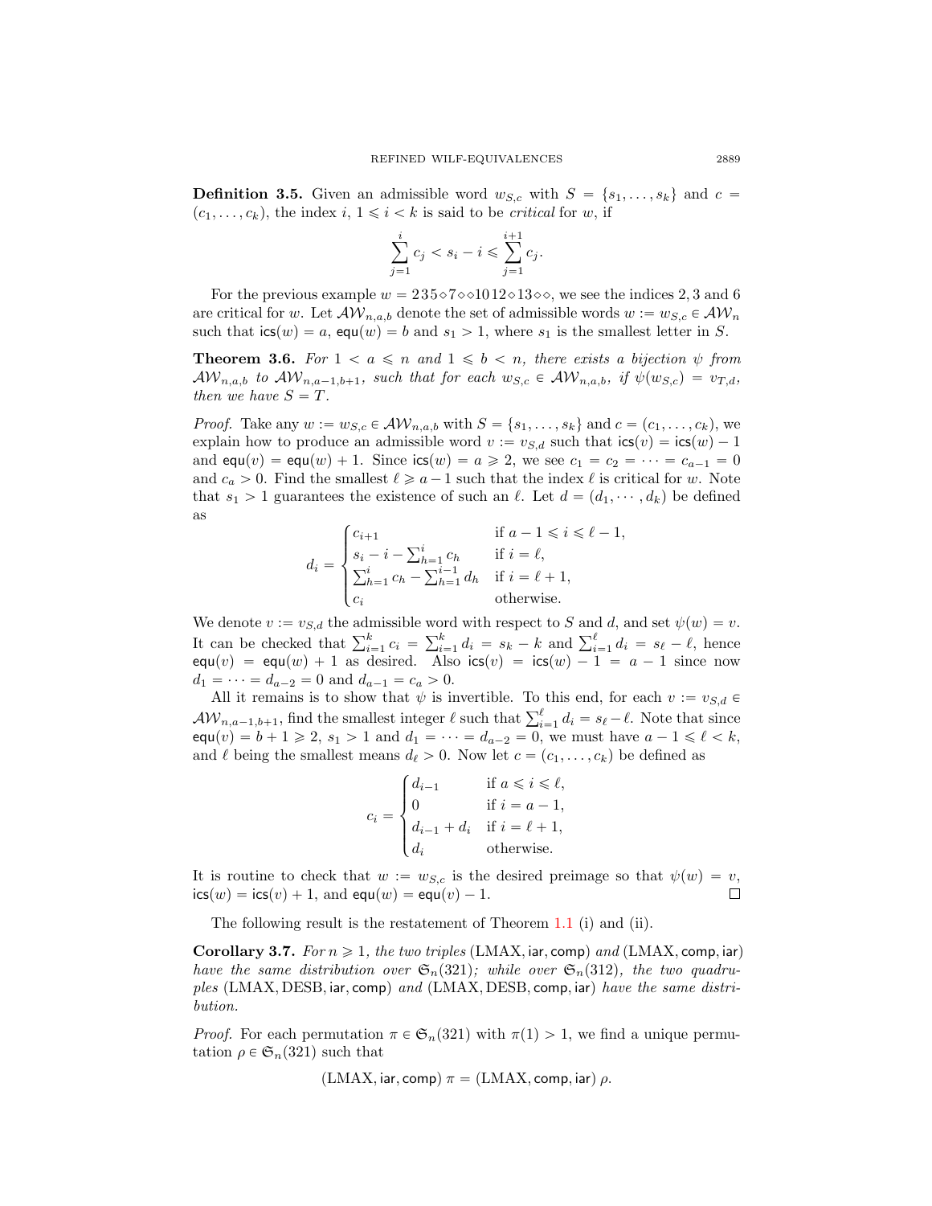**Definition 3.5.** Given an admissible word $w_{S,c}$ with $S = \{s_1, \dots, s_k\}$ and $c = (c_1, \dots, c_k)$, the index $i$, $1 \leqslant i < k$ is said to be *critical* for $w$, if

$$\sum_{j=1}^{i} c_j < s_i - i \leqslant \sum_{j=1}^{i+1} c_j.$$

For the previous example $w = 2\,3\,5 \diamond 7 \diamond\diamond 10\,12 \diamond 13 \diamond\diamond$, we see the indices 2, 3 and 6 are critical for $w$. Let $\mathcal{AW}_{n,a,b}$ denote the set of admissible words $w := w_{S,c} \in \mathcal{AW}_n$ such that $\mathsf{ics}(w) = a$, $\mathsf{equ}(w) = b$ and $s_1 > 1$, where $s_1$ is the smallest letter in $S$.

**Theorem 3.6.** *For $1 < a \leqslant n$ and $1 \leqslant b < n$, there exists a bijection $\psi$ from $\mathcal{AW}_{n,a,b}$ to $\mathcal{AW}_{n,a-1,b+1}$, such that for each $w_{S,c} \in \mathcal{AW}_{n,a,b}$, if $\psi(w_{S,c}) = v_{T,d}$, then we have $S = T$.*

*Proof.* Take any $w := w_{S,c} \in \mathcal{AW}_{n,a,b}$ with $S = \{s_1, \dots, s_k\}$ and $c = (c_1, \dots, c_k)$, we explain how to produce an admissible word $v := v_{S,d}$ such that $\mathsf{ics}(v) = \mathsf{ics}(w) - 1$ and $\mathsf{equ}(v) = \mathsf{equ}(w) + 1$. Since $\mathsf{ics}(w) = a \geqslant 2$, we see $c_1 = c_2 = \cdots = c_{a-1} = 0$ and $c_a > 0$. Find the smallest $\ell \geqslant a - 1$ such that the index $\ell$ is critical for $w$. Note that $s_1 > 1$ guarantees the existence of such an $\ell$. Let $d = (d_1, \cdots, d_k)$ be defined as

$$d_i = \begin{cases} c_{i+1} & \text{if } a-1 \leqslant i \leqslant \ell - 1, \\ s_i - i - \sum_{h=1}^{i} c_h & \text{if } i = \ell, \\ \sum_{h=1}^{i} c_h - \sum_{h=1}^{i-1} d_h & \text{if } i = \ell + 1, \\ c_i & \text{otherwise.} \end{cases}$$

We denote $v := v_{S,d}$ the admissible word with respect to $S$ and $d$, and set $\psi(w) = v$. It can be checked that $\sum_{i=1}^{k} c_i = \sum_{i=1}^{k} d_i = s_k - k$ and $\sum_{i=1}^{\ell} d_i = s_\ell - \ell$, hence $\mathsf{equ}(v) = \mathsf{equ}(w) + 1$ as desired. Also $\mathsf{ics}(v) = \mathsf{ics}(w) - 1 = a - 1$ since now $d_1 = \cdots = d_{a-2} = 0$ and $d_{a-1} = c_a > 0$.

All it remains is to show that $\psi$ is invertible. To this end, for each $v := v_{S,d} \in \mathcal{AW}_{n,a-1,b+1}$, find the smallest integer $\ell$ such that $\sum_{i=1}^{\ell} d_i = s_\ell - \ell$. Note that since $\mathsf{equ}(v) = b + 1 \geqslant 2$, $s_1 > 1$ and $d_1 = \cdots = d_{a-2} = 0$, we must have $a - 1 \leqslant \ell < k$, and $\ell$ being the smallest means $d_\ell > 0$. Now let $c = (c_1, \dots, c_k)$ be defined as

$$c_i = \begin{cases} d_{i-1} & \text{if } a \leqslant i \leqslant \ell, \\ 0 & \text{if } i = a - 1, \\ d_{i-1} + d_i & \text{if } i = \ell + 1, \\ d_i & \text{otherwise.} \end{cases}$$

It is routine to check that $w := w_{S,c}$ is the desired preimage so that $\psi(w) = v$, $\mathsf{ics}(w) = \mathsf{ics}(v) + 1$, and $\mathsf{equ}(w) = \mathsf{equ}(v) - 1$. $\square$

The following result is the restatement of Theorem 1.1 (i) and (ii).

**Corollary 3.7.** *For $n \geqslant 1$, the two triples $(\mathrm{LMAX}, \mathsf{iar}, \mathsf{comp})$ and $(\mathrm{LMAX}, \mathsf{comp}, \mathsf{iar})$ have the same distribution over $\mathfrak{S}_n(321)$; while over $\mathfrak{S}_n(312)$, the two quadruples $(\mathrm{LMAX}, \mathrm{DESB}, \mathsf{iar}, \mathsf{comp})$ and $(\mathrm{LMAX}, \mathrm{DESB}, \mathsf{comp}, \mathsf{iar})$ have the same distribution.*

*Proof.* For each permutation $\pi \in \mathfrak{S}_n(321)$ with $\pi(1) > 1$, we find a unique permutation $\rho \in \mathfrak{S}_n(321)$ such that

$$(\mathrm{LMAX}, \mathsf{iar}, \mathsf{comp})\, \pi = (\mathrm{LMAX}, \mathsf{comp}, \mathsf{iar})\, \rho.$$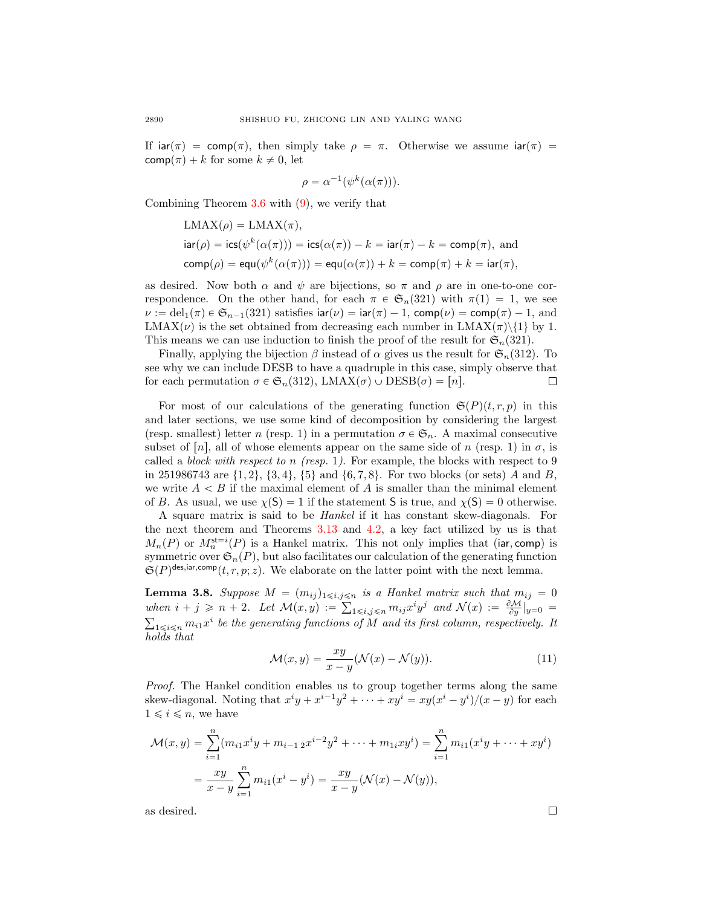If $\mathsf{iar}(\pi) = \mathsf{comp}(\pi)$, then simply take $\rho = \pi$. Otherwise we assume $\mathsf{iar}(\pi) = \mathsf{comp}(\pi) + k$ for some $k \neq 0$, let

$$\rho = \alpha^{-1}(\psi^k(\alpha(\pi))).$$

Combining Theorem 3.6 with (9), we verify that

$$\begin{aligned}
&\mathrm{LMAX}(\rho) = \mathrm{LMAX}(\pi),\\
&\mathsf{iar}(\rho) = \mathsf{ics}(\psi^k(\alpha(\pi))) = \mathsf{ics}(\alpha(\pi)) - k = \mathsf{iar}(\pi) - k = \mathsf{comp}(\pi), \text{ and}\\
&\mathsf{comp}(\rho) = \mathsf{equ}(\psi^k(\alpha(\pi))) = \mathsf{equ}(\alpha(\pi)) + k = \mathsf{comp}(\pi) + k = \mathsf{iar}(\pi),
\end{aligned}$$

as desired. Now both $\alpha$ and $\psi$ are bijections, so $\pi$ and $\rho$ are in one-to-one correspondence. On the other hand, for each $\pi \in \mathfrak{S}_n(321)$ with $\pi(1) = 1$, we see $\nu := \mathrm{del}_1(\pi) \in \mathfrak{S}_{n-1}(321)$ satisfies $\mathsf{iar}(\nu) = \mathsf{iar}(\pi) - 1$, $\mathsf{comp}(\nu) = \mathsf{comp}(\pi) - 1$, and $\mathrm{LMAX}(\nu)$ is the set obtained from decreasing each number in $\mathrm{LMAX}(\pi)\backslash\{1\}$ by 1. This means we can use induction to finish the proof of the result for $\mathfrak{S}_n(321)$.

Finally, applying the bijection $\beta$ instead of $\alpha$ gives us the result for $\mathfrak{S}_n(312)$. To see why we can include DESB to have a quadruple in this case, simply observe that for each permutation $\sigma \in \mathfrak{S}_n(312)$, $\mathrm{LMAX}(\sigma) \cup \mathrm{DESB}(\sigma) = [n]$. ◻

For most of our calculations of the generating function $\mathfrak{S}(P)(t, r, p)$ in this and later sections, we use some kind of decomposition by considering the largest (resp. smallest) letter $n$ (resp. 1) in a permutation $\sigma \in \mathfrak{S}_n$. A maximal consecutive subset of $[n]$, all of whose elements appear on the same side of $n$ (resp. 1) in $\sigma$, is called a *block with respect to $n$ (resp. 1)*. For example, the blocks with respect to 9 in 251986743 are $\{1, 2\}$, $\{3, 4\}$, $\{5\}$ and $\{6, 7, 8\}$. For two blocks (or sets) $A$ and $B$, we write $A < B$ if the maximal element of $A$ is smaller than the minimal element of $B$. As usual, we use $\chi(\mathsf{S}) = 1$ if the statement $\mathsf{S}$ is true, and $\chi(\mathsf{S}) = 0$ otherwise.

A square matrix is said to be *Hankel* if it has constant skew-diagonals. For the next theorem and Theorems 3.13 and 4.2, a key fact utilized by us is that $M_n(P)$ or $M_n^{\mathsf{st}=i}(P)$ is a Hankel matrix. This not only implies that $(\mathsf{iar}, \mathsf{comp})$ is symmetric over $\mathfrak{S}_n(P)$, but also facilitates our calculation of the generating function $\mathfrak{S}(P)^{\mathsf{des},\mathsf{iar},\mathsf{comp}}(t, r, p; z)$. We elaborate on the latter point with the next lemma.

**Lemma 3.8.** *Suppose $M = (m_{ij})_{1\leqslant i,j\leqslant n}$ is a Hankel matrix such that $m_{ij} = 0$ when $i + j \geqslant n + 2$. Let $\mathcal{M}(x, y) := \sum_{1\leqslant i,j\leqslant n} m_{ij}x^i y^j$ and $\mathcal{N}(x) := \frac{\partial \mathcal{M}}{\partial y}|_{y=0} = \sum_{1\leqslant i\leqslant n} m_{i1}x^i$ be the generating functions of $M$ and its first column, respectively. It holds that*

$$\mathcal{M}(x, y) = \frac{xy}{x - y}(\mathcal{N}(x) - \mathcal{N}(y)). \tag{11}$$

*Proof.* The Hankel condition enables us to group together terms along the same skew-diagonal. Noting that $x^i y + x^{i-1}y^2 + \cdots + xy^i = xy(x^i - y^i)/(x - y)$ for each $1 \leqslant i \leqslant n$, we have

$$\begin{aligned}
\mathcal{M}(x, y) &= \sum_{i=1}^{n}(m_{i1}x^i y + m_{i-1\,2}x^{i-2}y^2 + \cdots + m_{1i}xy^i) = \sum_{i=1}^{n} m_{i1}(x^i y + \cdots + xy^i)\\
&= \frac{xy}{x - y}\sum_{i=1}^{n} m_{i1}(x^i - y^i) = \frac{xy}{x - y}(\mathcal{N}(x) - \mathcal{N}(y)),
\end{aligned}$$

as desired. ◻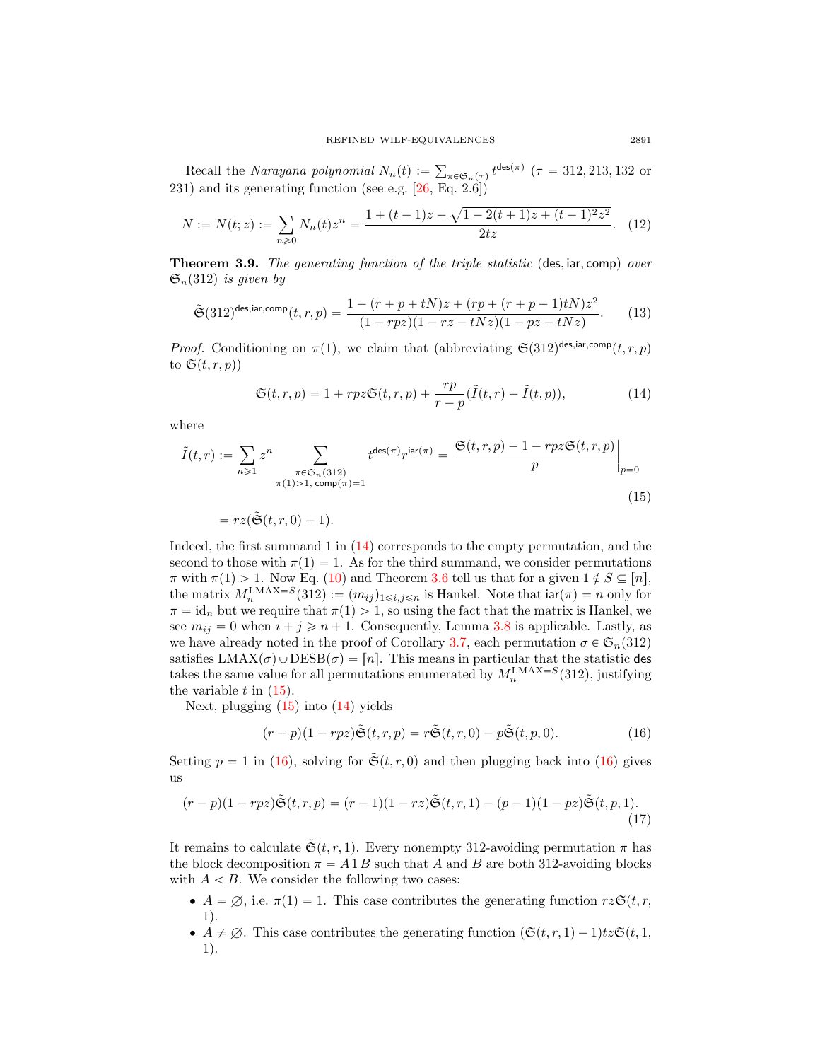Recall the *Narayana polynomial* $N_n(t) := \sum_{\pi\in\mathfrak{S}_n(\tau)} t^{\mathsf{des}(\pi)}$ ($\tau = 312, 213, 132$ or $231$) and its generating function (see e.g. [26, Eq. 2.6])

$$N := N(t; z) := \sum_{n\geqslant 0} N_n(t)z^n = \frac{1 + (t-1)z - \sqrt{1 - 2(t+1)z + (t-1)^2z^2}}{2tz}. \tag{12}$$

**Theorem 3.9.** *The generating function of the triple statistic* ($\mathsf{des}, \mathsf{iar}, \mathsf{comp}$) *over* $\mathfrak{S}_n(312)$ *is given by*

$$\tilde{\mathfrak{S}}(312)^{\mathsf{des},\mathsf{iar},\mathsf{comp}}(t, r, p) = \frac{1 - (r + p + tN)z + (rp + (r + p - 1)tN)z^2}{(1 - rpz)(1 - rz - tNz)(1 - pz - tNz)}. \tag{13}$$

*Proof.* Conditioning on $\pi(1)$, we claim that (abbreviating $\mathfrak{S}(312)^{\mathsf{des},\mathsf{iar},\mathsf{comp}}(t, r, p)$ to $\mathfrak{S}(t, r, p)$)

$$\mathfrak{S}(t, r, p) = 1 + rpz\mathfrak{S}(t, r, p) + \frac{rp}{r - p}(\tilde{I}(t, r) - \tilde{I}(t, p)), \tag{14}$$

where

$$\tilde{I}(t, r) := \sum_{n\geqslant 1} z^n \sum_{\substack{\pi\in\mathfrak{S}_n(312)\\ \pi(1)>1,\ \mathsf{comp}(\pi)=1}} t^{\mathsf{des}(\pi)}r^{\mathsf{iar}(\pi)} = \left.\frac{\mathfrak{S}(t, r, p) - 1 - rpz\mathfrak{S}(t, r, p)}{p}\right|_{p=0} \tag{15}$$

$$= rz(\tilde{\mathfrak{S}}(t, r, 0) - 1).$$

Indeed, the first summand 1 in (14) corresponds to the empty permutation, and the second to those with $\pi(1) = 1$. As for the third summand, we consider permutations $\pi$ with $\pi(1) > 1$. Now Eq. (10) and Theorem 3.6 tell us that for a given $1 \notin S \subseteq [n]$, the matrix $M_n^{\mathrm{LMAX}=S}(312) := (m_{ij})_{1\leqslant i,j\leqslant n}$ is Hankel. Note that $\mathsf{iar}(\pi) = n$ only for $\pi = \mathrm{id}_n$ but we require that $\pi(1) > 1$, so using the fact that the matrix is Hankel, we see $m_{ij} = 0$ when $i + j \geqslant n + 1$. Consequently, Lemma 3.8 is applicable. Lastly, as we have already noted in the proof of Corollary 3.7, each permutation $\sigma \in \mathfrak{S}_n(312)$ satisfies $\mathrm{LMAX}(\sigma) \cup \mathrm{DESB}(\sigma) = [n]$. This means in particular that the statistic $\mathsf{des}$ takes the same value for all permutations enumerated by $M_n^{\mathrm{LMAX}=S}(312)$, justifying the variable $t$ in (15).

Next, plugging (15) into (14) yields

$$(r - p)(1 - rpz)\tilde{\mathfrak{S}}(t, r, p) = r\tilde{\mathfrak{S}}(t, r, 0) - p\tilde{\mathfrak{S}}(t, p, 0). \tag{16}$$

Setting $p = 1$ in (16), solving for $\tilde{\mathfrak{S}}(t, r, 0)$ and then plugging back into (16) gives us

$$(r - p)(1 - rpz)\tilde{\mathfrak{S}}(t, r, p) = (r - 1)(1 - rz)\tilde{\mathfrak{S}}(t, r, 1) - (p - 1)(1 - pz)\tilde{\mathfrak{S}}(t, p, 1). \tag{17}$$

It remains to calculate $\tilde{\mathfrak{S}}(t, r, 1)$. Every nonempty 312-avoiding permutation $\pi$ has the block decomposition $\pi = A\,1\,B$ such that $A$ and $B$ are both 312-avoiding blocks with $A < B$. We consider the following two cases:

- $A = \varnothing$, i.e. $\pi(1) = 1$. This case contributes the generating function $rz\mathfrak{S}(t, r, 1)$.
- $A \neq \varnothing$. This case contributes the generating function $(\mathfrak{S}(t, r, 1) - 1)tz\mathfrak{S}(t, 1, 1)$.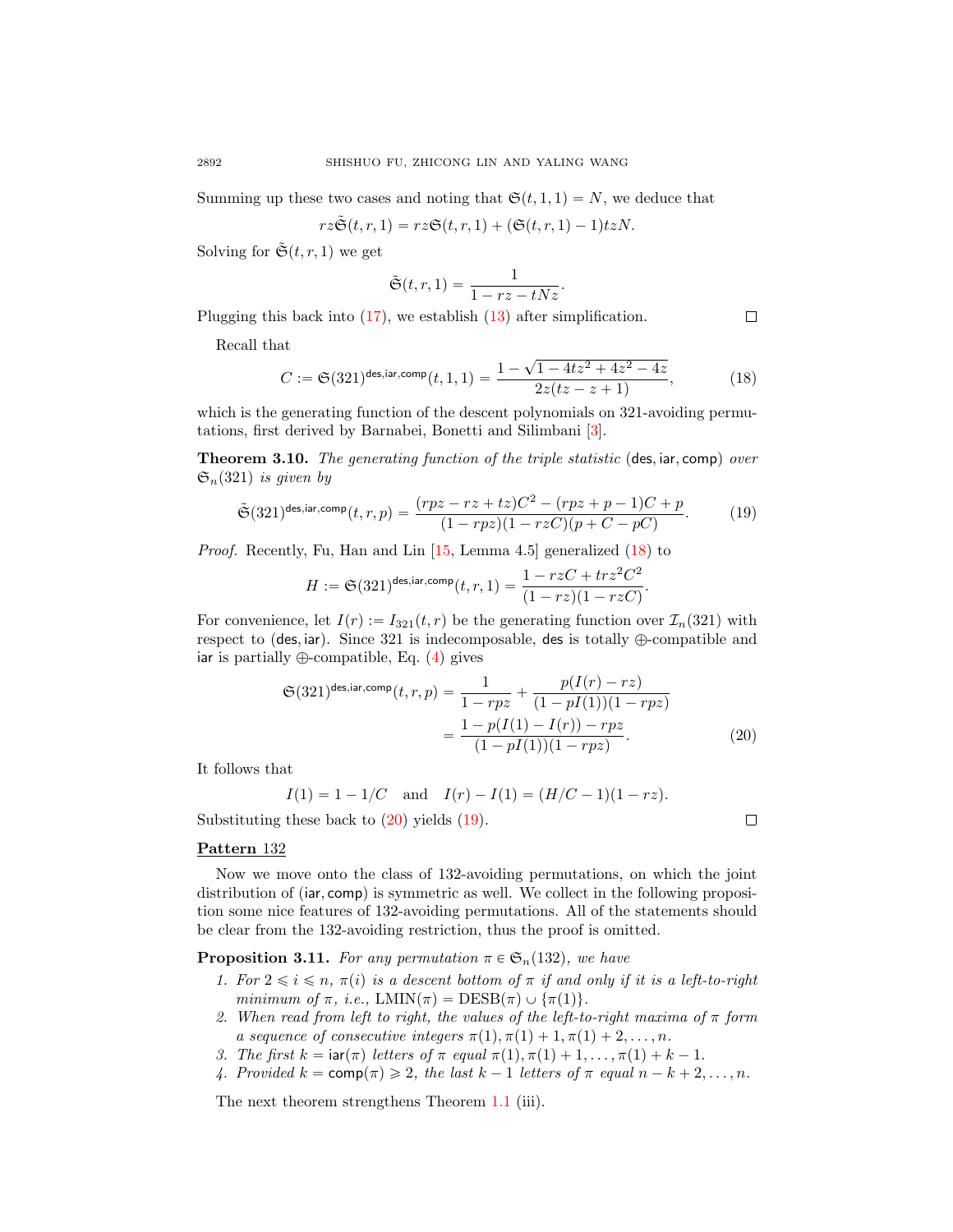Summing up these two cases and noting that $\mathfrak{S}(t,1,1) = N$, we deduce that

$$rz\tilde{\mathfrak{S}}(t,r,1) = rz\mathfrak{S}(t,r,1) + (\mathfrak{S}(t,r,1) - 1)tzN.$$

Solving for $\tilde{\mathfrak{S}}(t,r,1)$ we get

$$\tilde{\mathfrak{S}}(t,r,1) = \frac{1}{1 - rz - tNz}.$$

Plugging this back into (17), we establish (13) after simplification. $\square$

Recall that

$$C := \mathfrak{S}(321)^{\mathsf{des},\mathsf{iar},\mathsf{comp}}(t,1,1) = \frac{1 - \sqrt{1 - 4tz^2 + 4z^2 - 4z}}{2z(tz - z + 1)}, \tag{18}$$

which is the generating function of the descent polynomials on 321-avoiding permutations, first derived by Barnabei, Bonetti and Silimbani [3].

**Theorem 3.10.** *The generating function of the triple statistic* $(\mathsf{des},\mathsf{iar},\mathsf{comp})$ *over* $\mathfrak{S}_n(321)$ *is given by*

$$\tilde{\mathfrak{S}}(321)^{\mathsf{des},\mathsf{iar},\mathsf{comp}}(t,r,p) = \frac{(rpz - rz + tz)C^2 - (rpz + p - 1)C + p}{(1 - rpz)(1 - rzC)(p + C - pC)}. \tag{19}$$

*Proof.* Recently, Fu, Han and Lin [15, Lemma 4.5] generalized (18) to

$$H := \mathfrak{S}(321)^{\mathsf{des},\mathsf{iar},\mathsf{comp}}(t,r,1) = \frac{1 - rzC + trz^2C^2}{(1 - rz)(1 - rzC)}.$$

For convenience, let $I(r) := I_{321}(t,r)$ be the generating function over $\mathcal{I}_n(321)$ with respect to $(\mathsf{des},\mathsf{iar})$. Since 321 is indecomposable, $\mathsf{des}$ is totally $\oplus$-compatible and $\mathsf{iar}$ is partially $\oplus$-compatible, Eq. (4) gives

$$\begin{aligned}
\mathfrak{S}(321)^{\mathsf{des},\mathsf{iar},\mathsf{comp}}(t,r,p) &= \frac{1}{1 - rpz} + \frac{p(I(r) - rz)}{(1 - pI(1))(1 - rpz)} \\
&= \frac{1 - p(I(1) - I(r)) - rpz}{(1 - pI(1))(1 - rpz)}.
\end{aligned} \tag{20}$$

It follows that

$$I(1) = 1 - 1/C \quad \text{and} \quad I(r) - I(1) = (H/C - 1)(1 - rz).$$

Substituting these back to (20) yields (19). $\square$

## Pattern 132

Now we move onto the class of 132-avoiding permutations, on which the joint distribution of $(\mathsf{iar},\mathsf{comp})$ is symmetric as well. We collect in the following proposition some nice features of 132-avoiding permutations. All of the statements should be clear from the 132-avoiding restriction, thus the proof is omitted.

**Proposition 3.11.** *For any permutation* $\pi \in \mathfrak{S}_n(132)$*, we have*

1. *For* $2 \leqslant i \leqslant n$*,* $\pi(i)$ *is a descent bottom of* $\pi$ *if and only if it is a left-to-right minimum of* $\pi$*, i.e.,* $\mathrm{LMIN}(\pi) = \mathrm{DESB}(\pi) \cup \{\pi(1)\}$*.*
2. *When read from left to right, the values of the left-to-right maxima of* $\pi$ *form a sequence of consecutive integers* $\pi(1), \pi(1)+1, \pi(1)+2, \ldots, n$*.*
3. *The first* $k = \mathsf{iar}(\pi)$ *letters of* $\pi$ *equal* $\pi(1), \pi(1)+1, \ldots, \pi(1)+k-1$*.*
4. *Provided* $k = \mathsf{comp}(\pi) \geqslant 2$*, the last* $k-1$ *letters of* $\pi$ *equal* $n-k+2, \ldots, n$*.*

The next theorem strengthens Theorem 1.1 (iii).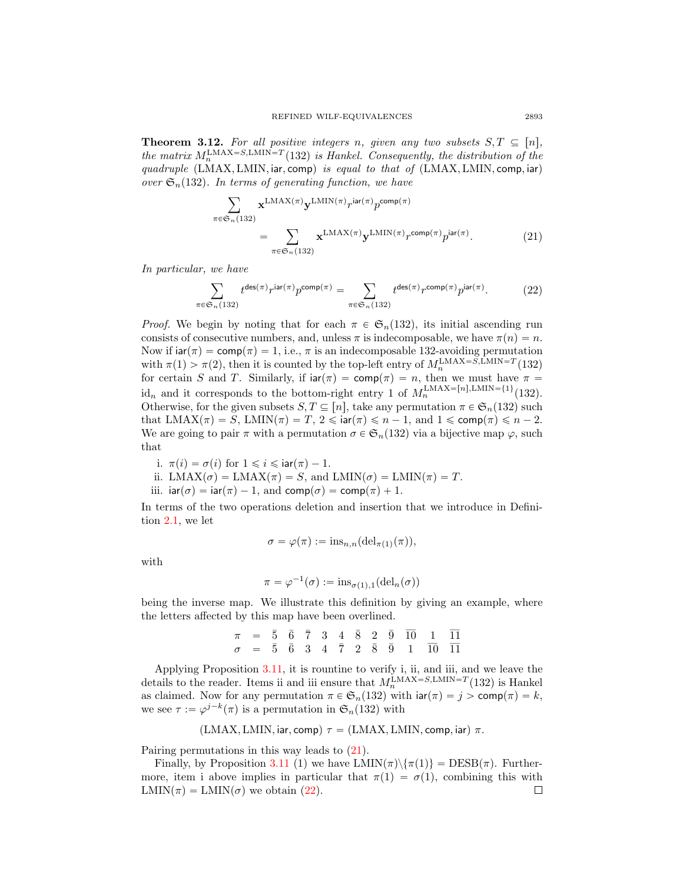**Theorem 3.12.** *For all positive integers $n$, given any two subsets $S, T \subseteq [n]$, the matrix $M_n^{\mathrm{LMAX}=S,\mathrm{LMIN}=T}(132)$ is Hankel. Consequently, the distribution of the quadruple $(\mathrm{LMAX}, \mathrm{LMIN}, \mathsf{iar}, \mathsf{comp})$ is equal to that of $(\mathrm{LMAX}, \mathrm{LMIN}, \mathsf{comp}, \mathsf{iar})$ over $\mathfrak{S}_n(132)$. In terms of generating function, we have*

$$\sum_{\pi \in \mathfrak{S}_n(132)} \mathbf{x}^{\mathrm{LMAX}(\pi)} \mathbf{y}^{\mathrm{LMIN}(\pi)} r^{\mathsf{iar}(\pi)} p^{\mathsf{comp}(\pi)} = \sum_{\pi \in \mathfrak{S}_n(132)} \mathbf{x}^{\mathrm{LMAX}(\pi)} \mathbf{y}^{\mathrm{LMIN}(\pi)} r^{\mathsf{comp}(\pi)} p^{\mathsf{iar}(\pi)}. \tag{21}$$

*In particular, we have*

$$\sum_{\pi \in \mathfrak{S}_n(132)} t^{\mathsf{des}(\pi)} r^{\mathsf{iar}(\pi)} p^{\mathsf{comp}(\pi)} = \sum_{\pi \in \mathfrak{S}_n(132)} t^{\mathsf{des}(\pi)} r^{\mathsf{comp}(\pi)} p^{\mathsf{iar}(\pi)}. \tag{22}$$

*Proof.* We begin by noting that for each $\pi \in \mathfrak{S}_n(132)$, its initial ascending run consists of consecutive numbers, and, unless $\pi$ is indecomposable, we have $\pi(n) = n$. Now if $\mathsf{iar}(\pi) = \mathsf{comp}(\pi) = 1$, i.e., $\pi$ is an indecomposable 132-avoiding permutation with $\pi(1) > \pi(2)$, then it is counted by the top-left entry of $M_n^{\mathrm{LMAX}=S,\mathrm{LMIN}=T}(132)$ for certain $S$ and $T$. Similarly, if $\mathsf{iar}(\pi) = \mathsf{comp}(\pi) = n$, then we must have $\pi = \mathrm{id}_n$ and it corresponds to the bottom-right entry 1 of $M_n^{\mathrm{LMAX}=[n],\mathrm{LMIN}=\{1\}}(132)$. Otherwise, for the given subsets $S, T \subseteq [n]$, take any permutation $\pi \in \mathfrak{S}_n(132)$ such that $\mathrm{LMAX}(\pi) = S$, $\mathrm{LMIN}(\pi) = T$, $2 \leqslant \mathsf{iar}(\pi) \leqslant n-1$, and $1 \leqslant \mathsf{comp}(\pi) \leqslant n-2$. We are going to pair $\pi$ with a permutation $\sigma \in \mathfrak{S}_n(132)$ via a bijective map $\varphi$, such that

i. $\pi(i) = \sigma(i)$ for $1 \leqslant i \leqslant \mathsf{iar}(\pi) - 1$.
ii. $\mathrm{LMAX}(\sigma) = \mathrm{LMAX}(\pi) = S$, and $\mathrm{LMIN}(\sigma) = \mathrm{LMIN}(\pi) = T$.
iii. $\mathsf{iar}(\sigma) = \mathsf{iar}(\pi) - 1$, and $\mathsf{comp}(\sigma) = \mathsf{comp}(\pi) + 1$.

In terms of the two operations deletion and insertion that we introduce in Definition 2.1, we let

$$\sigma = \varphi(\pi) := \mathrm{ins}_{n,n}(\mathrm{del}_{\pi(1)}(\pi)),$$

with

$$\pi = \varphi^{-1}(\sigma) := \mathrm{ins}_{\sigma(1),1}(\mathrm{del}_n(\sigma))$$

being the inverse map. We illustrate this definition by giving an example, where the letters affected by this map have been overlined.

$$\begin{array}{ccccccccccccc} \pi & = & \bar{5} & \bar{6} & \bar{7} & 3 & 4 & \bar{8} & 2 & \bar{9} & \overline{10} & 1 & \overline{11} \\ \sigma & = & \bar{5} & \bar{6} & 3 & 4 & \bar{7} & 2 & \bar{8} & \bar{9} & 1 & \overline{10} & \overline{11} \end{array}$$

Applying Proposition 3.11, it is rountine to verify i, ii, and iii, and we leave the details to the reader. Items ii and iii ensure that $M_n^{\mathrm{LMAX}=S,\mathrm{LMIN}=T}(132)$ is Hankel as claimed. Now for any permutation $\pi \in \mathfrak{S}_n(132)$ with $\mathsf{iar}(\pi) = j > \mathsf{comp}(\pi) = k$, we see $\tau := \varphi^{j-k}(\pi)$ is a permutation in $\mathfrak{S}_n(132)$ with

$$(\mathrm{LMAX}, \mathrm{LMIN}, \mathsf{iar}, \mathsf{comp})\ \tau = (\mathrm{LMAX}, \mathrm{LMIN}, \mathsf{comp}, \mathsf{iar})\ \pi.$$

Pairing permutations in this way leads to (21).

Finally, by Proposition 3.11 (1) we have $\mathrm{LMIN}(\pi) \backslash \{\pi(1)\} = \mathrm{DESB}(\pi)$. Furthermore, item i above implies in particular that $\pi(1) = \sigma(1)$, combining this with $\mathrm{LMIN}(\pi) = \mathrm{LMIN}(\sigma)$ we obtain (22). ∎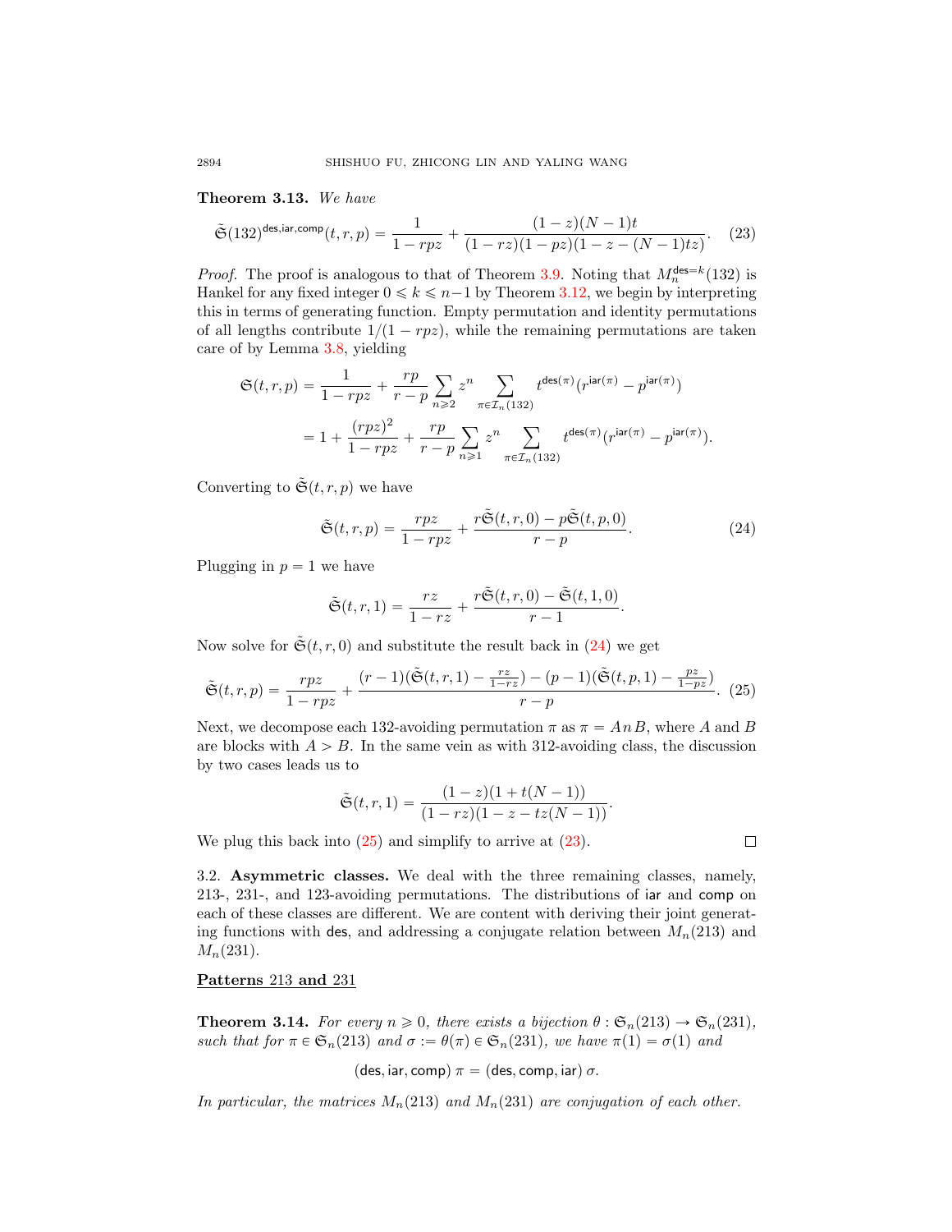**Theorem 3.13.** *We have*

$$\tilde{\mathfrak{S}}(132)^{\mathsf{des},\mathsf{iar},\mathsf{comp}}(t,r,p) = \frac{1}{1-rpz} + \frac{(1-z)(N-1)t}{(1-rz)(1-pz)(1-z-(N-1)tz)}. \tag{23}$$

*Proof.* The proof is analogous to that of Theorem 3.9. Noting that $M_n^{\mathsf{des}=k}(132)$ is Hankel for any fixed integer $0 \leqslant k \leqslant n-1$ by Theorem 3.12, we begin by interpreting this in terms of generating function. Empty permutation and identity permutations of all lengths contribute $1/(1-rpz)$, while the remaining permutations are taken care of by Lemma 3.8, yielding

$$\begin{aligned}
\mathfrak{S}(t,r,p) &= \frac{1}{1-rpz} + \frac{rp}{r-p}\sum_{n\geqslant 2} z^n \sum_{\pi\in\mathcal{I}_n(132)} t^{\mathsf{des}(\pi)}(r^{\mathsf{iar}(\pi)} - p^{\mathsf{iar}(\pi)}) \\
&= 1 + \frac{(rpz)^2}{1-rpz} + \frac{rp}{r-p}\sum_{n\geqslant 1} z^n \sum_{\pi\in\mathcal{I}_n(132)} t^{\mathsf{des}(\pi)}(r^{\mathsf{iar}(\pi)} - p^{\mathsf{iar}(\pi)}).
\end{aligned}$$

Converting to $\tilde{\mathfrak{S}}(t,r,p)$ we have

$$\tilde{\mathfrak{S}}(t,r,p) = \frac{rpz}{1-rpz} + \frac{r\tilde{\mathfrak{S}}(t,r,0) - p\tilde{\mathfrak{S}}(t,p,0)}{r-p}. \tag{24}$$

Plugging in $p=1$ we have

$$\tilde{\mathfrak{S}}(t,r,1) = \frac{rz}{1-rz} + \frac{r\tilde{\mathfrak{S}}(t,r,0) - \tilde{\mathfrak{S}}(t,1,0)}{r-1}.$$

Now solve for $\tilde{\mathfrak{S}}(t,r,0)$ and substitute the result back in (24) we get

$$\tilde{\mathfrak{S}}(t,r,p) = \frac{rpz}{1-rpz} + \frac{(r-1)(\tilde{\mathfrak{S}}(t,r,1) - \frac{rz}{1-rz}) - (p-1)(\tilde{\mathfrak{S}}(t,p,1) - \frac{pz}{1-pz})}{r-p}. \tag{25}$$

Next, we decompose each 132-avoiding permutation $\pi$ as $\pi = AnB$, where $A$ and $B$ are blocks with $A > B$. In the same vein as with 312-avoiding class, the discussion by two cases leads us to

$$\tilde{\mathfrak{S}}(t,r,1) = \frac{(1-z)(1+t(N-1))}{(1-rz)(1-z-tz(N-1))}.$$

We plug this back into (25) and simplify to arrive at (23). $\square$

### 3.2. Asymmetric classes.

We deal with the three remaining classes, namely, 213-, 231-, and 123-avoiding permutations. The distributions of $\mathsf{iar}$ and $\mathsf{comp}$ on each of these classes are different. We are content with deriving their joint generating functions with $\mathsf{des}$, and addressing a conjugate relation between $M_n(213)$ and $M_n(231)$.

**Patterns 213 and 231**

**Theorem 3.14.** *For every $n \geqslant 0$, there exists a bijection $\theta : \mathfrak{S}_n(213) \to \mathfrak{S}_n(231)$, such that for $\pi \in \mathfrak{S}_n(213)$ and $\sigma := \theta(\pi) \in \mathfrak{S}_n(231)$, we have $\pi(1) = \sigma(1)$ and*

$$(\mathsf{des},\mathsf{iar},\mathsf{comp})\,\pi = (\mathsf{des},\mathsf{comp},\mathsf{iar})\,\sigma.$$

*In particular, the matrices $M_n(213)$ and $M_n(231)$ are conjugation of each other.*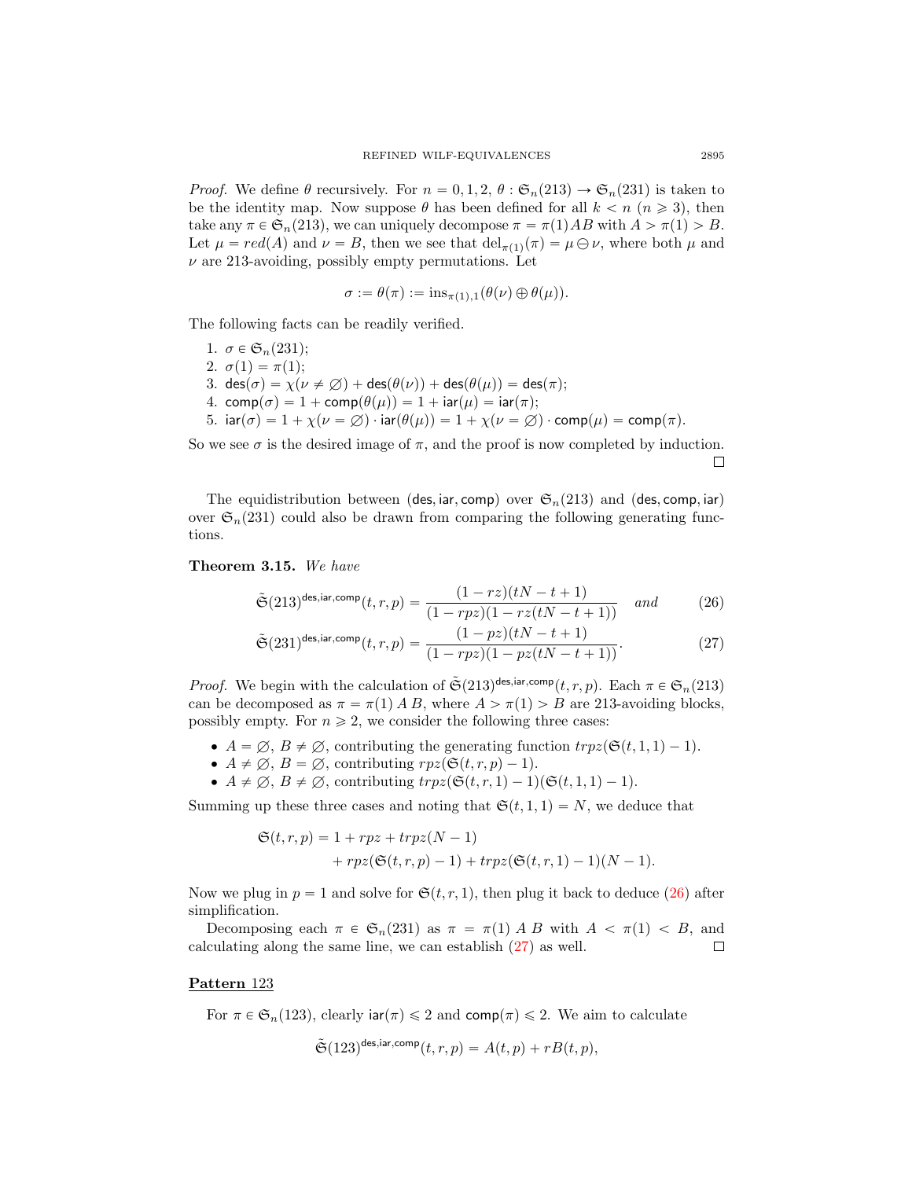*Proof.* We define $\theta$ recursively. For $n = 0, 1, 2$, $\theta : \mathfrak{S}_n(213) \to \mathfrak{S}_n(231)$ is taken to be the identity map. Now suppose $\theta$ has been defined for all $k < n$ ($n \geqslant 3$), then take any $\pi \in \mathfrak{S}_n(213)$, we can uniquely decompose $\pi = \pi(1)AB$ with $A > \pi(1) > B$. Let $\mu = red(A)$ and $\nu = B$, then we see that $\mathrm{del}_{\pi(1)}(\pi) = \mu \ominus \nu$, where both $\mu$ and $\nu$ are 213-avoiding, possibly empty permutations. Let

$$\sigma := \theta(\pi) := \mathrm{ins}_{\pi(1),1}(\theta(\nu) \oplus \theta(\mu)).$$

The following facts can be readily verified.

1. $\sigma \in \mathfrak{S}_n(231)$;
2. $\sigma(1) = \pi(1)$;
3. $\mathsf{des}(\sigma) = \chi(\nu \neq \varnothing) + \mathsf{des}(\theta(\nu)) + \mathsf{des}(\theta(\mu)) = \mathsf{des}(\pi)$;
4. $\mathsf{comp}(\sigma) = 1 + \mathsf{comp}(\theta(\mu)) = 1 + \mathsf{iar}(\mu) = \mathsf{iar}(\pi)$;
5. $\mathsf{iar}(\sigma) = 1 + \chi(\nu = \varnothing) \cdot \mathsf{iar}(\theta(\mu)) = 1 + \chi(\nu = \varnothing) \cdot \mathsf{comp}(\mu) = \mathsf{comp}(\pi)$.

So we see $\sigma$ is the desired image of $\pi$, and the proof is now completed by induction. □

The equidistribution between $(\mathsf{des}, \mathsf{iar}, \mathsf{comp})$ over $\mathfrak{S}_n(213)$ and $(\mathsf{des}, \mathsf{comp}, \mathsf{iar})$ over $\mathfrak{S}_n(231)$ could also be drawn from comparing the following generating functions.

**Theorem 3.15.** *We have*

$$\tilde{\mathfrak{S}}(213)^{\mathsf{des},\mathsf{iar},\mathsf{comp}}(t, r, p) = \frac{(1 - rz)(tN - t + 1)}{(1 - rpz)(1 - rz(tN - t + 1))} \quad \text{and} \tag{26}$$

$$\tilde{\mathfrak{S}}(231)^{\mathsf{des},\mathsf{iar},\mathsf{comp}}(t, r, p) = \frac{(1 - pz)(tN - t + 1)}{(1 - rpz)(1 - pz(tN - t + 1))}. \tag{27}$$

*Proof.* We begin with the calculation of $\tilde{\mathfrak{S}}(213)^{\mathsf{des},\mathsf{iar},\mathsf{comp}}(t, r, p)$. Each $\pi \in \mathfrak{S}_n(213)$ can be decomposed as $\pi = \pi(1)\, A\, B$, where $A > \pi(1) > B$ are 213-avoiding blocks, possibly empty. For $n \geqslant 2$, we consider the following three cases:

- $A = \varnothing$, $B \neq \varnothing$, contributing the generating function $trpz(\mathfrak{S}(t, 1, 1) - 1)$.
- $A \neq \varnothing$, $B = \varnothing$, contributing $rpz(\mathfrak{S}(t, r, p) - 1)$.
- $A \neq \varnothing$, $B \neq \varnothing$, contributing $trpz(\mathfrak{S}(t, r, 1) - 1)(\mathfrak{S}(t, 1, 1) - 1)$.

Summing up these three cases and noting that $\mathfrak{S}(t, 1, 1) = N$, we deduce that

$$\begin{aligned}\mathfrak{S}(t, r, p) = 1 &+ rpz + trpz(N - 1)\\ &+ rpz(\mathfrak{S}(t, r, p) - 1) + trpz(\mathfrak{S}(t, r, 1) - 1)(N - 1).\end{aligned}$$

Now we plug in $p = 1$ and solve for $\mathfrak{S}(t, r, 1)$, then plug it back to deduce (26) after simplification.

Decomposing each $\pi \in \mathfrak{S}_n(231)$ as $\pi = \pi(1)\, A\, B$ with $A < \pi(1) < B$, and calculating along the same line, we can establish (27) as well. □

**<u>Pattern 123</u>**

For $\pi \in \mathfrak{S}_n(123)$, clearly $\mathsf{iar}(\pi) \leqslant 2$ and $\mathsf{comp}(\pi) \leqslant 2$. We aim to calculate

$$\tilde{\mathfrak{S}}(123)^{\mathsf{des},\mathsf{iar},\mathsf{comp}}(t, r, p) = A(t, p) + rB(t, p),$$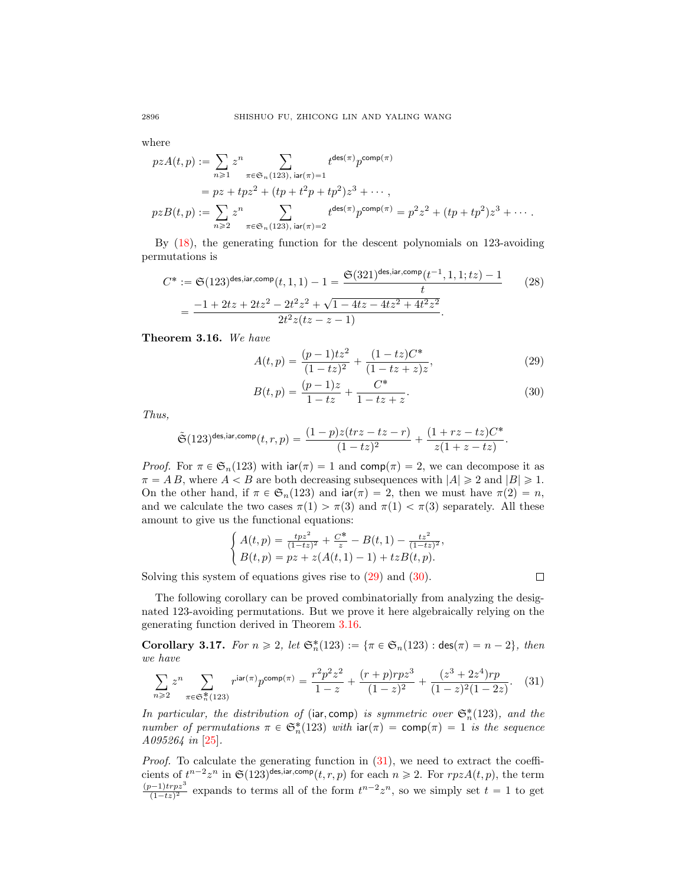where

$$
\begin{aligned}
pzA(t,p) &:= \sum_{n\geqslant 1} z^n \sum_{\pi\in\mathfrak{S}_n(123),\ \mathsf{iar}(\pi)=1} t^{\mathsf{des}(\pi)} p^{\mathsf{comp}(\pi)} \\
&= pz + tpz^2 + (tp + t^2p + tp^2)z^3 + \cdots, \\
pzB(t,p) &:= \sum_{n\geqslant 2} z^n \sum_{\pi\in\mathfrak{S}_n(123),\ \mathsf{iar}(\pi)=2} t^{\mathsf{des}(\pi)} p^{\mathsf{comp}(\pi)} = p^2z^2 + (tp+tp^2)z^3 + \cdots.
\end{aligned}
$$

By (18), the generating function for the descent polynomials on 123-avoiding permutations is

$$
\begin{aligned}
C^* := \mathfrak{S}(123)^{\mathsf{des},\mathsf{iar},\mathsf{comp}}(t,1,1) - 1 &= \frac{\mathfrak{S}(321)^{\mathsf{des},\mathsf{iar},\mathsf{comp}}(t^{-1},1,1;tz) - 1}{t} \qquad (28)\\
&= \frac{-1 + 2tz + 2tz^2 - 2t^2z^2 + \sqrt{1 - 4tz - 4tz^2 + 4t^2z^2}}{2t^2z(tz - z - 1)}.
\end{aligned}
$$

**Theorem 3.16.** *We have*

$$
A(t,p) = \frac{(p-1)tz^2}{(1-tz)^2} + \frac{(1-tz)C^*}{(1-tz+z)z}, \qquad (29)
$$

$$
B(t,p) = \frac{(p-1)z}{1-tz} + \frac{C^*}{1-tz+z}. \qquad (30)
$$

*Thus,*

$$
\tilde{\mathfrak{S}}(123)^{\mathsf{des},\mathsf{iar},\mathsf{comp}}(t,r,p) = \frac{(1-p)z(trz - tz - r)}{(1-tz)^2} + \frac{(1 + rz - tz)C^*}{z(1+z-tz)}.
$$

*Proof.* For $\pi \in \mathfrak{S}_n(123)$ with $\mathsf{iar}(\pi) = 1$ and $\mathsf{comp}(\pi) = 2$, we can decompose it as $\pi = A\,B$, where $A < B$ are both decreasing subsequences with $|A| \geqslant 2$ and $|B| \geqslant 1$. On the other hand, if $\pi \in \mathfrak{S}_n(123)$ and $\mathsf{iar}(\pi) = 2$, then we must have $\pi(2) = n$, and we calculate the two cases $\pi(1) > \pi(3)$ and $\pi(1) < \pi(3)$ separately. All these amount to give us the functional equations:

$$
\begin{cases}
A(t,p) = \frac{tpz^2}{(1-tz)^2} + \frac{C^*}{z} - B(t,1) - \frac{tz^2}{(1-tz)^2}, \\
B(t,p) = pz + z(A(t,1) - 1) + tzB(t,p).
\end{cases}
$$

Solving this system of equations gives rise to (29) and (30). $\square$

The following corollary can be proved combinatorially from analyzing the designated 123-avoiding permutations. But we prove it here algebraically relying on the generating function derived in Theorem 3.16.

**Corollary 3.17.** *For $n \geqslant 2$, let $\mathfrak{S}_n^*(123) := \{\pi \in \mathfrak{S}_n(123) : \mathsf{des}(\pi) = n-2\}$, then we have*

$$
\sum_{n\geqslant 2} z^n \sum_{\pi\in\mathfrak{S}_n^*(123)} r^{\mathsf{iar}(\pi)} p^{\mathsf{comp}(\pi)} = \frac{r^2p^2z^2}{1-z} + \frac{(r+p)rpz^3}{(1-z)^2} + \frac{(z^3+2z^4)rp}{(1-z)^2(1-2z)}. \qquad (31)
$$

*In particular, the distribution of $(\mathsf{iar},\mathsf{comp})$ is symmetric over $\mathfrak{S}_n^*(123)$, and the number of permutations $\pi \in \mathfrak{S}_n^*(123)$ with $\mathsf{iar}(\pi) = \mathsf{comp}(\pi) = 1$ is the sequence A095264 in [25].*

*Proof.* To calculate the generating function in (31), we need to extract the coefficients of $t^{n-2}z^n$ in $\mathfrak{S}(123)^{\mathsf{des},\mathsf{iar},\mathsf{comp}}(t,r,p)$ for each $n \geqslant 2$. For $rpzA(t,p)$, the term $\frac{(p-1)trpz^3}{(1-tz)^2}$ expands to terms all of the form $t^{n-2}z^n$, so we simply set $t = 1$ to get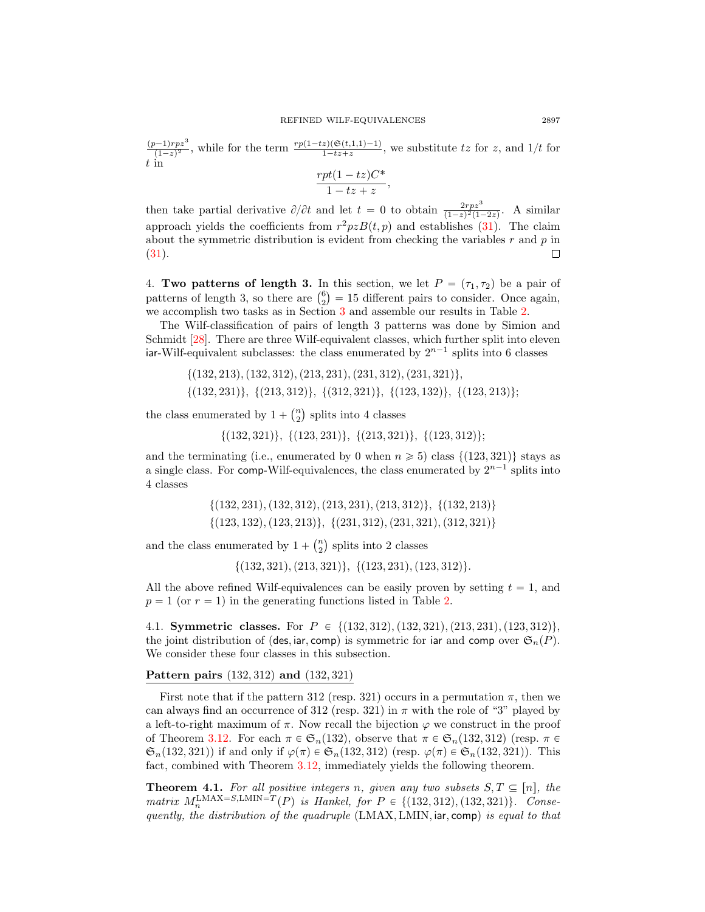$\frac{(p-1)rpz^3}{(1-z)^2}$, while for the term $\frac{rp(1-tz)(\mathfrak{S}(t,1,1)-1)}{1-tz+z}$, we substitute $tz$ for $z$, and $1/t$ for $t$ in

$$\frac{rpt(1-tz)C^*}{1-tz+z},$$

then take partial derivative $\partial/\partial t$ and let $t=0$ to obtain $\frac{2rpz^3}{(1-z)^2(1-2z)}$. A similar approach yields the coefficients from $r^2pzB(t,p)$ and establishes (31). The claim about the symmetric distribution is evident from checking the variables $r$ and $p$ in (31). ☐

## 4. Two patterns of length 3.

In this section, we let $P=(\tau_1,\tau_2)$ be a pair of patterns of length 3, so there are $\binom{6}{2}=15$ different pairs to consider. Once again, we accomplish two tasks as in Section 3 and assemble our results in Table 2.

The Wilf-classification of pairs of length 3 patterns was done by Simion and Schmidt [28]. There are three Wilf-equivalent classes, which further split into eleven iar-Wilf-equivalent subclasses: the class enumerated by $2^{n-1}$ splits into 6 classes

$$\{(132,213),(132,312),(213,231),(231,312),(231,321)\},$$
$$\{(132,231)\},\ \{(213,312)\},\ \{(312,321)\},\ \{(123,132)\},\ \{(123,213)\};$$

the class enumerated by $1+\binom{n}{2}$ splits into 4 classes

$$\{(132,321)\},\ \{(123,231)\},\ \{(213,321)\},\ \{(123,312)\};$$

and the terminating (i.e., enumerated by 0 when $n\geqslant 5$) class $\{(123,321)\}$ stays as a single class. For comp-Wilf-equivalences, the class enumerated by $2^{n-1}$ splits into 4 classes

$$\{(132,231),(132,312),(213,231),(213,312)\},\ \{(132,213)\}$$
$$\{(123,132),(123,213)\},\ \{(231,312),(231,321),(312,321)\}$$

and the class enumerated by $1+\binom{n}{2}$ splits into 2 classes

$$\{(132,321),(213,321)\},\ \{(123,231),(123,312)\}.$$

All the above refined Wilf-equivalences can be easily proven by setting $t=1$, and $p=1$ (or $r=1$) in the generating functions listed in Table 2.

### 4.1. Symmetric classes.

For $P\in\{(132,312),(132,321),(213,231),(123,312)\}$, the joint distribution of (des, iar, comp) is symmetric for iar and comp over $\mathfrak{S}_n(P)$. We consider these four classes in this subsection.

**Pattern pairs $(132,312)$ and $(132,321)$**

First note that if the pattern 312 (resp. 321) occurs in a permutation $\pi$, then we can always find an occurrence of 312 (resp. 321) in $\pi$ with the role of "3" played by a left-to-right maximum of $\pi$. Now recall the bijection $\varphi$ we construct in the proof of Theorem 3.12. For each $\pi\in\mathfrak{S}_n(132)$, observe that $\pi\in\mathfrak{S}_n(132,312)$ (resp. $\pi\in\mathfrak{S}_n(132,321)$) if and only if $\varphi(\pi)\in\mathfrak{S}_n(132,312)$ (resp. $\varphi(\pi)\in\mathfrak{S}_n(132,321)$). This fact, combined with Theorem 3.12, immediately yields the following theorem.

**Theorem 4.1.** *For all positive integers $n$, given any two subsets $S,T\subseteq[n]$, the matrix $M_n^{\mathrm{LMAX}=S,\mathrm{LMIN}=T}(P)$ is Hankel, for $P\in\{(132,312),(132,321)\}$. Consequently, the distribution of the quadruple (LMAX, LMIN, iar, comp) is equal to that*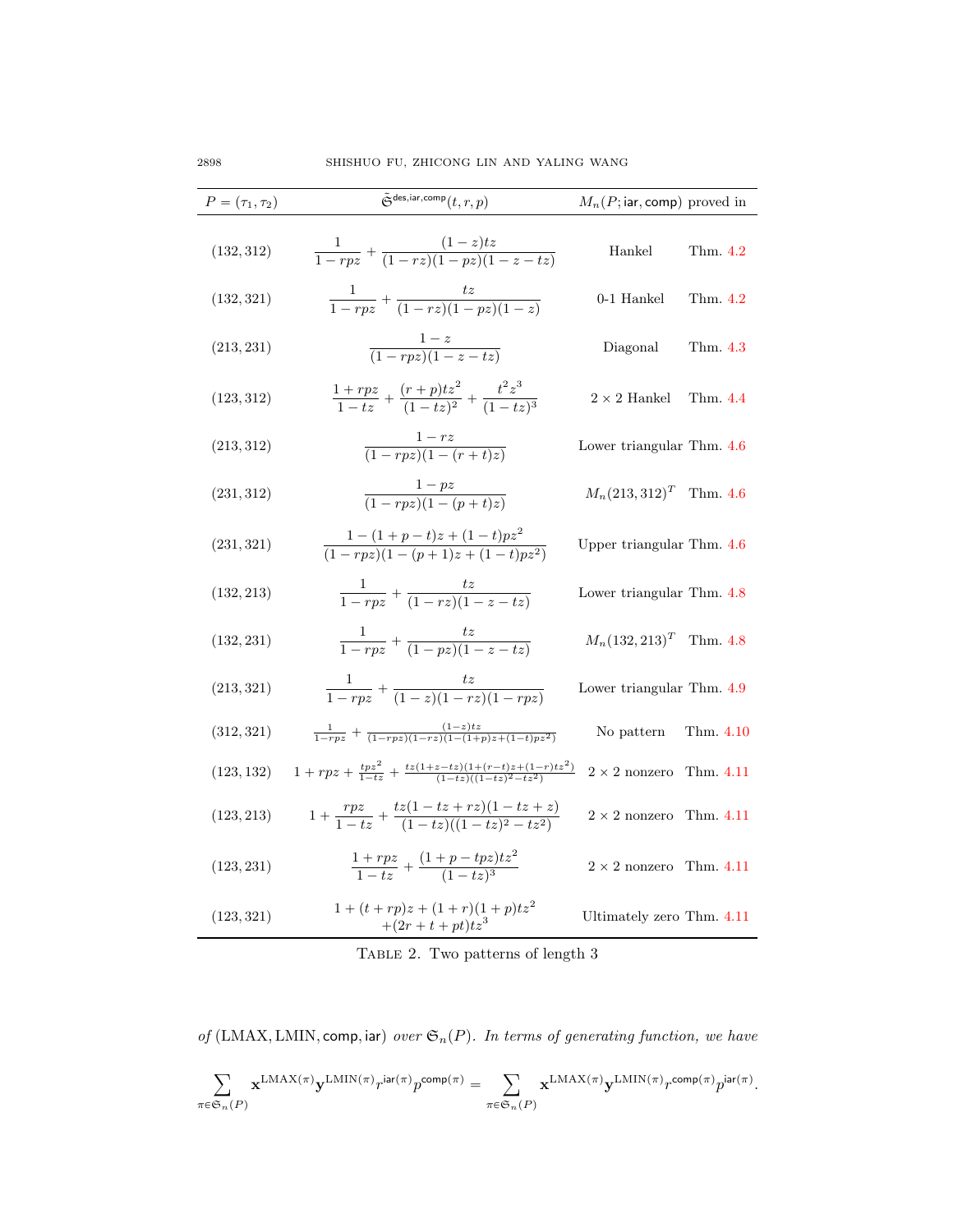| $P=(\tau_1,\tau_2)$ | $\tilde{\mathfrak{S}}^{\mathsf{des},\mathsf{iar},\mathsf{comp}}(t,r,p)$ | $M_n(P;\mathsf{iar},\mathsf{comp})$ | proved in |
|---|---|---|---|
| $(132,312)$ | $\frac{1}{1-rpz}+\frac{(1-z)tz}{(1-rz)(1-pz)(1-z-tz)}$ | Hankel | Thm. 4.2 |
| $(132,321)$ | $\frac{1}{1-rpz}+\frac{tz}{(1-rz)(1-pz)(1-z)}$ | 0-1 Hankel | Thm. 4.2 |
| $(213,231)$ | $\frac{1-z}{(1-rpz)(1-z-tz)}$ | Diagonal | Thm. 4.3 |
| $(123,312)$ | $\frac{1+rpz}{1-tz}+\frac{(r+p)tz^2}{(1-tz)^2}+\frac{t^2z^3}{(1-tz)^3}$ | $2\times 2$ Hankel | Thm. 4.4 |
| $(213,312)$ | $\frac{1-rz}{(1-rpz)(1-(r+t)z)}$ | Lower triangular | Thm. 4.6 |
| $(231,312)$ | $\frac{1-pz}{(1-rpz)(1-(p+t)z)}$ | $M_n(213,312)^T$ | Thm. 4.6 |
| $(231,321)$ | $\frac{1-(1+p-t)z+(1-t)pz^2}{(1-rpz)(1-(p+1)z+(1-t)pz^2)}$ | Upper triangular | Thm. 4.6 |
| $(132,213)$ | $\frac{1}{1-rpz}+\frac{tz}{(1-rz)(1-z-tz)}$ | Lower triangular | Thm. 4.8 |
| $(132,231)$ | $\frac{1}{1-rpz}+\frac{tz}{(1-pz)(1-z-tz)}$ | $M_n(132,213)^T$ | Thm. 4.8 |
| $(213,321)$ | $\frac{1}{1-rpz}+\frac{tz}{(1-z)(1-rz)(1-rpz)}$ | Lower triangular | Thm. 4.9 |
| $(312,321)$ | $\frac{1}{1-rpz}+\frac{(1-z)tz}{(1-rpz)(1-rz)(1-(1+p)z+(1-t)pz^2)}$ | No pattern | Thm. 4.10 |
| $(123,132)$ | $1+rpz+\frac{tpz^2}{1-tz}+\frac{tz(1+z-tz)(1+(r-t)z+(1-r)tz^2)}{(1-tz)((1-tz)^2-tz^2)}$ | $2\times 2$ nonzero | Thm. 4.11 |
| $(123,213)$ | $1+\frac{rpz}{1-tz}+\frac{tz(1-tz+rz)(1-tz+z)}{(1-tz)((1-tz)^2-tz^2)}$ | $2\times 2$ nonzero | Thm. 4.11 |
| $(123,231)$ | $\frac{1+rpz}{1-tz}+\frac{(1+p-tpz)tz^2}{(1-tz)^3}$ | $2\times 2$ nonzero | Thm. 4.11 |
| $(123,321)$ | $1+(t+rp)z+(1+r)(1+p)tz^2$ $+(2r+t+pt)tz^3$ | Ultimately zero | Thm. 4.11 |

TABLE 2. Two patterns of length 3

*of* (LMAX, LMIN, $\mathsf{comp}$, $\mathsf{iar}$) *over* $\mathfrak{S}_n(P)$. *In terms of generating function, we have*

$$\sum_{\pi\in\mathfrak{S}_n(P)} \mathbf{x}^{\mathrm{LMAX}(\pi)}\mathbf{y}^{\mathrm{LMIN}(\pi)}r^{\mathsf{iar}(\pi)}p^{\mathsf{comp}(\pi)}=\sum_{\pi\in\mathfrak{S}_n(P)} \mathbf{x}^{\mathrm{LMAX}(\pi)}\mathbf{y}^{\mathrm{LMIN}(\pi)}r^{\mathsf{comp}(\pi)}p^{\mathsf{iar}(\pi)}.$$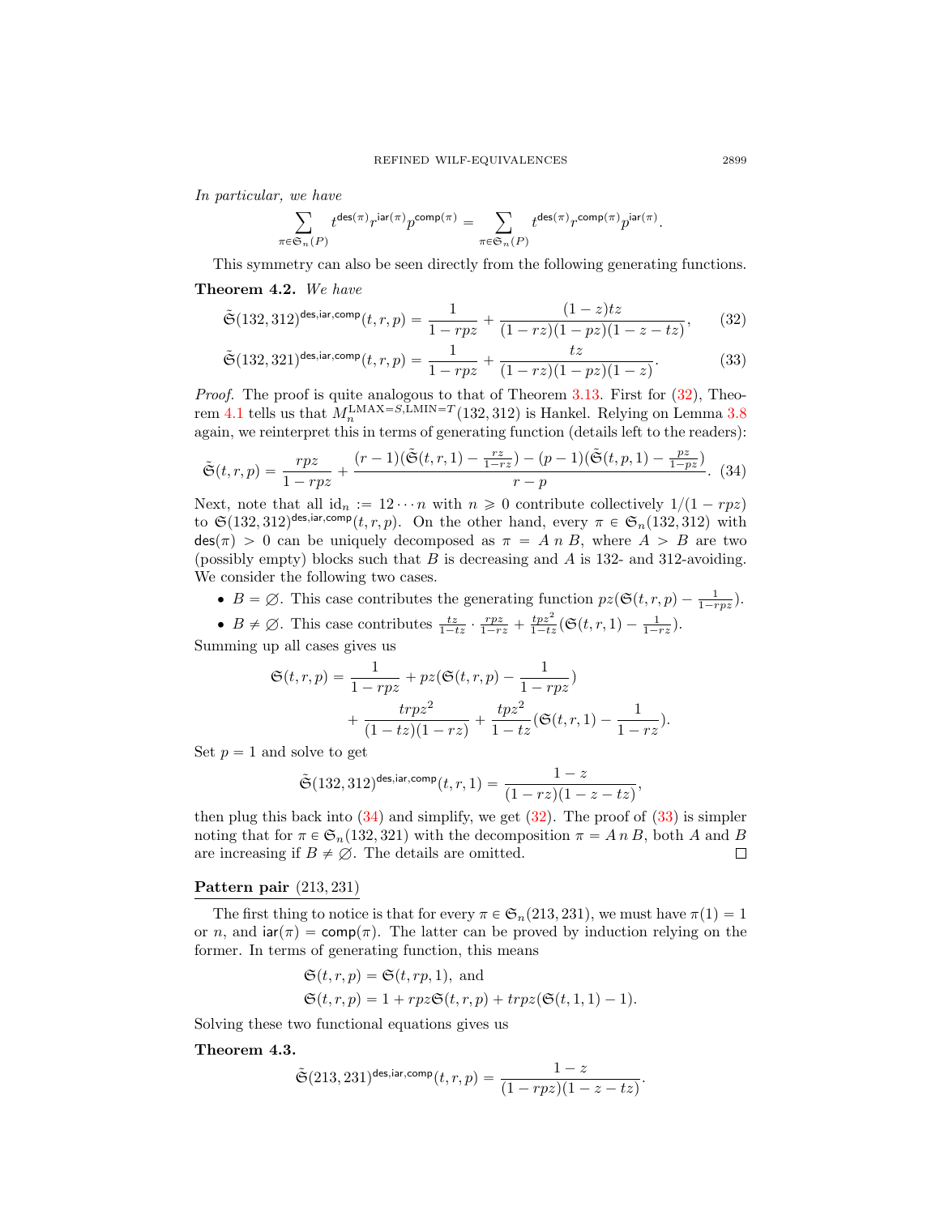*In particular, we have*

$$\sum_{\pi\in\mathfrak{S}_n(P)} t^{\mathsf{des}(\pi)} r^{\mathsf{iar}(\pi)} p^{\mathsf{comp}(\pi)} = \sum_{\pi\in\mathfrak{S}_n(P)} t^{\mathsf{des}(\pi)} r^{\mathsf{comp}(\pi)} p^{\mathsf{iar}(\pi)}.$$

This symmetry can also be seen directly from the following generating functions.

**Theorem 4.2.** *We have*

$$\tilde{\mathfrak{S}}(132,312)^{\mathsf{des},\mathsf{iar},\mathsf{comp}}(t,r,p) = \frac{1}{1-rpz} + \frac{(1-z)tz}{(1-rz)(1-pz)(1-z-tz)}, \tag{32}$$

$$\tilde{\mathfrak{S}}(132,321)^{\mathsf{des},\mathsf{iar},\mathsf{comp}}(t,r,p) = \frac{1}{1-rpz} + \frac{tz}{(1-rz)(1-pz)(1-z)}. \tag{33}$$

*Proof.* The proof is quite analogous to that of Theorem 3.13. First for (32), Theorem 4.1 tells us that $M_n^{\mathrm{LMAX}=S,\mathrm{LMIN}=T}(132,312)$ is Hankel. Relying on Lemma 3.8 again, we reinterpret this in terms of generating function (details left to the readers):

$$\tilde{\mathfrak{S}}(t,r,p) = \frac{rpz}{1-rpz} + \frac{(r-1)(\tilde{\mathfrak{S}}(t,r,1)-\frac{rz}{1-rz}) - (p-1)(\tilde{\mathfrak{S}}(t,p,1)-\frac{pz}{1-pz})}{r-p}. \tag{34}$$

Next, note that all $\mathrm{id}_n := 12\cdots n$ with $n \geqslant 0$ contribute collectively $1/(1-rpz)$ to $\mathfrak{S}(132,312)^{\mathsf{des},\mathsf{iar},\mathsf{comp}}(t,r,p)$. On the other hand, every $\pi \in \mathfrak{S}_n(132,312)$ with $\mathsf{des}(\pi) > 0$ can be uniquely decomposed as $\pi = A\, n\, B$, where $A > B$ are two (possibly empty) blocks such that $B$ is decreasing and $A$ is 132- and 312-avoiding. We consider the following two cases.

- $B = \varnothing$. This case contributes the generating function $pz(\mathfrak{S}(t,r,p) - \frac{1}{1-rpz})$.
- $B \neq \varnothing$. This case contributes $\frac{tz}{1-tz}\cdot\frac{rpz}{1-rz} + \frac{tpz^2}{1-tz}(\mathfrak{S}(t,r,1) - \frac{1}{1-rz})$.

Summing up all cases gives us

$$\begin{aligned}\mathfrak{S}(t,r,p) &= \frac{1}{1-rpz} + pz(\mathfrak{S}(t,r,p) - \frac{1}{1-rpz}) \\ &\quad + \frac{trpz^2}{(1-tz)(1-rz)} + \frac{tpz^2}{1-tz}(\mathfrak{S}(t,r,1) - \frac{1}{1-rz}).\end{aligned}$$

Set $p = 1$ and solve to get

$$\tilde{\mathfrak{S}}(132,312)^{\mathsf{des},\mathsf{iar},\mathsf{comp}}(t,r,1) = \frac{1-z}{(1-rz)(1-z-tz)},$$

then plug this back into (34) and simplify, we get (32). The proof of (33) is simpler noting that for $\pi \in \mathfrak{S}_n(132,321)$ with the decomposition $\pi = A\, n\, B$, both $A$ and $B$ are increasing if $B \neq \varnothing$. The details are omitted. □

**Pattern pair (213, 231)**

The first thing to notice is that for every $\pi \in \mathfrak{S}_n(213,231)$, we must have $\pi(1) = 1$ or $n$, and $\mathsf{iar}(\pi) = \mathsf{comp}(\pi)$. The latter can be proved by induction relying on the former. In terms of generating function, this means

$$\begin{aligned}&\mathfrak{S}(t,r,p) = \mathfrak{S}(t,rp,1), \text{ and}\\ &\mathfrak{S}(t,r,p) = 1 + rpz\mathfrak{S}(t,r,p) + trpz(\mathfrak{S}(t,1,1) - 1).\end{aligned}$$

Solving these two functional equations gives us

**Theorem 4.3.**

$$\tilde{\mathfrak{S}}(213,231)^{\mathsf{des},\mathsf{iar},\mathsf{comp}}(t,r,p) = \frac{1-z}{(1-rpz)(1-z-tz)}.$$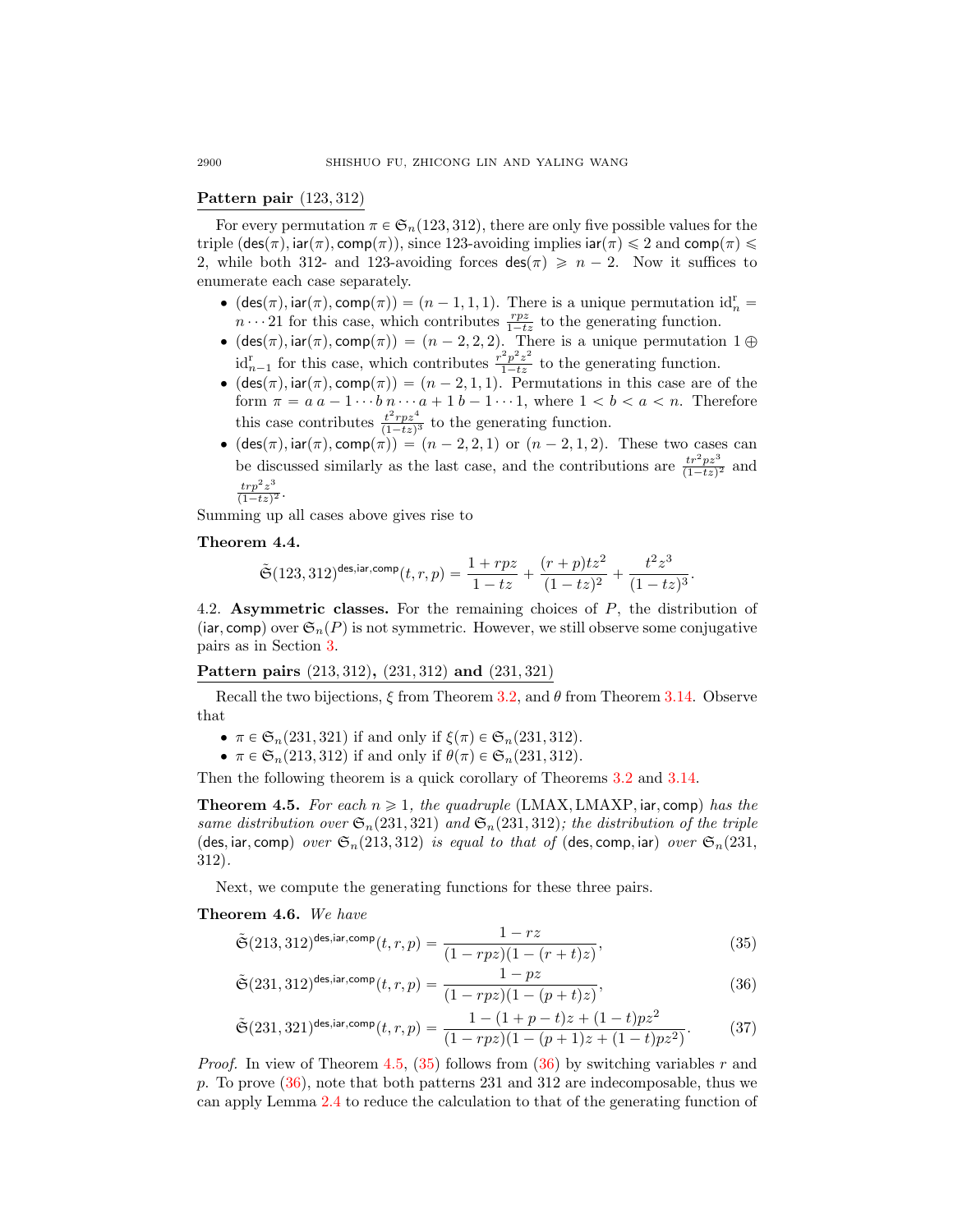**Pattern pair $(123, 312)$**

For every permutation $\pi \in \mathfrak{S}_n(123, 312)$, there are only five possible values for the triple $(\mathsf{des}(\pi), \mathsf{iar}(\pi), \mathsf{comp}(\pi))$, since 123-avoiding implies $\mathsf{iar}(\pi) \leqslant 2$ and $\mathsf{comp}(\pi) \leqslant 2$, while both 312- and 123-avoiding forces $\mathsf{des}(\pi) \geqslant n-2$. Now it suffices to enumerate each case separately.

- $(\mathsf{des}(\pi), \mathsf{iar}(\pi), \mathsf{comp}(\pi)) = (n-1, 1, 1)$. There is a unique permutation $\mathrm{id}_n^{\mathrm{r}} = n \cdots 21$ for this case, which contributes $\frac{rpz}{1-tz}$ to the generating function.
- $(\mathsf{des}(\pi), \mathsf{iar}(\pi), \mathsf{comp}(\pi)) = (n-2, 2, 2)$. There is a unique permutation $1 \oplus \mathrm{id}_{n-1}^{\mathrm{r}}$ for this case, which contributes $\frac{r^2p^2z^2}{1-tz}$ to the generating function.
- $(\mathsf{des}(\pi), \mathsf{iar}(\pi), \mathsf{comp}(\pi)) = (n-2, 1, 1)$. Permutations in this case are of the form $\pi = a\, a-1 \cdots b\, n \cdots a+1\, b-1 \cdots 1$, where $1 < b < a < n$. Therefore this case contributes $\frac{t^2rpz^4}{(1-tz)^3}$ to the generating function.
- $(\mathsf{des}(\pi), \mathsf{iar}(\pi), \mathsf{comp}(\pi)) = (n-2, 2, 1)$ or $(n-2, 1, 2)$. These two cases can be discussed similarly as the last case, and the contributions are $\frac{tr^2pz^3}{(1-tz)^2}$ and $\frac{trp^2z^3}{(1-tz)^2}$.

Summing up all cases above gives rise to

**Theorem 4.4.**

$$\tilde{\mathfrak{S}}(123, 312)^{\mathsf{des},\mathsf{iar},\mathsf{comp}}(t, r, p) = \frac{1 + rpz}{1 - tz} + \frac{(r+p)tz^2}{(1-tz)^2} + \frac{t^2z^3}{(1-tz)^3}.$$

4.2. **Asymmetric classes.** For the remaining choices of $P$, the distribution of $(\mathsf{iar}, \mathsf{comp})$ over $\mathfrak{S}_n(P)$ is not symmetric. However, we still observe some conjugative pairs as in Section 3.

**Pattern pairs $(213, 312)$, $(231, 312)$ and $(231, 321)$**

Recall the two bijections, $\xi$ from Theorem 3.2, and $\theta$ from Theorem 3.14. Observe that

- $\pi \in \mathfrak{S}_n(231, 321)$ if and only if $\xi(\pi) \in \mathfrak{S}_n(231, 312)$.
- $\pi \in \mathfrak{S}_n(213, 312)$ if and only if $\theta(\pi) \in \mathfrak{S}_n(231, 312)$.

Then the following theorem is a quick corollary of Theorems 3.2 and 3.14.

**Theorem 4.5.** *For each $n \geqslant 1$, the quadruple $(\mathrm{LMAX}, \mathrm{LMAXP}, \mathsf{iar}, \mathsf{comp})$ has the same distribution over $\mathfrak{S}_n(231, 321)$ and $\mathfrak{S}_n(231, 312)$; the distribution of the triple $(\mathsf{des}, \mathsf{iar}, \mathsf{comp})$ over $\mathfrak{S}_n(213, 312)$ is equal to that of $(\mathsf{des}, \mathsf{comp}, \mathsf{iar})$ over $\mathfrak{S}_n(231, 312)$.*

Next, we compute the generating functions for these three pairs.

**Theorem 4.6.** *We have*

$$\tilde{\mathfrak{S}}(213, 312)^{\mathsf{des},\mathsf{iar},\mathsf{comp}}(t, r, p) = \frac{1 - rz}{(1 - rpz)(1 - (r+t)z)}, \tag{35}$$

$$\tilde{\mathfrak{S}}(231, 312)^{\mathsf{des},\mathsf{iar},\mathsf{comp}}(t, r, p) = \frac{1 - pz}{(1 - rpz)(1 - (p+t)z)}, \tag{36}$$

$$\tilde{\mathfrak{S}}(231, 321)^{\mathsf{des},\mathsf{iar},\mathsf{comp}}(t, r, p) = \frac{1 - (1+p-t)z + (1-t)pz^2}{(1 - rpz)(1 - (p+1)z + (1-t)pz^2)}. \tag{37}$$

*Proof.* In view of Theorem 4.5, (35) follows from (36) by switching variables $r$ and $p$. To prove (36), note that both patterns 231 and 312 are indecomposable, thus we can apply Lemma 2.4 to reduce the calculation to that of the generating function of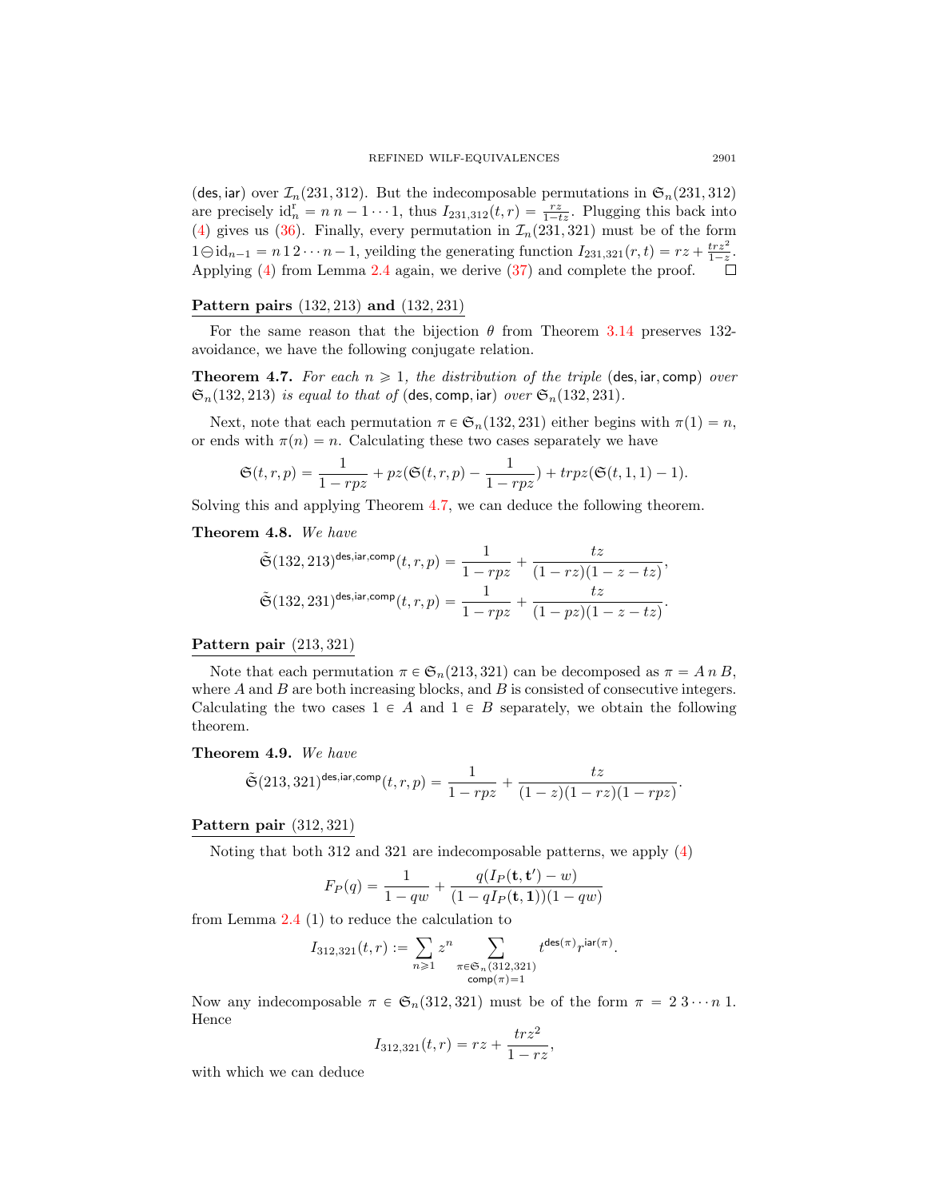(des, iar) over $\mathcal{I}_n(231,312)$. But the indecomposable permutations in $\mathfrak{S}_n(231,312)$ are precisely $\mathrm{id}_n^{\mathrm{r}} = n\,n-1\cdots 1$, thus $I_{231,312}(t,r) = \frac{rz}{1-tz}$. Plugging this back into (4) gives us (36). Finally, every permutation in $\mathcal{I}_n(231,321)$ must be of the form $1\ominus\mathrm{id}_{n-1} = n\,1\,2\cdots n-1$, yeilding the generating function $I_{231,321}(r,t) = rz + \frac{trz^2}{1-z}$. Applying (4) from Lemma 2.4 again, we derive (37) and complete the proof. □

## Pattern pairs $(132,213)$ and $(132,231)$

For the same reason that the bijection $\theta$ from Theorem 3.14 preserves 132-avoidance, we have the following conjugate relation.

**Theorem 4.7.** *For each $n \geqslant 1$, the distribution of the triple* (des, iar, comp) *over $\mathfrak{S}_n(132,213)$ is equal to that of* (des, comp, iar) *over $\mathfrak{S}_n(132,231)$.*

Next, note that each permutation $\pi \in \mathfrak{S}_n(132,231)$ either begins with $\pi(1) = n$, or ends with $\pi(n) = n$. Calculating these two cases separately we have

$$\mathfrak{S}(t,r,p) = \frac{1}{1-rpz} + pz(\mathfrak{S}(t,r,p) - \frac{1}{1-rpz}) + trpz(\mathfrak{S}(t,1,1)-1).$$

Solving this and applying Theorem 4.7, we can deduce the following theorem.

**Theorem 4.8.** *We have*

$$\tilde{\mathfrak{S}}(132,213)^{\mathsf{des},\mathsf{iar},\mathsf{comp}}(t,r,p) = \frac{1}{1-rpz} + \frac{tz}{(1-rz)(1-z-tz)},$$
$$\tilde{\mathfrak{S}}(132,231)^{\mathsf{des},\mathsf{iar},\mathsf{comp}}(t,r,p) = \frac{1}{1-rpz} + \frac{tz}{(1-pz)(1-z-tz)}.$$

## Pattern pair $(213,321)$

Note that each permutation $\pi \in \mathfrak{S}_n(213,321)$ can be decomposed as $\pi = A\,n\,B$, where $A$ and $B$ are both increasing blocks, and $B$ is consisted of consecutive integers. Calculating the two cases $1 \in A$ and $1 \in B$ separately, we obtain the following theorem.

**Theorem 4.9.** *We have*

$$\tilde{\mathfrak{S}}(213,321)^{\mathsf{des},\mathsf{iar},\mathsf{comp}}(t,r,p) = \frac{1}{1-rpz} + \frac{tz}{(1-z)(1-rz)(1-rpz)}.$$

## Pattern pair $(312,321)$

Noting that both 312 and 321 are indecomposable patterns, we apply (4)

$$F_P(q) = \frac{1}{1-qw} + \frac{q(I_P(\mathbf{t},\mathbf{t}')-w)}{(1-qI_P(\mathbf{t},\mathbf{1}))(1-qw)}$$

from Lemma 2.4 (1) to reduce the calculation to

$$I_{312,321}(t,r) := \sum_{n\geqslant 1} z^n \sum_{\substack{\pi\in\mathfrak{S}_n(312,321)\\ \mathsf{comp}(\pi)=1}} t^{\mathsf{des}(\pi)} r^{\mathsf{iar}(\pi)}.$$

Now any indecomposable $\pi \in \mathfrak{S}_n(312,321)$ must be of the form $\pi = 2\,3\cdots n\,1$. Hence

$$I_{312,321}(t,r) = rz + \frac{trz^2}{1-rz},$$

with which we can deduce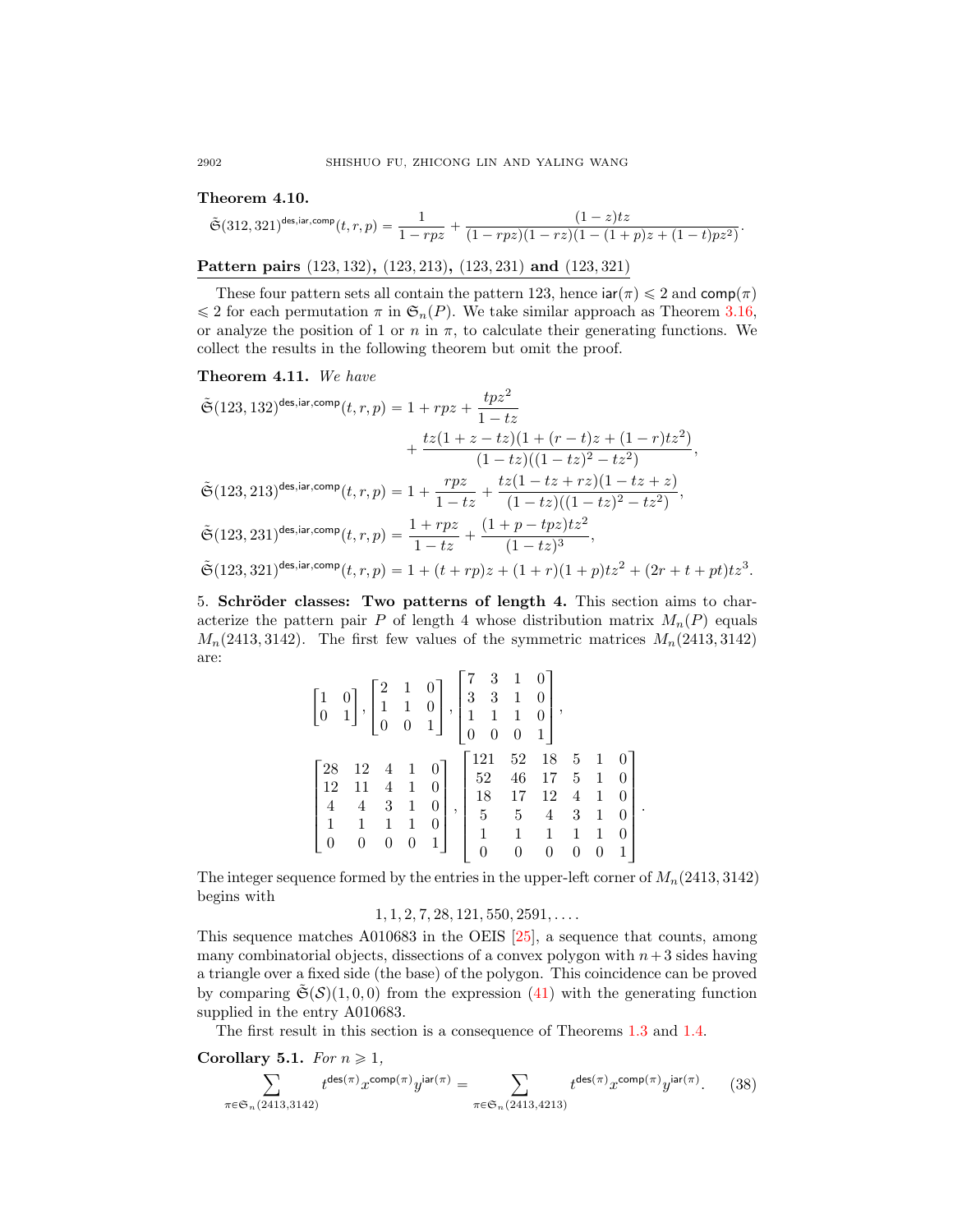**Theorem 4.10.**

$$\tilde{\mathfrak{S}}(312,321)^{\mathsf{des},\mathsf{iar},\mathsf{comp}}(t,r,p)=\frac{1}{1-rpz}+\frac{(1-z)tz}{(1-rpz)(1-rz)(1-(1+p)z+(1-t)pz^2)}.$$

**Pattern pairs $(123,132)$, $(123,213)$, $(123,231)$ and $(123,321)$**

These four pattern sets all contain the pattern 123, hence $\mathsf{iar}(\pi)\leqslant 2$ and $\mathsf{comp}(\pi)\leqslant 2$ for each permutation $\pi$ in $\mathfrak{S}_n(P)$. We take similar approach as Theorem 3.16, or analyze the position of 1 or $n$ in $\pi$, to calculate their generating functions. We collect the results in the following theorem but omit the proof.

**Theorem 4.11.** *We have*

$$\begin{aligned}
\tilde{\mathfrak{S}}(123,132)^{\mathsf{des},\mathsf{iar},\mathsf{comp}}(t,r,p)&=1+rpz+\frac{tpz^2}{1-tz}\\
&\quad+\frac{tz(1+z-tz)(1+(r-t)z+(1-r)tz^2)}{(1-tz)((1-tz)^2-tz^2)},\\
\tilde{\mathfrak{S}}(123,213)^{\mathsf{des},\mathsf{iar},\mathsf{comp}}(t,r,p)&=1+\frac{rpz}{1-tz}+\frac{tz(1-tz+rz)(1-tz+z)}{(1-tz)((1-tz)^2-tz^2)},\\
\tilde{\mathfrak{S}}(123,231)^{\mathsf{des},\mathsf{iar},\mathsf{comp}}(t,r,p)&=\frac{1+rpz}{1-tz}+\frac{(1+p-tpz)tz^2}{(1-tz)^3},\\
\tilde{\mathfrak{S}}(123,321)^{\mathsf{des},\mathsf{iar},\mathsf{comp}}(t,r,p)&=1+(t+rp)z+(1+r)(1+p)tz^2+(2r+t+pt)tz^3.
\end{aligned}$$

5. **Schröder classes: Two patterns of length 4.** This section aims to characterize the pattern pair $P$ of length 4 whose distribution matrix $M_n(P)$ equals $M_n(2413,3142)$. The first few values of the symmetric matrices $M_n(2413,3142)$ are:

$$\begin{bmatrix}1&0\\0&1\end{bmatrix},\begin{bmatrix}2&1&0\\1&1&0\\0&0&1\end{bmatrix},\begin{bmatrix}7&3&1&0\\3&3&1&0\\1&1&1&0\\0&0&0&1\end{bmatrix},$$

$$\begin{bmatrix}28&12&4&1&0\\12&11&4&1&0\\4&4&3&1&0\\1&1&1&1&0\\0&0&0&0&1\end{bmatrix},\begin{bmatrix}121&52&18&5&1&0\\52&46&17&5&1&0\\18&17&12&4&1&0\\5&5&4&3&1&0\\1&1&1&1&1&0\\0&0&0&0&0&1\end{bmatrix}.$$

The integer sequence formed by the entries in the upper-left corner of $M_n(2413,3142)$ begins with

$$1,1,2,7,28,121,550,2591,\ldots.$$

This sequence matches A010683 in the OEIS [25], a sequence that counts, among many combinatorial objects, dissections of a convex polygon with $n+3$ sides having a triangle over a fixed side (the base) of the polygon. This coincidence can be proved by comparing $\tilde{\mathfrak{S}}(\mathcal{S})(1,0,0)$ from the expression (41) with the generating function supplied in the entry A010683.

The first result in this section is a consequence of Theorems 1.3 and 1.4.

**Corollary 5.1.** *For $n\geqslant 1$,*

$$\sum_{\pi\in\mathfrak{S}_n(2413,3142)}t^{\mathsf{des}(\pi)}x^{\mathsf{comp}(\pi)}y^{\mathsf{iar}(\pi)}=\sum_{\pi\in\mathfrak{S}_n(2413,4213)}t^{\mathsf{des}(\pi)}x^{\mathsf{comp}(\pi)}y^{\mathsf{iar}(\pi)}.\qquad(38)$$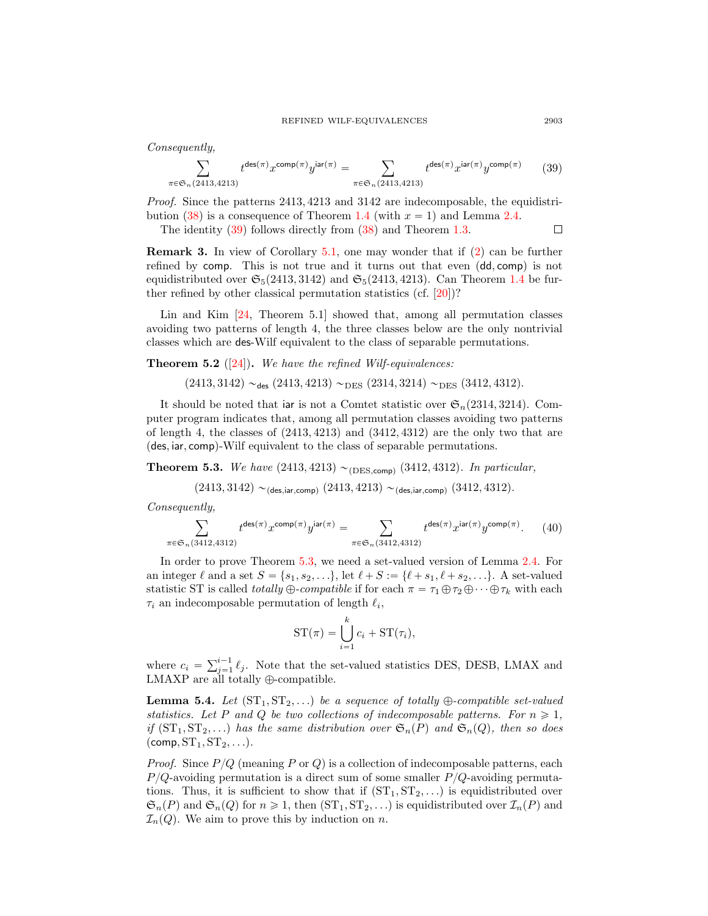*Consequently,*

$$\sum_{\pi\in\mathfrak{S}_n(2413,4213)} t^{\mathsf{des}(\pi)}x^{\mathsf{comp}(\pi)}y^{\mathsf{iar}(\pi)} = \sum_{\pi\in\mathfrak{S}_n(2413,4213)} t^{\mathsf{des}(\pi)}x^{\mathsf{iar}(\pi)}y^{\mathsf{comp}(\pi)} \tag{39}$$

*Proof.* Since the patterns 2413, 4213 and 3142 are indecomposable, the equidistribution (38) is a consequence of Theorem 1.4 (with $x = 1$) and Lemma 2.4.

The identity (39) follows directly from (38) and Theorem 1.3. □

**Remark 3.** In view of Corollary 5.1, one may wonder that if (2) can be further refined by $\mathsf{comp}$. This is not true and it turns out that even $(\mathsf{dd}, \mathsf{comp})$ is not equidistributed over $\mathfrak{S}_5(2413, 3142)$ and $\mathfrak{S}_5(2413, 4213)$. Can Theorem 1.4 be further refined by other classical permutation statistics (cf. [20])?

Lin and Kim [24, Theorem 5.1] showed that, among all permutation classes avoiding two patterns of length 4, the three classes below are the only nontrivial classes which are $\mathsf{des}$-Wilf equivalent to the class of separable permutations.

**Theorem 5.2** ([24]). *We have the refined Wilf-equivalences:*

$$(2413, 3142) \sim_{\mathsf{des}} (2413, 4213) \sim_{\mathrm{DES}} (2314, 3214) \sim_{\mathrm{DES}} (3412, 4312).$$

It should be noted that $\mathsf{iar}$ is not a Comtet statistic over $\mathfrak{S}_n(2314, 3214)$. Computer program indicates that, among all permutation classes avoiding two patterns of length 4, the classes of (2413, 4213) and (3412, 4312) are the only two that are $(\mathsf{des}, \mathsf{iar}, \mathsf{comp})$-Wilf equivalent to the class of separable permutations.

**Theorem 5.3.** *We have* $(2413, 4213) \sim_{(\mathrm{DES},\mathsf{comp})} (3412, 4312)$. *In particular,*

$$(2413, 3142) \sim_{(\mathsf{des},\mathsf{iar},\mathsf{comp})} (2413, 4213) \sim_{(\mathsf{des},\mathsf{iar},\mathsf{comp})} (3412, 4312).$$

*Consequently,*

$$\sum_{\pi\in\mathfrak{S}_n(3412,4312)} t^{\mathsf{des}(\pi)}x^{\mathsf{comp}(\pi)}y^{\mathsf{iar}(\pi)} = \sum_{\pi\in\mathfrak{S}_n(3412,4312)} t^{\mathsf{des}(\pi)}x^{\mathsf{iar}(\pi)}y^{\mathsf{comp}(\pi)}. \tag{40}$$

In order to prove Theorem 5.3, we need a set-valued version of Lemma 2.4. For an integer $\ell$ and a set $S = \{s_1, s_2, \ldots\}$, let $\ell + S := \{\ell + s_1, \ell + s_2, \ldots\}$. A set-valued statistic ST is called *totally $\oplus$-compatible* if for each $\pi = \tau_1 \oplus \tau_2 \oplus \cdots \oplus \tau_k$ with each $\tau_i$ an indecomposable permutation of length $\ell_i$,

$$\mathrm{ST}(\pi) = \bigcup_{i=1}^{k} c_i + \mathrm{ST}(\tau_i),$$

where $c_i = \sum_{j=1}^{i-1} \ell_j$. Note that the set-valued statistics DES, DESB, LMAX and LMAXP are all totally $\oplus$-compatible.

**Lemma 5.4.** *Let $(\mathrm{ST}_1, \mathrm{ST}_2, \ldots)$ be a sequence of totally $\oplus$-compatible set-valued statistics. Let $P$ and $Q$ be two collections of indecomposable patterns. For $n \geqslant 1$, if $(\mathrm{ST}_1, \mathrm{ST}_2, \ldots)$ has the same distribution over $\mathfrak{S}_n(P)$ and $\mathfrak{S}_n(Q)$, then so does $(\mathsf{comp}, \mathrm{ST}_1, \mathrm{ST}_2, \ldots)$.*

*Proof.* Since $P/Q$ (meaning $P$ or $Q$) is a collection of indecomposable patterns, each $P/Q$-avoiding permutation is a direct sum of some smaller $P/Q$-avoiding permutations. Thus, it is sufficient to show that if $(\mathrm{ST}_1, \mathrm{ST}_2, \ldots)$ is equidistributed over $\mathfrak{S}_n(P)$ and $\mathfrak{S}_n(Q)$ for $n \geqslant 1$, then $(\mathrm{ST}_1, \mathrm{ST}_2, \ldots)$ is equidistributed over $\mathcal{I}_n(P)$ and $\mathcal{I}_n(Q)$. We aim to prove this by induction on $n$.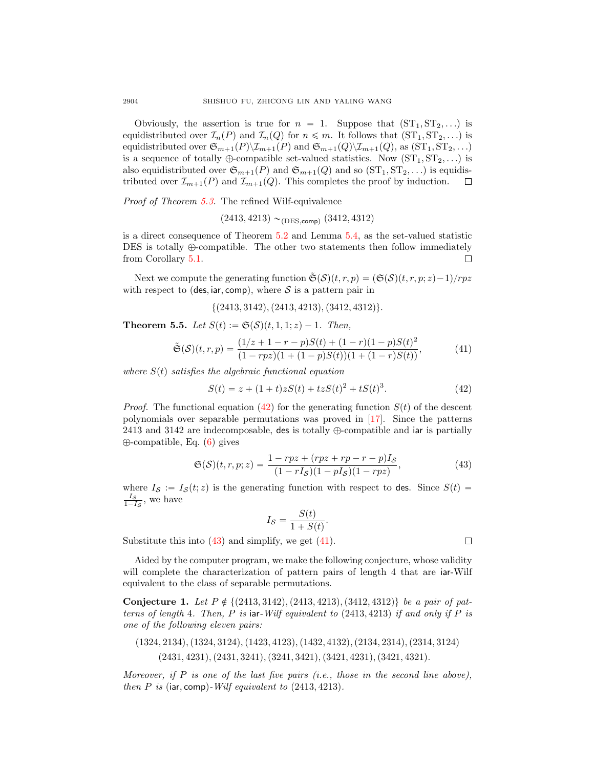Obviously, the assertion is true for $n = 1$. Suppose that $(\mathrm{ST}_1, \mathrm{ST}_2, \ldots)$ is equidistributed over $\mathcal{I}_n(P)$ and $\mathcal{I}_n(Q)$ for $n \leqslant m$. It follows that $(\mathrm{ST}_1, \mathrm{ST}_2, \ldots)$ is equidistributed over $\mathfrak{S}_{m+1}(P)\backslash\mathcal{I}_{m+1}(P)$ and $\mathfrak{S}_{m+1}(Q)\backslash\mathcal{I}_{m+1}(Q)$, as $(\mathrm{ST}_1, \mathrm{ST}_2, \ldots)$ is a sequence of totally $\oplus$-compatible set-valued statistics. Now $(\mathrm{ST}_1, \mathrm{ST}_2, \ldots)$ is also equidistributed over $\mathfrak{S}_{m+1}(P)$ and $\mathfrak{S}_{m+1}(Q)$ and so $(\mathrm{ST}_1, \mathrm{ST}_2, \ldots)$ is equidistributed over $\mathcal{I}_{m+1}(P)$ and $\mathcal{I}_{m+1}(Q)$. This completes the proof by induction. ◻

*Proof of Theorem 5.3.* The refined Wilf-equivalence

$$(2413, 4213) \sim_{(\mathrm{DES},\mathsf{comp})} (3412, 4312)$$

is a direct consequence of Theorem 5.2 and Lemma 5.4, as the set-valued statistic DES is totally $\oplus$-compatible. The other two statements then follow immediately from Corollary 5.1. ◻

Next we compute the generating function $\tilde{\mathfrak{S}}(\mathcal{S})(t, r, p) = (\mathfrak{S}(\mathcal{S})(t, r, p; z)-1)/rpz$ with respect to $(\mathsf{des}, \mathsf{iar}, \mathsf{comp})$, where $\mathcal{S}$ is a pattern pair in

$$\{(2413, 3142), (2413, 4213), (3412, 4312)\}.$$

**Theorem 5.5.** *Let $S(t) := \mathfrak{S}(\mathcal{S})(t, 1, 1; z) - 1$. Then,*

$$\tilde{\mathfrak{S}}(\mathcal{S})(t, r, p) = \frac{(1/z + 1 - r - p)S(t) + (1 - r)(1 - p)S(t)^2}{(1 - rpz)(1 + (1 - p)S(t))(1 + (1 - r)S(t))}, \tag{41}$$

*where $S(t)$ satisfies the algebraic functional equation*

$$S(t) = z + (1 + t)zS(t) + tzS(t)^2 + tS(t)^3. \tag{42}$$

*Proof.* The functional equation (42) for the generating function $S(t)$ of the descent polynomials over separable permutations was proved in [17]. Since the patterns 2413 and 3142 are indecomposable, $\mathsf{des}$ is totally $\oplus$-compatible and $\mathsf{iar}$ is partially $\oplus$-compatible, Eq. (6) gives

$$\mathfrak{S}(\mathcal{S})(t, r, p; z) = \frac{1 - rpz + (rpz + rp - r - p)I_{\mathcal{S}}}{(1 - rI_{\mathcal{S}})(1 - pI_{\mathcal{S}})(1 - rpz)}, \tag{43}$$

where $I_{\mathcal{S}} := I_{\mathcal{S}}(t; z)$ is the generating function with respect to $\mathsf{des}$. Since $S(t) = \frac{I_{\mathcal{S}}}{1-I_{\mathcal{S}}}$, we have

$$I_{\mathcal{S}} = \frac{S(t)}{1 + S(t)}.$$

Substitute this into (43) and simplify, we get (41). ◻

Aided by the computer program, we make the following conjecture, whose validity will complete the characterization of pattern pairs of length 4 that are $\mathsf{iar}$-Wilf equivalent to the class of separable permutations.

**Conjecture 1.** *Let $P \notin \{(2413, 3142), (2413, 4213), (3412, 4312)\}$ be a pair of patterns of length 4. Then, $P$ is $\mathsf{iar}$-Wilf equivalent to $(2413, 4213)$ if and only if $P$ is one of the following eleven pairs:*

$$(1324, 2134), (1324, 3124), (1423, 4123), (1432, 4132), (2134, 2314), (2314, 3124)$$
$$(2431, 4231), (2431, 3241), (3241, 3421), (3421, 4231), (3421, 4321).$$

*Moreover, if $P$ is one of the last five pairs (i.e., those in the second line above), then $P$ is $(\mathsf{iar}, \mathsf{comp})$-Wilf equivalent to $(2413, 4213)$.*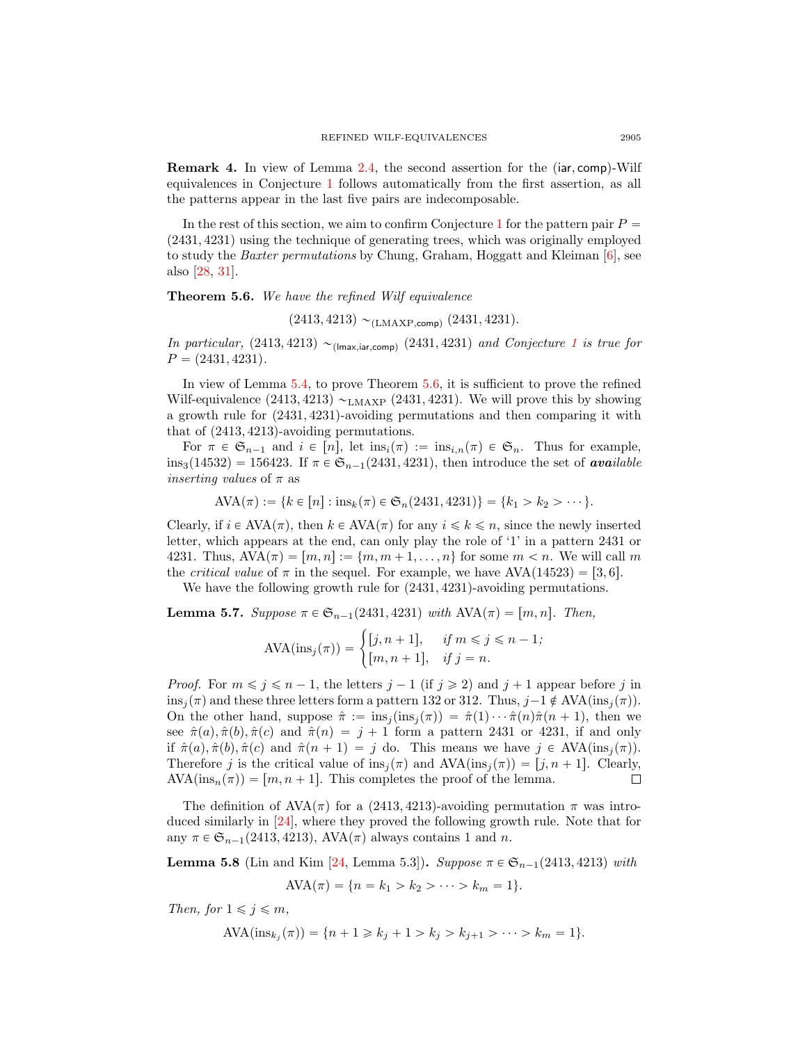**Remark 4.** In view of Lemma 2.4, the second assertion for the $(\mathsf{iar}, \mathsf{comp})$-Wilf equivalences in Conjecture 1 follows automatically from the first assertion, as all the patterns appear in the last five pairs are indecomposable.

In the rest of this section, we aim to confirm Conjecture 1 for the pattern pair $P = (2431, 4231)$ using the technique of generating trees, which was originally employed to study the *Baxter permutations* by Chung, Graham, Hoggatt and Kleiman [6], see also [28, 31].

**Theorem 5.6.** *We have the refined Wilf equivalence*

$$(2413, 4213) \sim_{(\mathrm{LMAXP}, \mathsf{comp})} (2431, 4231).$$

*In particular,* $(2413, 4213) \sim_{(\mathsf{lmax}, \mathsf{iar}, \mathsf{comp})} (2431, 4231)$ *and Conjecture 1 is true for* $P = (2431, 4231)$.

In view of Lemma 5.4, to prove Theorem 5.6, it is sufficient to prove the refined Wilf-equivalence $(2413, 4213) \sim_{\mathrm{LMAXP}} (2431, 4231)$. We will prove this by showing a growth rule for $(2431, 4231)$-avoiding permutations and then comparing it with that of $(2413, 4213)$-avoiding permutations.

For $\pi \in \mathfrak{S}_{n-1}$ and $i \in [n]$, let $\mathrm{ins}_i(\pi) := \mathrm{ins}_{i,n}(\pi) \in \mathfrak{S}_n$. Thus for example, $\mathrm{ins}_3(14532) = 156423$. If $\pi \in \mathfrak{S}_{n-1}(2431, 4231)$, then introduce the set of ***ava****ilable inserting values* of $\pi$ as

$$\mathrm{AVA}(\pi) := \{k \in [n] : \mathrm{ins}_k(\pi) \in \mathfrak{S}_n(2431, 4231)\} = \{k_1 > k_2 > \cdots\}.$$

Clearly, if $i \in \mathrm{AVA}(\pi)$, then $k \in \mathrm{AVA}(\pi)$ for any $i \leqslant k \leqslant n$, since the newly inserted letter, which appears at the end, can only play the role of '1' in a pattern 2431 or 4231. Thus, $\mathrm{AVA}(\pi) = [m, n] := \{m, m+1, \ldots, n\}$ for some $m < n$. We will call $m$ the *critical value* of $\pi$ in the sequel. For example, we have $\mathrm{AVA}(14523) = [3, 6]$.

We have the following growth rule for $(2431, 4231)$-avoiding permutations.

**Lemma 5.7.** *Suppose* $\pi \in \mathfrak{S}_{n-1}(2431, 4231)$ *with* $\mathrm{AVA}(\pi) = [m, n]$. *Then,*

$$\mathrm{AVA}(\mathrm{ins}_j(\pi)) = \begin{cases} [j, n+1], & \text{if } m \leqslant j \leqslant n-1; \\ [m, n+1], & \text{if } j = n. \end{cases}$$

*Proof.* For $m \leqslant j \leqslant n-1$, the letters $j-1$ (if $j \geqslant 2$) and $j+1$ appear before $j$ in $\mathrm{ins}_j(\pi)$ and these three letters form a pattern 132 or 312. Thus, $j-1 \notin \mathrm{AVA}(\mathrm{ins}_j(\pi))$. On the other hand, suppose $\hat{\pi} := \mathrm{ins}_j(\mathrm{ins}_j(\pi)) = \hat{\pi}(1) \cdots \hat{\pi}(n)\hat{\pi}(n+1)$, then we see $\hat{\pi}(a), \hat{\pi}(b), \hat{\pi}(c)$ and $\hat{\pi}(n) = j+1$ form a pattern 2431 or 4231, if and only if $\hat{\pi}(a), \hat{\pi}(b), \hat{\pi}(c)$ and $\hat{\pi}(n+1) = j$ do. This means we have $j \in \mathrm{AVA}(\mathrm{ins}_j(\pi))$. Therefore $j$ is the critical value of $\mathrm{ins}_j(\pi)$ and $\mathrm{AVA}(\mathrm{ins}_j(\pi)) = [j, n+1]$. Clearly, $\mathrm{AVA}(\mathrm{ins}_n(\pi)) = [m, n+1]$. This completes the proof of the lemma. $\square$

The definition of $\mathrm{AVA}(\pi)$ for a $(2413, 4213)$-avoiding permutation $\pi$ was introduced similarly in [24], where they proved the following growth rule. Note that for any $\pi \in \mathfrak{S}_{n-1}(2413, 4213)$, $\mathrm{AVA}(\pi)$ always contains 1 and $n$.

**Lemma 5.8** (Lin and Kim [24, Lemma 5.3]). *Suppose* $\pi \in \mathfrak{S}_{n-1}(2413, 4213)$ *with*

$$\mathrm{AVA}(\pi) = \{n = k_1 > k_2 > \cdots > k_m = 1\}.$$

*Then, for* $1 \leqslant j \leqslant m$,

$$\mathrm{AVA}(\mathrm{ins}_{k_j}(\pi)) = \{n+1 \geqslant k_j + 1 > k_j > k_{j+1} > \cdots > k_m = 1\}.$$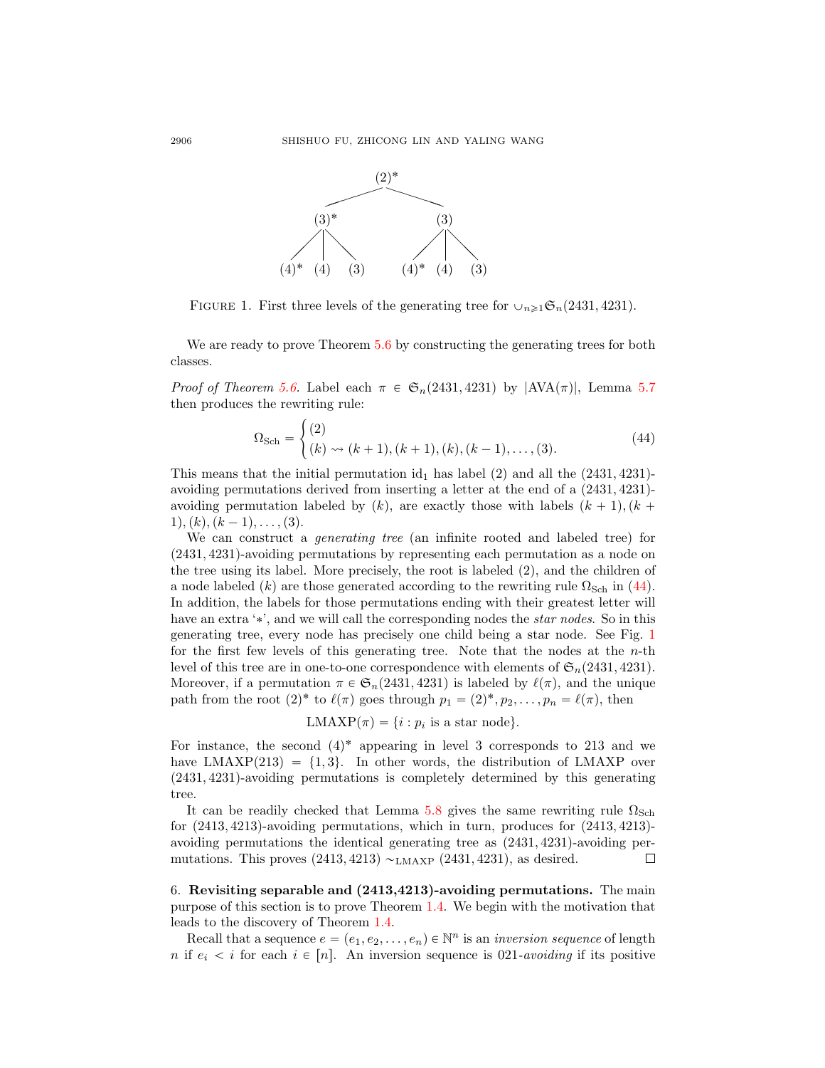$$
\begin{array}{c}
(2)^* \\
\swarrow \qquad \searrow \\
(3)^* \qquad\qquad (3) \\
(4)^* \ (4) \ (3) \qquad (4)^* \ (4) \ (3)
\end{array}
$$

FIGURE 1. First three levels of the generating tree for $\cup_{n\geqslant 1}\mathfrak{S}_n(2431, 4231)$.

We are ready to prove Theorem 5.6 by constructing the generating trees for both classes.

*Proof of Theorem 5.6.* Label each $\pi \in \mathfrak{S}_n(2431, 4231)$ by $|\mathrm{AVA}(\pi)|$, Lemma 5.7 then produces the rewriting rule:

$$
\Omega_{\mathrm{Sch}} = \begin{cases} (2) \\ (k) \rightsquigarrow (k+1), (k+1), (k), (k-1), \ldots, (3). \end{cases} \tag{44}
$$

This means that the initial permutation $\mathrm{id}_1$ has label $(2)$ and all the $(2431, 4231)$-avoiding permutations derived from inserting a letter at the end of a $(2431, 4231)$-avoiding permutation labeled by $(k)$, are exactly those with labels $(k+1), (k+1), (k), (k-1), \ldots, (3)$.

We can construct a *generating tree* (an infinite rooted and labeled tree) for $(2431, 4231)$-avoiding permutations by representing each permutation as a node on the tree using its label. More precisely, the root is labeled $(2)$, and the children of a node labeled $(k)$ are those generated according to the rewriting rule $\Omega_{\mathrm{Sch}}$ in (44). In addition, the labels for those permutations ending with their greatest letter will have an extra '$*$', and we will call the corresponding nodes the *star nodes*. So in this generating tree, every node has precisely one child being a star node. See Fig. 1 for the first few levels of this generating tree. Note that the nodes at the $n$-th level of this tree are in one-to-one correspondence with elements of $\mathfrak{S}_n(2431, 4231)$. Moreover, if a permutation $\pi \in \mathfrak{S}_n(2431, 4231)$ is labeled by $\ell(\pi)$, and the unique path from the root $(2)^*$ to $\ell(\pi)$ goes through $p_1 = (2)^*, p_2, \ldots, p_n = \ell(\pi)$, then

$$
\mathrm{LMAXP}(\pi) = \{i : p_i \text{ is a star node}\}.
$$

For instance, the second $(4)^*$ appearing in level 3 corresponds to 213 and we have $\mathrm{LMAXP}(213) = \{1, 3\}$. In other words, the distribution of LMAXP over $(2431, 4231)$-avoiding permutations is completely determined by this generating tree.

It can be readily checked that Lemma 5.8 gives the same rewriting rule $\Omega_{\mathrm{Sch}}$ for $(2413, 4213)$-avoiding permutations, which in turn, produces for $(2413, 4213)$-avoiding permutations the identical generating tree as $(2431, 4231)$-avoiding permutations. This proves $(2413, 4213) \sim_{\mathrm{LMAXP}} (2431, 4231)$, as desired. $\square$

## 6. Revisiting separable and (2413,4213)-avoiding permutations.

The main purpose of this section is to prove Theorem 1.4. We begin with the motivation that leads to the discovery of Theorem 1.4.

Recall that a sequence $e = (e_1, e_2, \ldots, e_n) \in \mathbb{N}^n$ is an *inversion sequence* of length $n$ if $e_i < i$ for each $i \in [n]$. An inversion sequence is 021-*avoiding* if its positive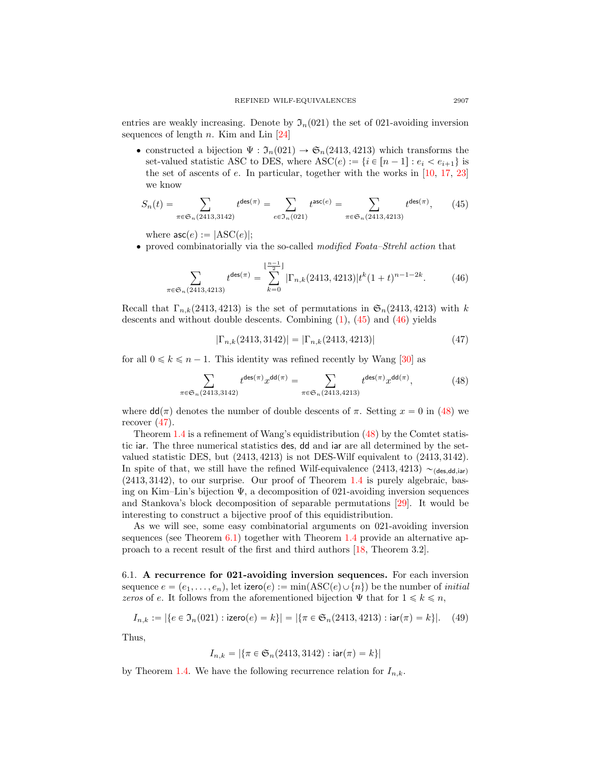entries are weakly increasing. Denote by $\mathfrak{I}_n(021)$ the set of 021-avoiding inversion sequences of length $n$. Kim and Lin [24]

- constructed a bijection $\Psi : \mathfrak{I}_n(021) \to \mathfrak{S}_n(2413, 4213)$ which transforms the set-valued statistic ASC to DES, where $\mathrm{ASC}(e) := \{i \in [n-1] : e_i < e_{i+1}\}$ is the set of ascents of $e$. In particular, together with the works in [10, 17, 23] we know

$$S_n(t) = \sum_{\pi \in \mathfrak{S}_n(2413,3142)} t^{\mathsf{des}(\pi)} = \sum_{e \in \mathfrak{I}_n(021)} t^{\mathsf{asc}(e)} = \sum_{\pi \in \mathfrak{S}_n(2413,4213)} t^{\mathsf{des}(\pi)}, \tag{45}$$

  where $\mathsf{asc}(e) := |\mathrm{ASC}(e)|$;
- proved combinatorially via the so-called *modified Foata–Strehl action* that

$$\sum_{\pi \in \mathfrak{S}_n(2413,4213)} t^{\mathsf{des}(\pi)} = \sum_{k=0}^{\lfloor \frac{n-1}{2} \rfloor} |\Gamma_{n,k}(2413, 4213)| t^k (1+t)^{n-1-2k}. \tag{46}$$

Recall that $\Gamma_{n,k}(2413, 4213)$ is the set of permutations in $\mathfrak{S}_n(2413, 4213)$ with $k$ descents and without double descents. Combining (1), (45) and (46) yields

$$|\Gamma_{n,k}(2413, 3142)| = |\Gamma_{n,k}(2413, 4213)| \tag{47}$$

for all $0 \leqslant k \leqslant n-1$. This identity was refined recently by Wang [30] as

$$\sum_{\pi \in \mathfrak{S}_n(2413,3142)} t^{\mathsf{des}(\pi)} x^{\mathsf{dd}(\pi)} = \sum_{\pi \in \mathfrak{S}_n(2413,4213)} t^{\mathsf{des}(\pi)} x^{\mathsf{dd}(\pi)}, \tag{48}$$

where $\mathsf{dd}(\pi)$ denotes the number of double descents of $\pi$. Setting $x = 0$ in (48) we recover (47).

Theorem 1.4 is a refinement of Wang's equidistribution (48) by the Comtet statistic $\mathsf{iar}$. The three numerical statistics $\mathsf{des}$, $\mathsf{dd}$ and $\mathsf{iar}$ are all determined by the set-valued statistic DES, but $(2413, 4213)$ is not DES-Wilf equivalent to $(2413, 3142)$. In spite of that, we still have the refined Wilf-equivalence $(2413, 4213) \sim_{(\mathsf{des},\mathsf{dd},\mathsf{iar})} (2413, 3142)$, to our surprise. Our proof of Theorem 1.4 is purely algebraic, basing on Kim–Lin's bijection $\Psi$, a decomposition of 021-avoiding inversion sequences and Stankova's block decomposition of separable permutations [29]. It would be interesting to construct a bijective proof of this equidistribution.

As we will see, some easy combinatorial arguments on 021-avoiding inversion sequences (see Theorem 6.1) together with Theorem 1.4 provide an alternative approach to a recent result of the first and third authors [18, Theorem 3.2].

**6.1. A recurrence for 021-avoiding inversion sequences.** For each inversion sequence $e = (e_1, \ldots, e_n)$, let $\mathsf{izero}(e) := \min(\mathrm{ASC}(e) \cup \{n\})$ be the number of *initial zeros* of $e$. It follows from the aforementioned bijection $\Psi$ that for $1 \leqslant k \leqslant n$,

$$I_{n,k} := |\{e \in \mathfrak{I}_n(021) : \mathsf{izero}(e) = k\}| = |\{\pi \in \mathfrak{S}_n(2413, 4213) : \mathsf{iar}(\pi) = k\}|. \tag{49}$$

Thus,

$$I_{n,k} = |\{\pi \in \mathfrak{S}_n(2413, 3142) : \mathsf{iar}(\pi) = k\}|$$

by Theorem 1.4. We have the following recurrence relation for $I_{n,k}$.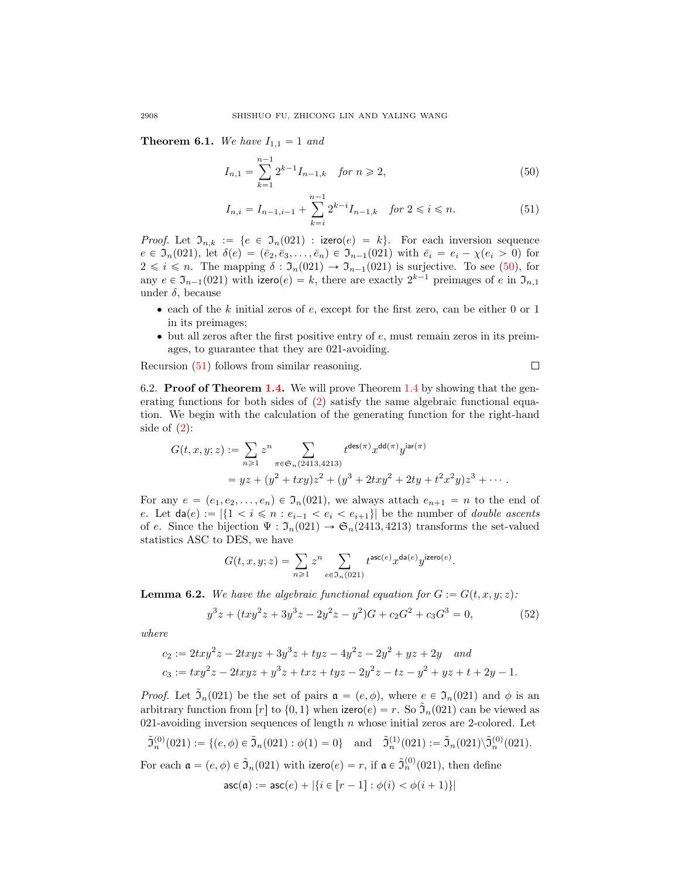**Theorem 6.1.** *We have $I_{1,1} = 1$ and*

$$I_{n,1} = \sum_{k=1}^{n-1} 2^{k-1} I_{n-1,k} \quad \text{for } n \geqslant 2, \tag{50}$$

$$I_{n,i} = I_{n-1,i-1} + \sum_{k=i}^{n-1} 2^{k-i} I_{n-1,k} \quad \text{for } 2 \leqslant i \leqslant n. \tag{51}$$

*Proof.* Let $\mathfrak{I}_{n,k} := \{e \in \mathfrak{I}_n(021) : \mathsf{izero}(e) = k\}$. For each inversion sequence $e \in \mathfrak{I}_n(021)$, let $\delta(e) = (\bar{e}_2, \bar{e}_3, \ldots, \bar{e}_n) \in \mathfrak{I}_{n-1}(021)$ with $\bar{e}_i = e_i - \chi(e_i > 0)$ for $2 \leqslant i \leqslant n$. The mapping $\delta : \mathfrak{I}_n(021) \to \mathfrak{I}_{n-1}(021)$ is surjective. To see (50), for any $e \in \mathfrak{I}_{n-1}(021)$ with $\mathsf{izero}(e) = k$, there are exactly $2^{k-1}$ preimages of $e$ in $\mathfrak{I}_{n,1}$ under $\delta$, because

- each of the $k$ initial zeros of $e$, except for the first zero, can be either 0 or 1 in its preimages;
- but all zeros after the first positive entry of $e$, must remain zeros in its preimages, to guarantee that they are 021-avoiding.

Recursion (51) follows from similar reasoning. $\square$

6.2. **Proof of Theorem 1.4.** We will prove Theorem 1.4 by showing that the generating functions for both sides of (2) satisfy the same algebraic functional equation. We begin with the calculation of the generating function for the right-hand side of (2):

$$\begin{aligned} G(t, x, y; z) &:= \sum_{n \geqslant 1} z^n \sum_{\pi \in \mathfrak{S}_n(2413, 4213)} t^{\mathsf{des}(\pi)} x^{\mathsf{dd}(\pi)} y^{\mathsf{iar}(\pi)} \\ &= yz + (y^2 + txy)z^2 + (y^3 + 2txy^2 + 2ty + t^2x^2y)z^3 + \cdots. \end{aligned}$$

For any $e = (e_1, e_2, \ldots, e_n) \in \mathfrak{I}_n(021)$, we always attach $e_{n+1} = n$ to the end of $e$. Let $\mathsf{da}(e) := |\{1 < i \leqslant n : e_{i-1} < e_i < e_{i+1}\}|$ be the number of *double ascents* of $e$. Since the bijection $\Psi : \mathfrak{I}_n(021) \to \mathfrak{S}_n(2413, 4213)$ transforms the set-valued statistics ASC to DES, we have

$$G(t, x, y; z) = \sum_{n \geqslant 1} z^n \sum_{e \in \mathfrak{I}_n(021)} t^{\mathsf{asc}(e)} x^{\mathsf{da}(e)} y^{\mathsf{izero}(e)}.$$

**Lemma 6.2.** *We have the algebraic functional equation for $G := G(t, x, y; z)$:*

$$y^3z + (txy^2z + 3y^3z - 2y^2z - y^2)G + c_2G^2 + c_3G^3 = 0, \tag{52}$$

*where*

$$c_2 := 2txy^2z - 2txyz + 3y^3z + tyz - 4y^2z - 2y^2 + yz + 2y \quad \text{and}$$
$$c_3 := txy^2z - 2txyz + y^3z + txz + tyz - 2y^2z - tz - y^2 + yz + t + 2y - 1.$$

*Proof.* Let $\tilde{\mathfrak{I}}_n(021)$ be the set of pairs $\mathfrak{a} = (e, \phi)$, where $e \in \mathfrak{I}_n(021)$ and $\phi$ is an arbitrary function from $[r]$ to $\{0, 1\}$ when $\mathsf{izero}(e) = r$. So $\tilde{\mathfrak{I}}_n(021)$ can be viewed as 021-avoiding inversion sequences of length $n$ whose initial zeros are 2-colored. Let

$$\tilde{\mathfrak{I}}_n^{(0)}(021) := \{(e, \phi) \in \tilde{\mathfrak{I}}_n(021) : \phi(1) = 0\} \quad \text{and} \quad \tilde{\mathfrak{I}}_n^{(1)}(021) := \tilde{\mathfrak{I}}_n(021) \backslash \tilde{\mathfrak{I}}_n^{(0)}(021).$$

For each $\mathfrak{a} = (e, \phi) \in \tilde{\mathfrak{I}}_n(021)$ with $\mathsf{izero}(e) = r$, if $\mathfrak{a} \in \tilde{\mathfrak{I}}_n^{(0)}(021)$, then define

$$\mathsf{asc}(\mathfrak{a}) := \mathsf{asc}(e) + |\{i \in [r-1] : \phi(i) < \phi(i+1)\}|$$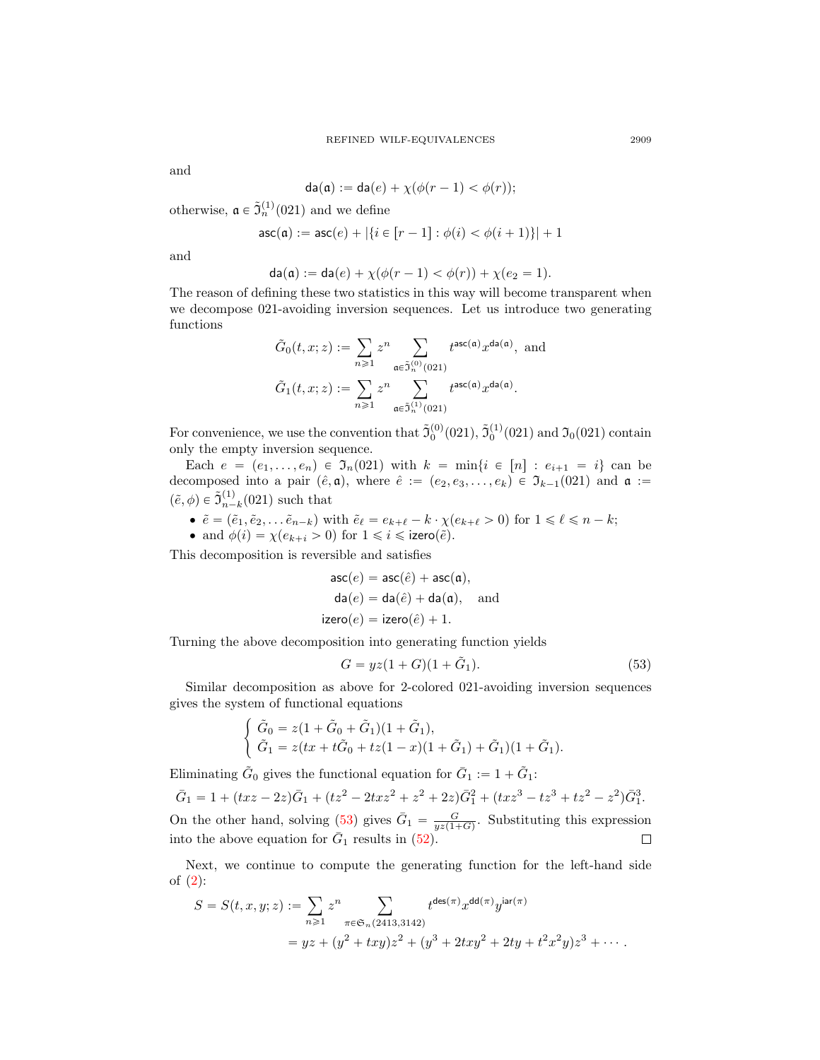and

$$\mathsf{da}(\mathfrak{a}) := \mathsf{da}(e) + \chi(\phi(r-1) < \phi(r));$$

otherwise, $\mathfrak{a} \in \tilde{\mathfrak{I}}_n^{(1)}(021)$ and we define

$$\mathsf{asc}(\mathfrak{a}) := \mathsf{asc}(e) + |\{i \in [r-1] : \phi(i) < \phi(i+1)\}| + 1$$

and

$$\mathsf{da}(\mathfrak{a}) := \mathsf{da}(e) + \chi(\phi(r-1) < \phi(r)) + \chi(e_2 = 1).$$

The reason of defining these two statistics in this way will become transparent when we decompose 021-avoiding inversion sequences. Let us introduce two generating functions

$$\tilde{G}_0(t, x; z) := \sum_{n \geqslant 1} z^n \sum_{\mathfrak{a} \in \tilde{\mathfrak{I}}_n^{(0)}(021)} t^{\mathsf{asc}(\mathfrak{a})} x^{\mathsf{da}(\mathfrak{a})}, \text{ and}$$

$$\tilde{G}_1(t, x; z) := \sum_{n \geqslant 1} z^n \sum_{\mathfrak{a} \in \tilde{\mathfrak{I}}_n^{(1)}(021)} t^{\mathsf{asc}(\mathfrak{a})} x^{\mathsf{da}(\mathfrak{a})}.$$

For convenience, we use the convention that $\tilde{\mathfrak{I}}_0^{(0)}(021)$, $\tilde{\mathfrak{I}}_0^{(1)}(021)$ and $\mathfrak{I}_0(021)$ contain only the empty inversion sequence.

Each $e = (e_1, \ldots, e_n) \in \mathfrak{I}_n(021)$ with $k = \min\{i \in [n] : e_{i+1} = i\}$ can be decomposed into a pair $(\hat{e}, \mathfrak{a})$, where $\hat{e} := (e_2, e_3, \ldots, e_k) \in \mathfrak{I}_{k-1}(021)$ and $\mathfrak{a} := (\tilde{e}, \phi) \in \tilde{\mathfrak{I}}_{n-k}^{(1)}(021)$ such that

- $\tilde{e} = (\tilde{e}_1, \tilde{e}_2, \ldots \tilde{e}_{n-k})$ with $\tilde{e}_\ell = e_{k+\ell} - k \cdot \chi(e_{k+\ell} > 0)$ for $1 \leqslant \ell \leqslant n-k$;
- and $\phi(i) = \chi(e_{k+i} > 0)$ for $1 \leqslant i \leqslant \mathsf{izero}(\tilde{e})$.

This decomposition is reversible and satisfies

$$\mathsf{asc}(e) = \mathsf{asc}(\hat{e}) + \mathsf{asc}(\mathfrak{a}),$$
$$\mathsf{da}(e) = \mathsf{da}(\hat{e}) + \mathsf{da}(\mathfrak{a}), \quad \text{and}$$
$$\mathsf{izero}(e) = \mathsf{izero}(\hat{e}) + 1.$$

Turning the above decomposition into generating function yields

$$G = yz(1 + G)(1 + \tilde{G}_1). \tag{53}$$

Similar decomposition as above for 2-colored 021-avoiding inversion sequences gives the system of functional equations

$$\begin{cases} \tilde{G}_0 = z(1 + \tilde{G}_0 + \tilde{G}_1)(1 + \tilde{G}_1), \\ \tilde{G}_1 = z(tx + t\tilde{G}_0 + tz(1-x)(1 + \tilde{G}_1) + \tilde{G}_1)(1 + \tilde{G}_1). \end{cases}$$

Eliminating $\tilde{G}_0$ gives the functional equation for $\bar{G}_1 := 1 + \tilde{G}_1$:

$$\bar{G}_1 = 1 + (txz - 2z)\bar{G}_1 + (tz^2 - 2txz^2 + z^2 + 2z)\bar{G}_1^2 + (txz^3 - tz^3 + tz^2 - z^2)\bar{G}_1^3.$$

On the other hand, solving (53) gives $\bar{G}_1 = \frac{G}{yz(1+G)}$. Substituting this expression into the above equation for $\bar{G}_1$ results in (52). $\square$

Next, we continue to compute the generating function for the left-hand side of (2):

$$\begin{aligned} S = S(t, x, y; z) &:= \sum_{n \geqslant 1} z^n \sum_{\pi \in \mathfrak{S}_n(2413, 3142)} t^{\mathsf{des}(\pi)} x^{\mathsf{dd}(\pi)} y^{\mathsf{iar}(\pi)} \\ &= yz + (y^2 + txy)z^2 + (y^3 + 2txy^2 + 2ty + t^2x^2y)z^3 + \cdots. \end{aligned}$$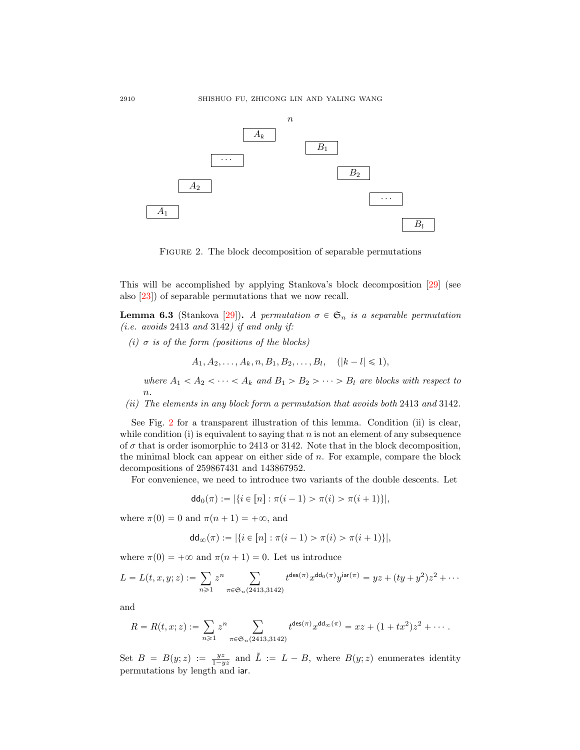FIGURE 2. The block decomposition of separable permutations

This will be accomplished by applying Stankova's block decomposition [29] (see also [23]) of separable permutations that we now recall.

**Lemma 6.3** (Stankova [29]). *A permutation $\sigma \in \mathfrak{S}_n$ is a separable permutation (i.e. avoids 2413 and 3142) if and only if:*

*(i) $\sigma$ is of the form (positions of the blocks)*

$$A_1, A_2, \ldots, A_k, n, B_1, B_2, \ldots, B_l, \quad (|k-l| \leqslant 1),$$

*where $A_1 < A_2 < \cdots < A_k$ and $B_1 > B_2 > \cdots > B_l$ are blocks with respect to $n$.*

*(ii) The elements in any block form a permutation that avoids both 2413 and 3142.*

See Fig. 2 for a transparent illustration of this lemma. Condition (ii) is clear, while condition (i) is equivalent to saying that $n$ is not an element of any subsequence of $\sigma$ that is order isomorphic to 2413 or 3142. Note that in the block decomposition, the minimal block can appear on either side of $n$. For example, compare the block decompositions of 259867431 and 143867952.

For convenience, we need to introduce two variants of the double descents. Let

$$\mathsf{dd}_0(\pi) := |\{i \in [n] : \pi(i-1) > \pi(i) > \pi(i+1)\}|,$$

where $\pi(0) = 0$ and $\pi(n+1) = +\infty$, and

$$\mathsf{dd}_\infty(\pi) := |\{i \in [n] : \pi(i-1) > \pi(i) > \pi(i+1)\}|,$$

where $\pi(0) = +\infty$ and $\pi(n+1) = 0$. Let us introduce

$$L = L(t, x, y; z) := \sum_{n \geqslant 1} z^n \sum_{\pi \in \mathfrak{S}_n(2413,3142)} t^{\mathsf{des}(\pi)} x^{\mathsf{dd}_0(\pi)} y^{\mathsf{iar}(\pi)} = yz + (ty + y^2)z^2 + \cdots$$

and

$$R = R(t, x; z) := \sum_{n \geqslant 1} z^n \sum_{\pi \in \mathfrak{S}_n(2413,3142)} t^{\mathsf{des}(\pi)} x^{\mathsf{dd}_\infty(\pi)} = xz + (1 + tx^2)z^2 + \cdots .$$

Set $B = B(y; z) := \frac{yz}{1-yz}$ and $\tilde{L} := L - B$, where $B(y; z)$ enumerates identity permutations by length and $\mathsf{iar}$.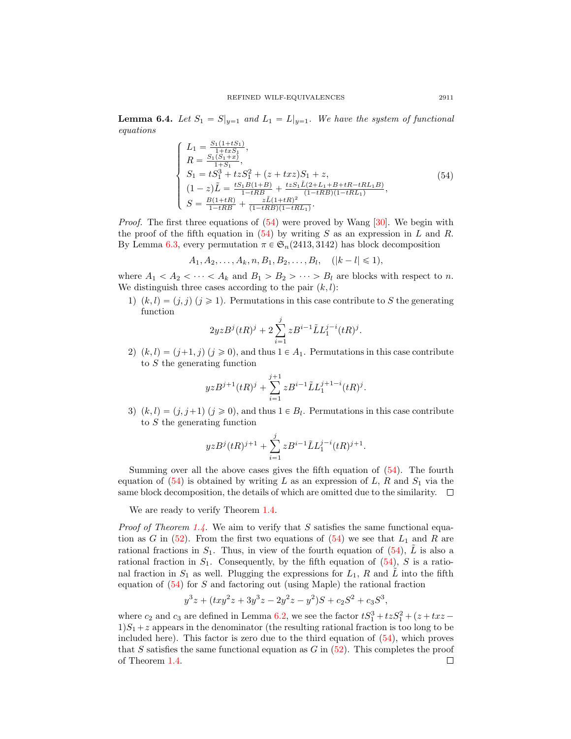**Lemma 6.4.** *Let $S_1 = S|_{y=1}$ and $L_1 = L|_{y=1}$. We have the system of functional equations*

$$
\begin{cases}
L_1 = \frac{S_1(1+tS_1)}{1+txS_1}, \\
R = \frac{S_1(S_1+x)}{1+S_1}, \\
S_1 = tS_1^3 + tzS_1^2 + (z+txz)S_1 + z, \\
(1-z)\tilde{L} = \frac{tS_1B(1+B)}{1-tRB} + \frac{tzS_1\tilde{L}(2+L_1+B+tR-tRL_1B)}{(1-tRB)(1-tRL_1)}, \\
S = \frac{B(1+tR)}{1-tRB} + \frac{z\tilde{L}(1+tR)^2}{(1-tRB)(1-tRL_1)}.
\end{cases}
\tag{54}
$$

*Proof.* The first three equations of (54) were proved by Wang [30]. We begin with the proof of the fifth equation in (54) by writing $S$ as an expression in $L$ and $R$. By Lemma 6.3, every permutation $\pi \in \mathfrak{S}_n(2413, 3142)$ has block decomposition

$$A_1, A_2, \ldots, A_k, n, B_1, B_2, \ldots, B_l, \quad (|k-l| \leqslant 1),$$

where $A_1 < A_2 < \cdots < A_k$ and $B_1 > B_2 > \cdots > B_l$ are blocks with respect to $n$. We distinguish three cases according to the pair $(k,l)$:

1) $(k,l) = (j,j)$ $(j \geqslant 1)$. Permutations in this case contribute to $S$ the generating function

$$2yzB^j(tR)^j + 2\sum_{i=1}^{j} zB^{i-1}\tilde{L}L_1^{j-i}(tR)^j.$$

2) $(k,l) = (j+1,j)$ $(j \geqslant 0)$, and thus $1 \in A_1$. Permutations in this case contribute to $S$ the generating function

$$yzB^{j+1}(tR)^j + \sum_{i=1}^{j+1} zB^{i-1}\tilde{L}L_1^{j+1-i}(tR)^j.$$

3) $(k,l) = (j,j+1)$ $(j \geqslant 0)$, and thus $1 \in B_l$. Permutations in this case contribute to $S$ the generating function

$$yzB^j(tR)^{j+1} + \sum_{i=1}^{j} zB^{i-1}\tilde{L}L_1^{j-i}(tR)^{j+1}.$$

Summing over all the above cases gives the fifth equation of (54). The fourth equation of (54) is obtained by writing $L$ as an expression of $L$, $R$ and $S_1$ via the same block decomposition, the details of which are omitted due to the similarity. $\square$

We are ready to verify Theorem 1.4.

*Proof of Theorem 1.4.* We aim to verify that $S$ satisfies the same functional equation as $G$ in (52). From the first two equations of (54) we see that $L_1$ and $R$ are rational fractions in $S_1$. Thus, in view of the fourth equation of (54), $\tilde{L}$ is also a rational fraction in $S_1$. Consequently, by the fifth equation of (54), $S$ is a rational fraction in $S_1$ as well. Plugging the expressions for $L_1$, $R$ and $\tilde{L}$ into the fifth equation of (54) for $S$ and factoring out (using Maple) the rational fraction

$$y^3z + (txy^2z + 3y^3z - 2y^2z - y^2)S + c_2S^2 + c_3S^3,$$

where $c_2$ and $c_3$ are defined in Lemma 6.2, we see the factor $tS_1^3 + tzS_1^2 + (z + txz - 1)S_1 + z$ appears in the denominator (the resulting rational fraction is too long to be included here). This factor is zero due to the third equation of (54), which proves that $S$ satisfies the same functional equation as $G$ in (52). This completes the proof of Theorem 1.4. $\square$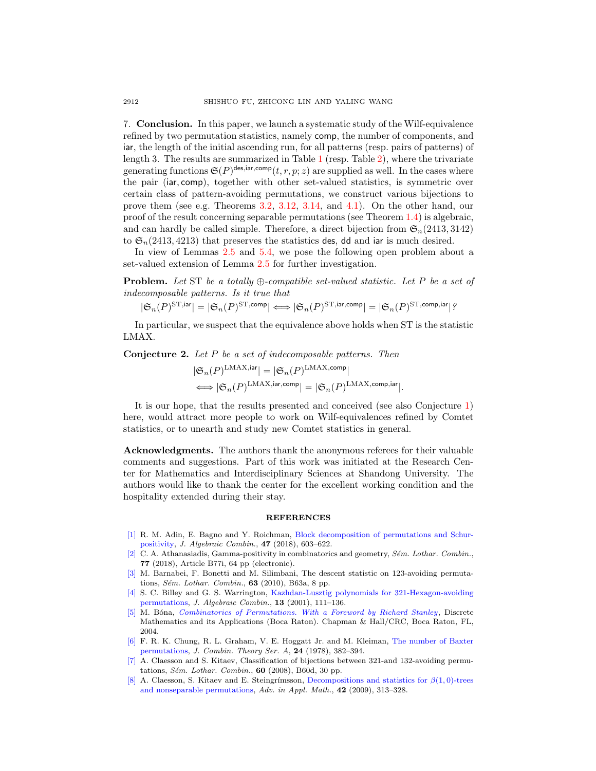## 7. Conclusion.

In this paper, we launch a systematic study of the Wilf-equivalence refined by two permutation statistics, namely comp, the number of components, and iar, the length of the initial ascending run, for all patterns (resp. pairs of patterns) of length 3. The results are summarized in Table 1 (resp. Table 2), where the trivariate generating functions $\mathfrak{S}(P)^{\mathsf{des},\mathsf{iar},\mathsf{comp}}(t,r,p;z)$ are supplied as well. In the cases where the pair $(\mathsf{iar},\mathsf{comp})$, together with other set-valued statistics, is symmetric over certain class of pattern-avoiding permutations, we construct various bijections to prove them (see e.g. Theorems 3.2, 3.12, 3.14, and 4.1). On the other hand, our proof of the result concerning separable permutations (see Theorem 1.4) is algebraic, and can hardly be called simple. Therefore, a direct bijection from $\mathfrak{S}_n(2413,3142)$ to $\mathfrak{S}_n(2413,4213)$ that preserves the statistics des, dd and iar is much desired.

In view of Lemmas 2.5 and 5.4, we pose the following open problem about a set-valued extension of Lemma 2.5 for further investigation.

**Problem.** *Let* ST *be a totally* $\oplus$*-compatible set-valued statistic. Let* $P$ *be a set of indecomposable patterns. Is it true that*

$$|\mathfrak{S}_n(P)^{\mathrm{ST},\mathsf{iar}}| = |\mathfrak{S}_n(P)^{\mathrm{ST},\mathsf{comp}}| \iff |\mathfrak{S}_n(P)^{\mathrm{ST},\mathsf{iar},\mathsf{comp}}| = |\mathfrak{S}_n(P)^{\mathrm{ST},\mathsf{comp},\mathsf{iar}}|?$$

In particular, we suspect that the equivalence above holds when ST is the statistic LMAX.

**Conjecture 2.** *Let* $P$ *be a set of indecomposable patterns. Then*

$$\begin{aligned}
&|\mathfrak{S}_n(P)^{\mathrm{LMAX},\mathsf{iar}}| = |\mathfrak{S}_n(P)^{\mathrm{LMAX},\mathsf{comp}}| \\
&\iff |\mathfrak{S}_n(P)^{\mathrm{LMAX},\mathsf{iar},\mathsf{comp}}| = |\mathfrak{S}_n(P)^{\mathrm{LMAX},\mathsf{comp},\mathsf{iar}}|.
\end{aligned}$$

It is our hope, that the results presented and conceived (see also Conjecture 1) here, would attract more people to work on Wilf-equivalences refined by Comtet statistics, or to unearth and study new Comtet statistics in general.

**Acknowledgments.** The authors thank the anonymous referees for their valuable comments and suggestions. Part of this work was initiated at the Research Center for Mathematics and Interdisciplinary Sciences at Shandong University. The authors would like to thank the center for the excellent working condition and the hospitality extended during their stay.

## REFERENCES

[1] R. M. Adin, E. Bagno and Y. Roichman, Block decomposition of permutations and Schur-positivity, *J. Algebraic Combin.*, **47** (2018), 603–622.

[2] C. A. Athanasiadis, Gamma-positivity in combinatorics and geometry, *Sém. Lothar. Combin.*, **77** (2018), Article B77i, 64 pp (electronic).

[3] M. Barnabei, F. Bonetti and M. Silimbani, The descent statistic on 123-avoiding permutations, *Sém. Lothar. Combin.*, **63** (2010), B63a, 8 pp.

[4] S. C. Billey and G. S. Warrington, Kazhdan-Lusztig polynomials for 321-Hexagon-avoiding permutations, *J. Algebraic Combin.*, **13** (2001), 111–136.

[5] M. Bóna, *Combinatorics of Permutations. With a Foreword by Richard Stanley*, Discrete Mathematics and its Applications (Boca Raton). Chapman & Hall/CRC, Boca Raton, FL, 2004.

[6] F. R. K. Chung, R. L. Graham, V. E. Hoggatt Jr. and M. Kleiman, The number of Baxter permutations, *J. Combin. Theory Ser. A*, **24** (1978), 382–394.

[7] A. Claesson and S. Kitaev, Classification of bijections between 321-and 132-avoiding permutations, *Sém. Lothar. Combin.*, **60** (2008), B60d, 30 pp.

[8] A. Claesson, S. Kitaev and E. Steingrímsson, Decompositions and statistics for $\beta(1,0)$-trees and nonseparable permutations, *Adv. in Appl. Math.*, **42** (2009), 313–328.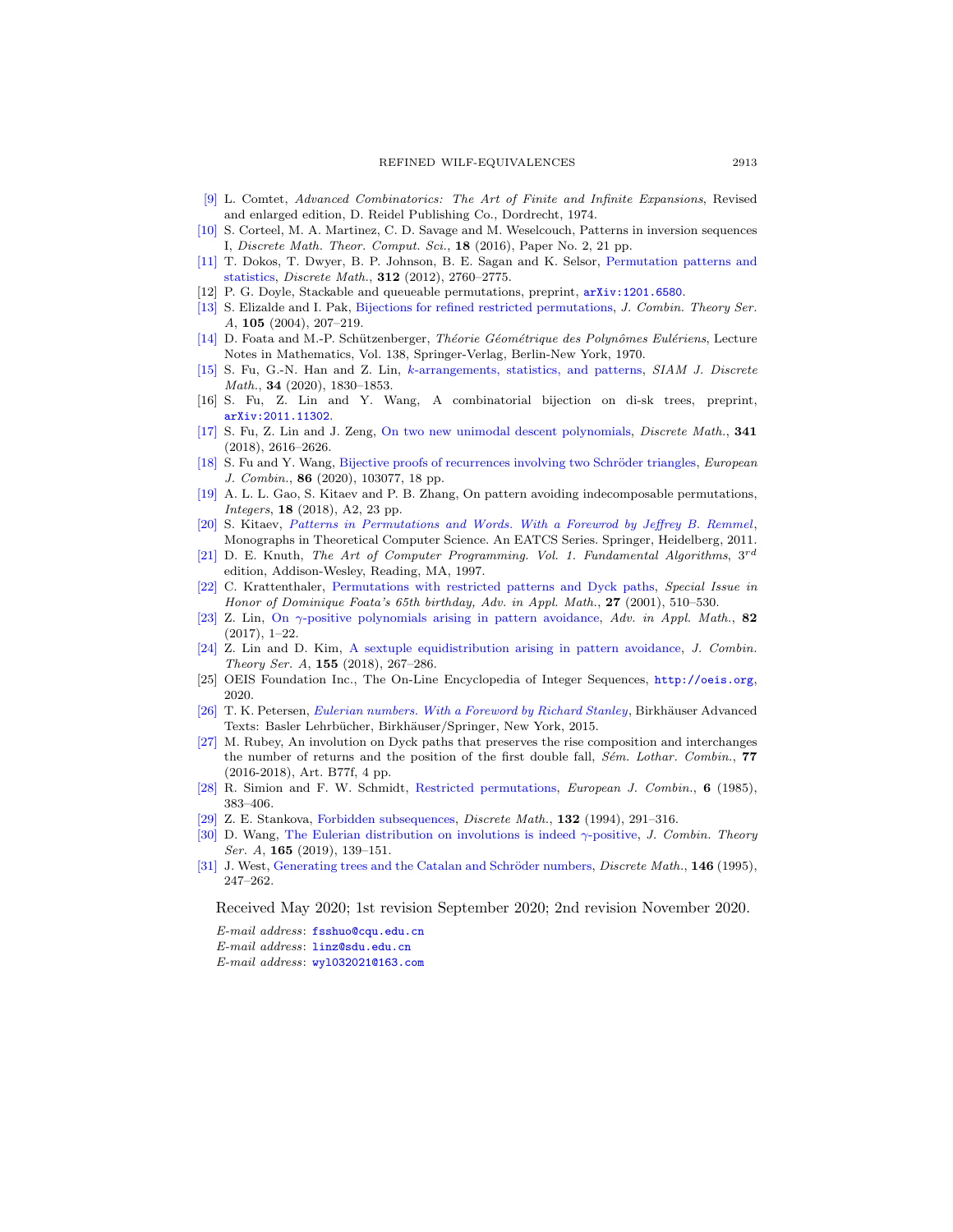[9] L. Comtet, *Advanced Combinatorics: The Art of Finite and Infinite Expansions*, Revised and enlarged edition, D. Reidel Publishing Co., Dordrecht, 1974.

[10] S. Corteel, M. A. Martinez, C. D. Savage and M. Weselcouch, Patterns in inversion sequences I, *Discrete Math. Theor. Comput. Sci.*, **18** (2016), Paper No. 2, 21 pp.

[11] T. Dokos, T. Dwyer, B. P. Johnson, B. E. Sagan and K. Selsor, Permutation patterns and statistics, *Discrete Math.*, **312** (2012), 2760–2775.

[12] P. G. Doyle, Stackable and queueable permutations, preprint, arXiv:1201.6580.

[13] S. Elizalde and I. Pak, Bijections for refined restricted permutations, *J. Combin. Theory Ser. A*, **105** (2004), 207–219.

[14] D. Foata and M.-P. Schützenberger, *Théorie Géométrique des Polynômes Eulériens*, Lecture Notes in Mathematics, Vol. 138, Springer-Verlag, Berlin-New York, 1970.

[15] S. Fu, G.-N. Han and Z. Lin, $k$-arrangements, statistics, and patterns, *SIAM J. Discrete Math.*, **34** (2020), 1830–1853.

[16] S. Fu, Z. Lin and Y. Wang, A combinatorial bijection on di-sk trees, preprint, arXiv:2011.11302.

[17] S. Fu, Z. Lin and J. Zeng, On two new unimodal descent polynomials, *Discrete Math.*, **341** (2018), 2616–2626.

[18] S. Fu and Y. Wang, Bijective proofs of recurrences involving two Schröder triangles, *European J. Combin.*, **86** (2020), 103077, 18 pp.

[19] A. L. L. Gao, S. Kitaev and P. B. Zhang, On pattern avoiding indecomposable permutations, *Integers*, **18** (2018), A2, 23 pp.

[20] S. Kitaev, *Patterns in Permutations and Words. With a Forewrod by Jeffrey B. Remmel*, Monographs in Theoretical Computer Science. An EATCS Series. Springer, Heidelberg, 2011.

[21] D. E. Knuth, *The Art of Computer Programming. Vol. 1. Fundamental Algorithms*, $3^{rd}$ edition, Addison-Wesley, Reading, MA, 1997.

[22] C. Krattenthaler, Permutations with restricted patterns and Dyck paths, *Special Issue in Honor of Dominique Foata's 65th birthday, Adv. in Appl. Math.*, **27** (2001), 510–530.

[23] Z. Lin, On $\gamma$-positive polynomials arising in pattern avoidance, *Adv. in Appl. Math.*, **82** (2017), 1–22.

[24] Z. Lin and D. Kim, A sextuple equidistribution arising in pattern avoidance, *J. Combin. Theory Ser. A*, **155** (2018), 267–286.

[25] OEIS Foundation Inc., The On-Line Encyclopedia of Integer Sequences, http://oeis.org, 2020.

[26] T. K. Petersen, *Eulerian numbers. With a Foreword by Richard Stanley*, Birkhäuser Advanced Texts: Basler Lehrbücher, Birkhäuser/Springer, New York, 2015.

[27] M. Rubey, An involution on Dyck paths that preserves the rise composition and interchanges the number of returns and the position of the first double fall, *Sém. Lothar. Combin.*, **77** (2016-2018), Art. B77f, 4 pp.

[28] R. Simion and F. W. Schmidt, Restricted permutations, *European J. Combin.*, **6** (1985), 383–406.

[29] Z. E. Stankova, Forbidden subsequences, *Discrete Math.*, **132** (1994), 291–316.

[30] D. Wang, The Eulerian distribution on involutions is indeed $\gamma$-positive, *J. Combin. Theory Ser. A*, **165** (2019), 139–151.

[31] J. West, Generating trees and the Catalan and Schröder numbers, *Discrete Math.*, **146** (1995), 247–262.

Received May 2020; 1st revision September 2020; 2nd revision November 2020.

*E-mail address*: fsshuo@cqu.edu.cn
*E-mail address*: linz@sdu.edu.cn
*E-mail address*: wyl032021@163.com